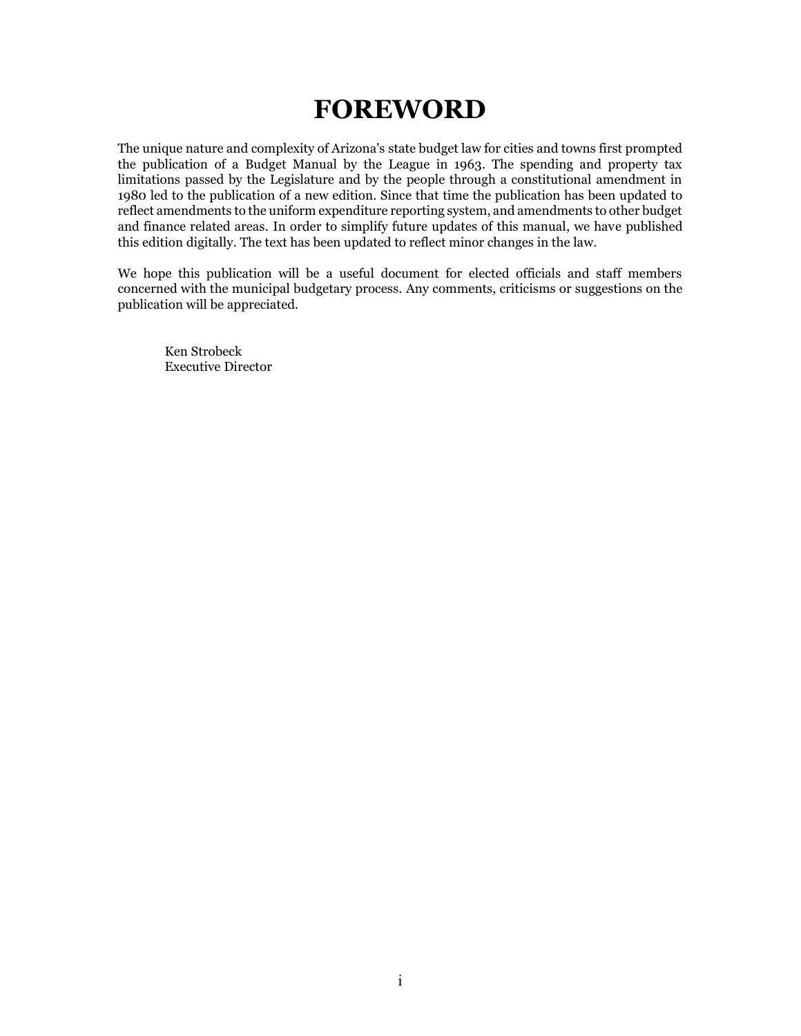# FOREWORD

The unique nature and complexity of Arizona's state budget law for cities and towns first prompted the publication of a Budget Manual by the League in 1963. The spending and property tax limitations passed by the Legislature and by the people through a constitutional amendment in 1980 led to the publication of a new edition. Since that time the publication has been updated to reflect amendments to the uniform expenditure reporting system, and amendments to other budget and finance related areas. In order to simplify future updates of this manual, we have published this edition digitally. The text has been updated to reflect minor changes in the law.

We hope this publication will be a useful document for elected officials and staff members concerned with the municipal budgetary process. Any comments, criticisms or suggestions on the publication will be appreciated.

Ken Strobeck
Executive Director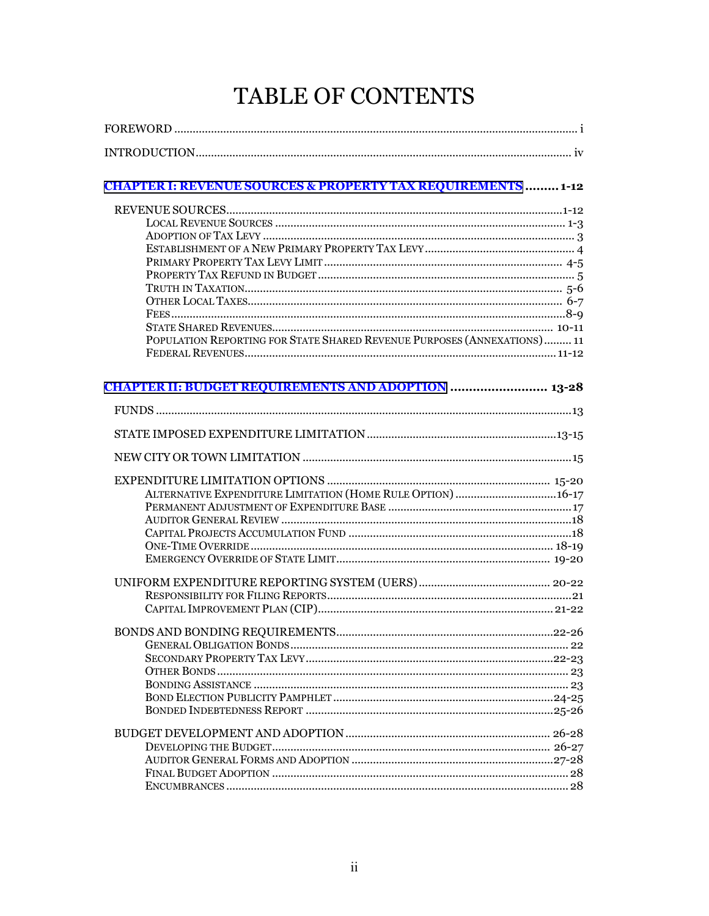# TABLE OF CONTENTS

FOREWORD ..... i

INTRODUCTION ..... iv

**CHAPTER I: REVENUE SOURCES & PROPERTY TAX REQUIREMENTS ..... 1-12**

- REVENUE SOURCES ..... 1-12
  - Local Revenue Sources ..... 1-3
  - Adoption of Tax Levy ..... 3
  - Establishment of a New Primary Property Tax Levy ..... 4
  - Primary Property Tax Levy Limit ..... 4-5
  - Property Tax Refund in Budget ..... 5
  - Truth in Taxation ..... 5-6
  - Other Local Taxes ..... 6-7
  - Fees ..... 8-9
  - State Shared Revenues ..... 10-11
  - Population Reporting for State Shared Revenue Purposes (Annexations) ..... 11
  - Federal Revenues ..... 11-12

**CHAPTER II: BUDGET REQUIREMENTS AND ADOPTION ..... 13-28**

- FUNDS ..... 13
- STATE IMPOSED EXPENDITURE LIMITATION ..... 13-15
- NEW CITY OR TOWN LIMITATION ..... 15
- EXPENDITURE LIMITATION OPTIONS ..... 15-20
  - Alternative Expenditure Limitation (Home Rule Option) ..... 16-17
  - Permanent Adjustment of Expenditure Base ..... 17
  - Auditor General Review ..... 18
  - Capital Projects Accumulation Fund ..... 18
  - One-Time Override ..... 18-19
  - Emergency Override of State Limit ..... 19-20
- UNIFORM EXPENDITURE REPORTING SYSTEM (UERS) ..... 20-22
  - Responsibility for Filing Reports ..... 21
  - Capital Improvement Plan (CIP) ..... 21-22
- BONDS AND BONDING REQUIREMENTS ..... 22-26
  - General Obligation Bonds ..... 22
  - Secondary Property Tax Levy ..... 22-23
  - Other Bonds ..... 23
  - Bonding Assistance ..... 23
  - Bond Election Publicity Pamphlet ..... 24-25
  - Bonded Indebtedness Report ..... 25-26
- BUDGET DEVELOPMENT AND ADOPTION ..... 26-28
  - Developing the Budget ..... 26-27
  - Auditor General Forms and Adoption ..... 27-28
  - Final Budget Adoption ..... 28
  - Encumbrances ..... 28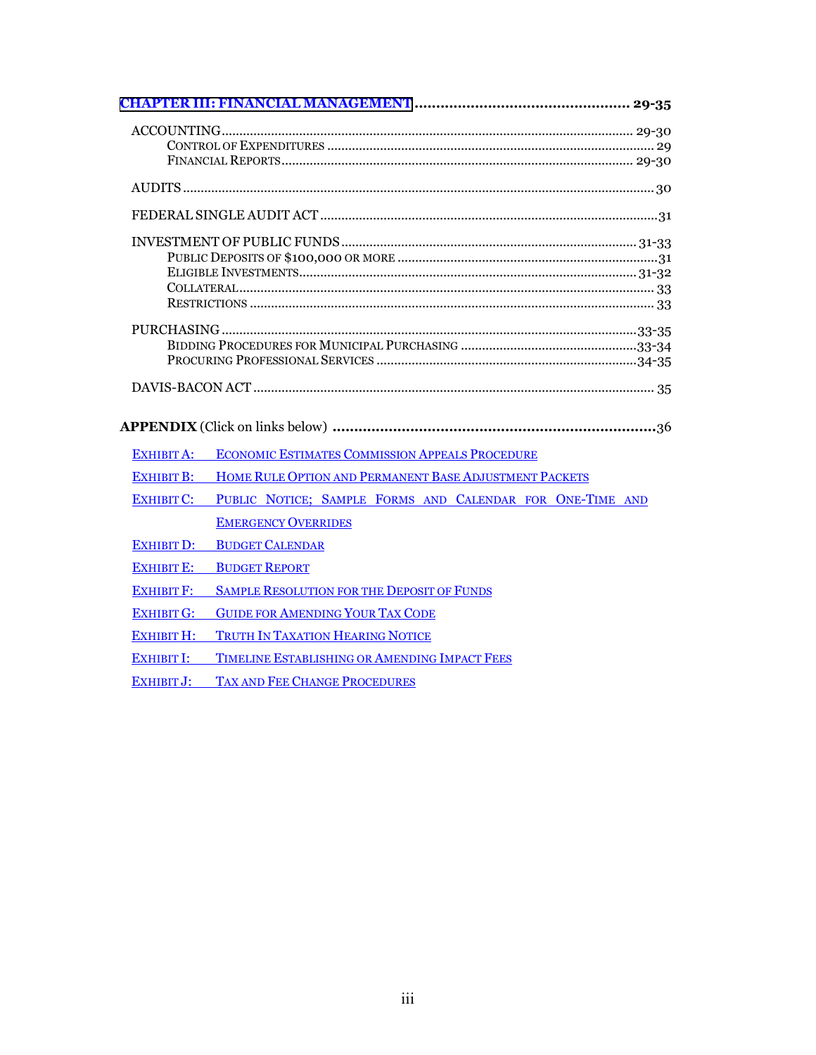**CHAPTER III: FINANCIAL MANAGEMENT .................................................. 29-35**

ACCOUNTING .......................................................................................... 29-30
- CONTROL OF EXPENDITURES ........................................................................ 29
- FINANCIAL REPORTS .................................................................................. 29-30

AUDITS .......................................................................................................... 30

FEDERAL SINGLE AUDIT ACT ........................................................................ 31

INVESTMENT OF PUBLIC FUNDS ................................................................ 31-33
- PUBLIC DEPOSITS OF $100,000 OR MORE ...................................................... 31
- ELIGIBLE INVESTMENTS ............................................................................ 31-32
- COLLATERAL ................................................................................................ 33
- RESTRICTIONS .............................................................................................. 33

PURCHASING ............................................................................................ 33-35
- BIDDING PROCEDURES FOR MUNICIPAL PURCHASING ................................. 33-34
- PROCURING PROFESSIONAL SERVICES ....................................................... 34-35

DAVIS-BACON ACT ......................................................................................... 35

**APPENDIX** (Click on links below) ................................................................ 36

- EXHIBIT A: ECONOMIC ESTIMATES COMMISSION APPEALS PROCEDURE
- EXHIBIT B: HOME RULE OPTION AND PERMANENT BASE ADJUSTMENT PACKETS
- EXHIBIT C: PUBLIC NOTICE; SAMPLE FORMS AND CALENDAR FOR ONE-TIME AND EMERGENCY OVERRIDES
- EXHIBIT D: BUDGET CALENDAR
- EXHIBIT E: BUDGET REPORT
- EXHIBIT F: SAMPLE RESOLUTION FOR THE DEPOSIT OF FUNDS
- EXHIBIT G: GUIDE FOR AMENDING YOUR TAX CODE
- EXHIBIT H: TRUTH IN TAXATION HEARING NOTICE
- EXHIBIT I: TIMELINE ESTABLISHING OR AMENDING IMPACT FEES
- EXHIBIT J: TAX AND FEE CHANGE PROCEDURES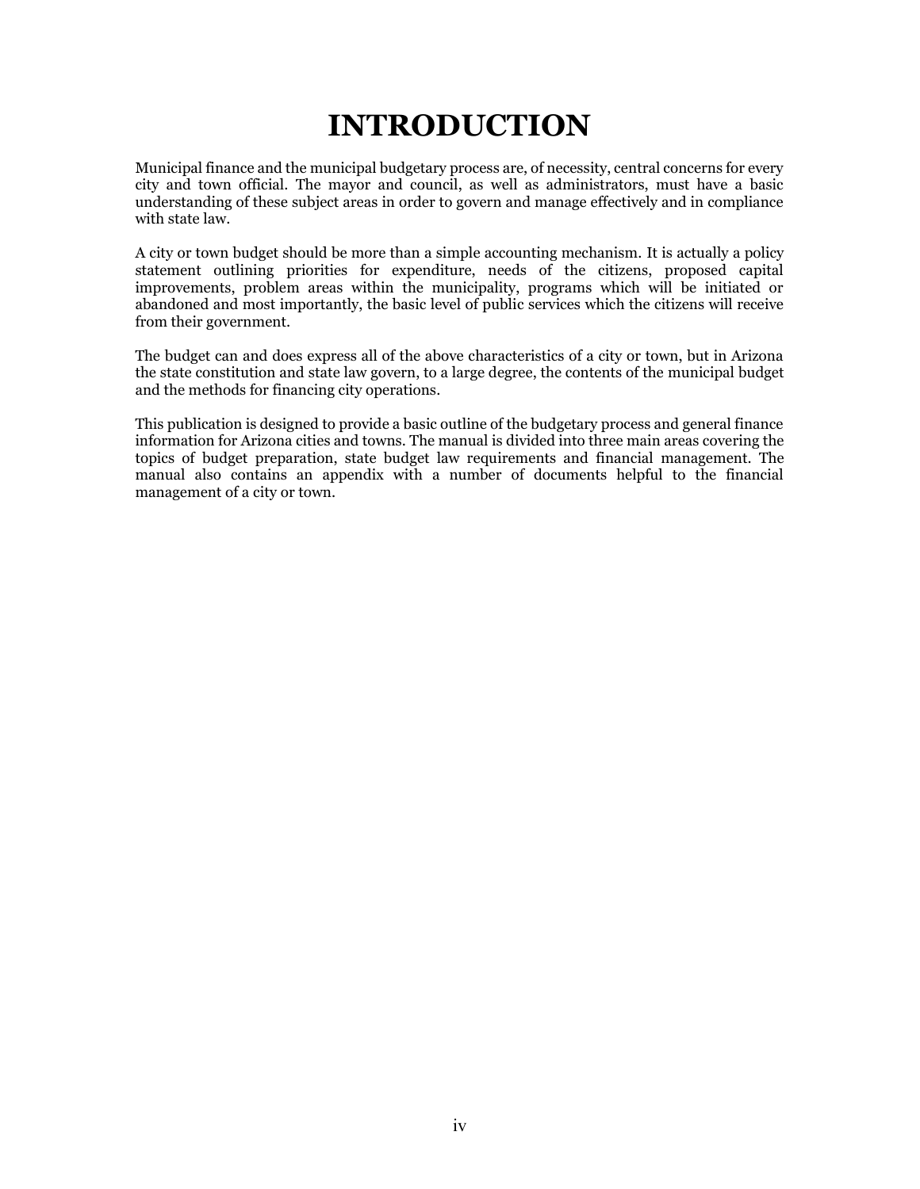# INTRODUCTION

Municipal finance and the municipal budgetary process are, of necessity, central concerns for every city and town official. The mayor and council, as well as administrators, must have a basic understanding of these subject areas in order to govern and manage effectively and in compliance with state law.

A city or town budget should be more than a simple accounting mechanism. It is actually a policy statement outlining priorities for expenditure, needs of the citizens, proposed capital improvements, problem areas within the municipality, programs which will be initiated or abandoned and most importantly, the basic level of public services which the citizens will receive from their government.

The budget can and does express all of the above characteristics of a city or town, but in Arizona the state constitution and state law govern, to a large degree, the contents of the municipal budget and the methods for financing city operations.

This publication is designed to provide a basic outline of the budgetary process and general finance information for Arizona cities and towns. The manual is divided into three main areas covering the topics of budget preparation, state budget law requirements and financial management. The manual also contains an appendix with a number of documents helpful to the financial management of a city or town.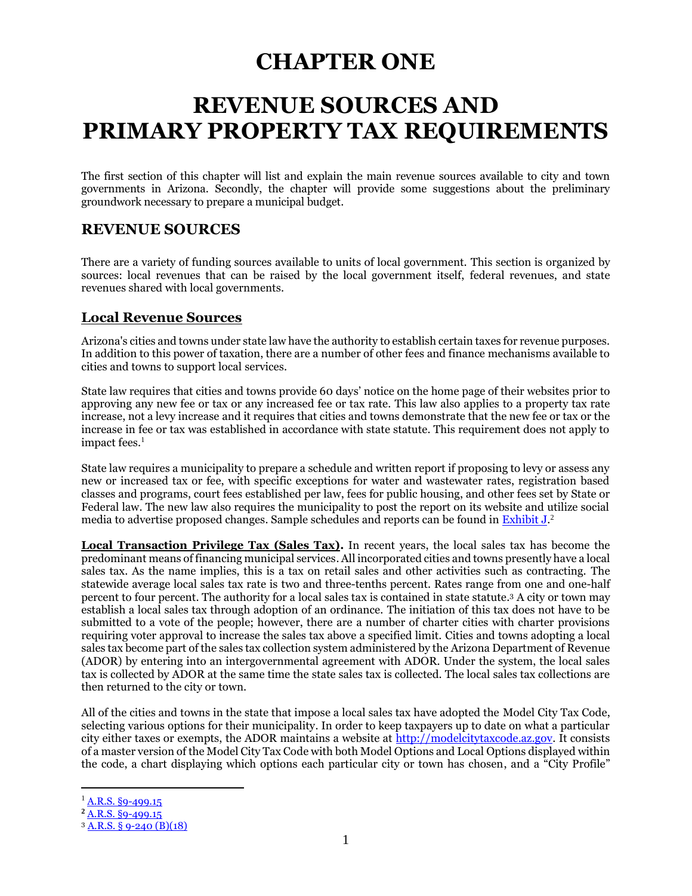# CHAPTER ONE

# REVENUE SOURCES AND PRIMARY PROPERTY TAX REQUIREMENTS

The first section of this chapter will list and explain the main revenue sources available to city and town governments in Arizona. Secondly, the chapter will provide some suggestions about the preliminary groundwork necessary to prepare a municipal budget.

## REVENUE SOURCES

There are a variety of funding sources available to units of local government. This section is organized by sources: local revenues that can be raised by the local government itself, federal revenues, and state revenues shared with local governments.

### Local Revenue Sources

Arizona's cities and towns under state law have the authority to establish certain taxes for revenue purposes. In addition to this power of taxation, there are a number of other fees and finance mechanisms available to cities and towns to support local services.

State law requires that cities and towns provide 60 days' notice on the home page of their websites prior to approving any new fee or tax or any increased fee or tax rate. This law also applies to a property tax rate increase, not a levy increase and it requires that cities and towns demonstrate that the new fee or tax or the increase in fee or tax was established in accordance with state statute. This requirement does not apply to impact fees.[1]

State law requires a municipality to prepare a schedule and written report if proposing to levy or assess any new or increased tax or fee, with specific exceptions for water and wastewater rates, registration based classes and programs, court fees established per law, fees for public housing, and other fees set by State or Federal law. The new law also requires the municipality to post the report on its website and utilize social media to advertise proposed changes. Sample schedules and reports can be found in Exhibit J.[2]

**Local Transaction Privilege Tax (Sales Tax).** In recent years, the local sales tax has become the predominant means of financing municipal services. All incorporated cities and towns presently have a local sales tax. As the name implies, this is a tax on retail sales and other activities such as contracting. The statewide average local sales tax rate is two and three-tenths percent. Rates range from one and one-half percent to four percent. The authority for a local sales tax is contained in state statute.[3] A city or town may establish a local sales tax through adoption of an ordinance. The initiation of this tax does not have to be submitted to a vote of the people; however, there are a number of charter cities with charter provisions requiring voter approval to increase the sales tax above a specified limit. Cities and towns adopting a local sales tax become part of the sales tax collection system administered by the Arizona Department of Revenue (ADOR) by entering into an intergovernmental agreement with ADOR. Under the system, the local sales tax is collected by ADOR at the same time the state sales tax is collected. The local sales tax collections are then returned to the city or town.

All of the cities and towns in the state that impose a local sales tax have adopted the Model City Tax Code, selecting various options for their municipality. In order to keep taxpayers up to date on what a particular city either taxes or exempts, the ADOR maintains a website at http://modelcitytaxcode.az.gov. It consists of a master version of the Model City Tax Code with both Model Options and Local Options displayed within the code, a chart displaying which options each particular city or town has chosen, and a "City Profile"

---

[1] A.R.S. §9-499.15

[2] A.R.S. §9-499.15

[3] A.R.S. § 9-240 (B)(18)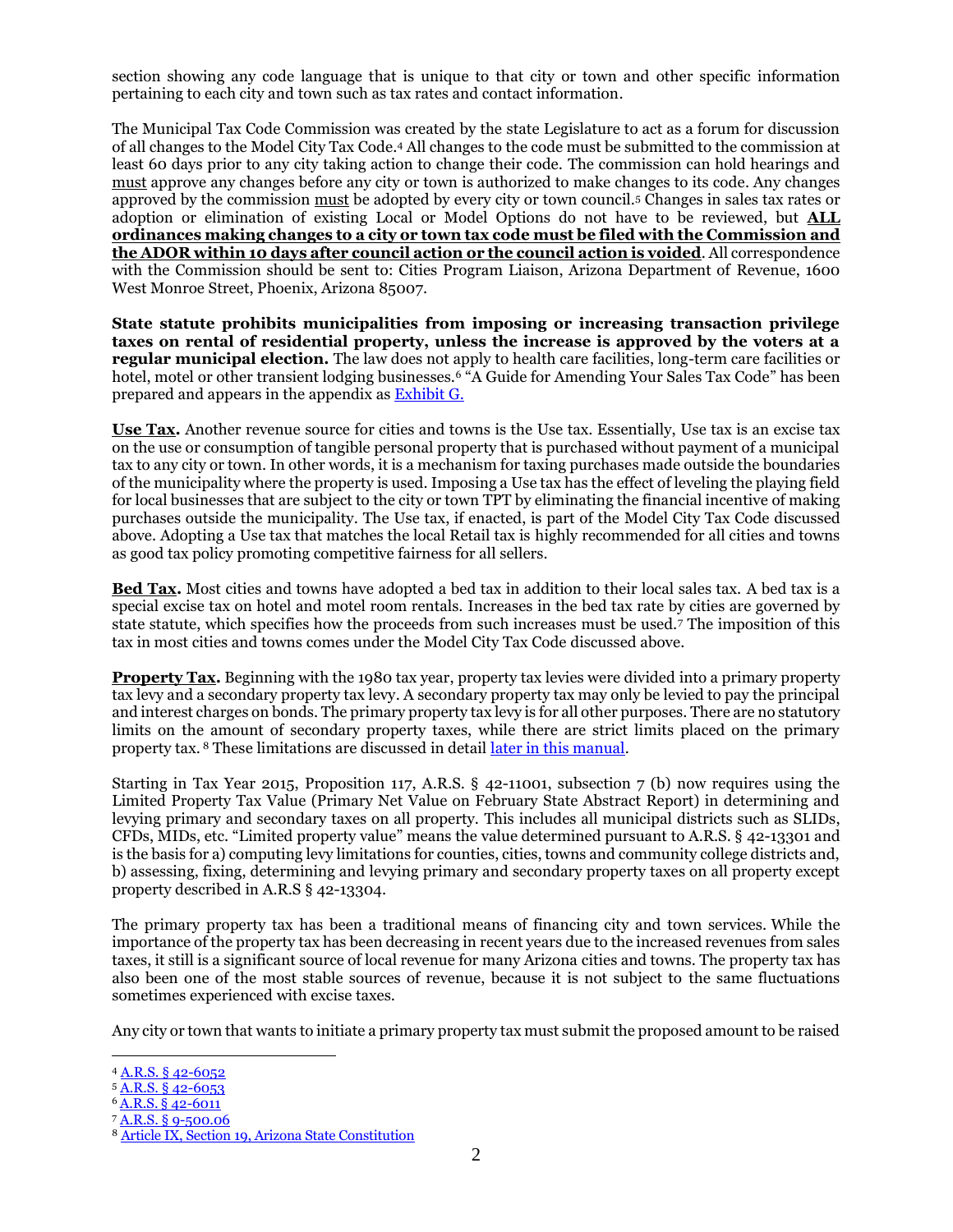section showing any code language that is unique to that city or town and other specific information pertaining to each city and town such as tax rates and contact information.

The Municipal Tax Code Commission was created by the state Legislature to act as a forum for discussion of all changes to the Model City Tax Code.[4] All changes to the code must be submitted to the commission at least 60 days prior to any city taking action to change their code. The commission can hold hearings and must approve any changes before any city or town is authorized to make changes to its code. Any changes approved by the commission must be adopted by every city or town council.[5] Changes in sales tax rates or adoption or elimination of existing Local or Model Options do not have to be reviewed, but **ALL ordinances making changes to a city or town tax code must be filed with the Commission and the ADOR within 10 days after council action or the council action is voided**. All correspondence with the Commission should be sent to: Cities Program Liaison, Arizona Department of Revenue, 1600 West Monroe Street, Phoenix, Arizona 85007.

**State statute prohibits municipalities from imposing or increasing transaction privilege taxes on rental of residential property, unless the increase is approved by the voters at a regular municipal election.** The law does not apply to health care facilities, long-term care facilities or hotel, motel or other transient lodging businesses.[6] "A Guide for Amending Your Sales Tax Code" has been prepared and appears in the appendix as Exhibit G.

**Use Tax.** Another revenue source for cities and towns is the Use tax. Essentially, Use tax is an excise tax on the use or consumption of tangible personal property that is purchased without payment of a municipal tax to any city or town. In other words, it is a mechanism for taxing purchases made outside the boundaries of the municipality where the property is used. Imposing a Use tax has the effect of leveling the playing field for local businesses that are subject to the city or town TPT by eliminating the financial incentive of making purchases outside the municipality. The Use tax, if enacted, is part of the Model City Tax Code discussed above. Adopting a Use tax that matches the local Retail tax is highly recommended for all cities and towns as good tax policy promoting competitive fairness for all sellers.

**Bed Tax.** Most cities and towns have adopted a bed tax in addition to their local sales tax. A bed tax is a special excise tax on hotel and motel room rentals. Increases in the bed tax rate by cities are governed by state statute, which specifies how the proceeds from such increases must be used.[7] The imposition of this tax in most cities and towns comes under the Model City Tax Code discussed above.

**Property Tax.** Beginning with the 1980 tax year, property tax levies were divided into a primary property tax levy and a secondary property tax levy. A secondary property tax may only be levied to pay the principal and interest charges on bonds. The primary property tax levy is for all other purposes. There are no statutory limits on the amount of secondary property taxes, while there are strict limits placed on the primary property tax.[8] These limitations are discussed in detail later in this manual.

Starting in Tax Year 2015, Proposition 117, A.R.S. § 42-11001, subsection 7 (b) now requires using the Limited Property Tax Value (Primary Net Value on February State Abstract Report) in determining and levying primary and secondary taxes on all property. This includes all municipal districts such as SLIDs, CFDs, MIDs, etc. "Limited property value" means the value determined pursuant to A.R.S. § 42-13301 and is the basis for a) computing levy limitations for counties, cities, towns and community college districts and, b) assessing, fixing, determining and levying primary and secondary property taxes on all property except property described in A.R.S § 42-13304.

The primary property tax has been a traditional means of financing city and town services. While the importance of the property tax has been decreasing in recent years due to the increased revenues from sales taxes, it still is a significant source of local revenue for many Arizona cities and towns. The property tax has also been one of the most stable sources of revenue, because it is not subject to the same fluctuations sometimes experienced with excise taxes.

Any city or town that wants to initiate a primary property tax must submit the proposed amount to be raised

---

[4] A.R.S. § 42-6052
[5] A.R.S. § 42-6053
[6] A.R.S. § 42-6011
[7] A.R.S. § 9-500.06
[8] Article IX, Section 19, Arizona State Constitution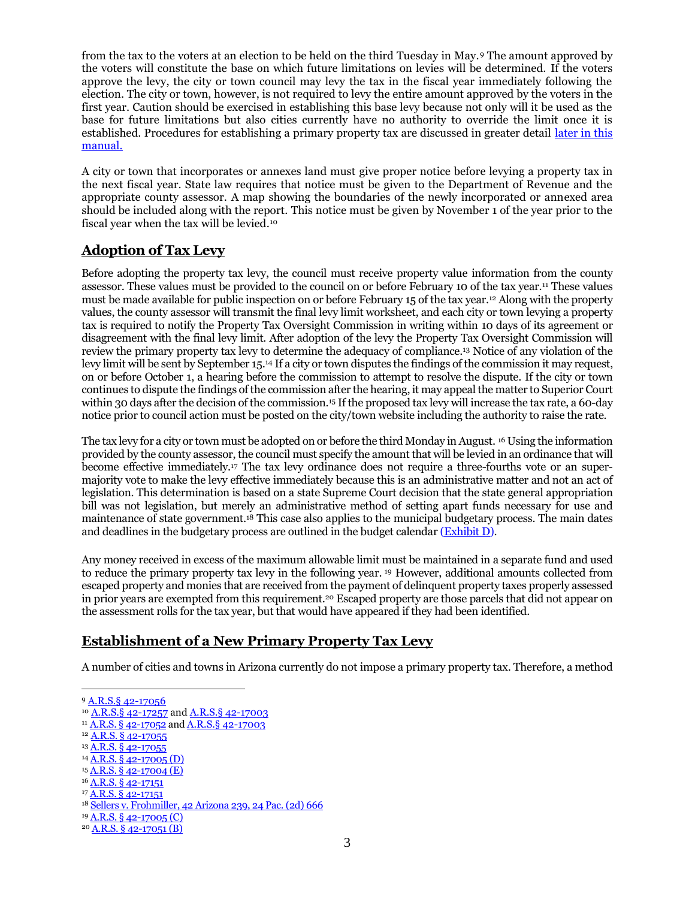from the tax to the voters at an election to be held on the third Tuesday in May.[9] The amount approved by the voters will constitute the base on which future limitations on levies will be determined. If the voters approve the levy, the city or town council may levy the tax in the fiscal year immediately following the election. The city or town, however, is not required to levy the entire amount approved by the voters in the first year. Caution should be exercised in establishing this base levy because not only will it be used as the base for future limitations but also cities currently have no authority to override the limit once it is established. Procedures for establishing a primary property tax are discussed in greater detail later in this manual.

A city or town that incorporates or annexes land must give proper notice before levying a property tax in the next fiscal year. State law requires that notice must be given to the Department of Revenue and the appropriate county assessor. A map showing the boundaries of the newly incorporated or annexed area should be included along with the report. This notice must be given by November 1 of the year prior to the fiscal year when the tax will be levied.[10]

## Adoption of Tax Levy

Before adopting the property tax levy, the council must receive property value information from the county assessor. These values must be provided to the council on or before February 10 of the tax year.[11] These values must be made available for public inspection on or before February 15 of the tax year.[12] Along with the property values, the county assessor will transmit the final levy limit worksheet, and each city or town levying a property tax is required to notify the Property Tax Oversight Commission in writing within 10 days of its agreement or disagreement with the final levy limit. After adoption of the levy the Property Tax Oversight Commission will review the primary property tax levy to determine the adequacy of compliance.[13] Notice of any violation of the levy limit will be sent by September 15.[14] If a city or town disputes the findings of the commission it may request, on or before October 1, a hearing before the commission to attempt to resolve the dispute. If the city or town continues to dispute the findings of the commission after the hearing, it may appeal the matter to Superior Court within 30 days after the decision of the commission.[15] If the proposed tax levy will increase the tax rate, a 60-day notice prior to council action must be posted on the city/town website including the authority to raise the rate.

The tax levy for a city or town must be adopted on or before the third Monday in August.[16] Using the information provided by the county assessor, the council must specify the amount that will be levied in an ordinance that will become effective immediately.[17] The tax levy ordinance does not require a three-fourths vote or an super-majority vote to make the levy effective immediately because this is an administrative matter and not an act of legislation. This determination is based on a state Supreme Court decision that the state general appropriation bill was not legislation, but merely an administrative method of setting apart funds necessary for use and maintenance of state government.[18] This case also applies to the municipal budgetary process. The main dates and deadlines in the budgetary process are outlined in the budget calendar (Exhibit D).

Any money received in excess of the maximum allowable limit must be maintained in a separate fund and used to reduce the primary property tax levy in the following year.[19] However, additional amounts collected from escaped property and monies that are received from the payment of delinquent property taxes properly assessed in prior years are exempted from this requirement.[20] Escaped property are those parcels that did not appear on the assessment rolls for the tax year, but that would have appeared if they had been identified.

## Establishment of a New Primary Property Tax Levy

A number of cities and towns in Arizona currently do not impose a primary property tax. Therefore, a method

---

[9] A.R.S.§ 42-17056
[10] A.R.S.§ 42-17257 and A.R.S.§ 42-17003
[11] A.R.S. § 42-17052 and A.R.S.§ 42-17003
[12] A.R.S. § 42-17055
[13] A.R.S. § 42-17055
[14] A.R.S. § 42-17005 (D)
[15] A.R.S. § 42-17004 (E)
[16] A.R.S. § 42-17151
[17] A.R.S. § 42-17151
[18] Sellers v. Frohmiller, 42 Arizona 239, 24 Pac. (2d) 666
[19] A.R.S. § 42-17005 (C)
[20] A.R.S. § 42-17051 (B)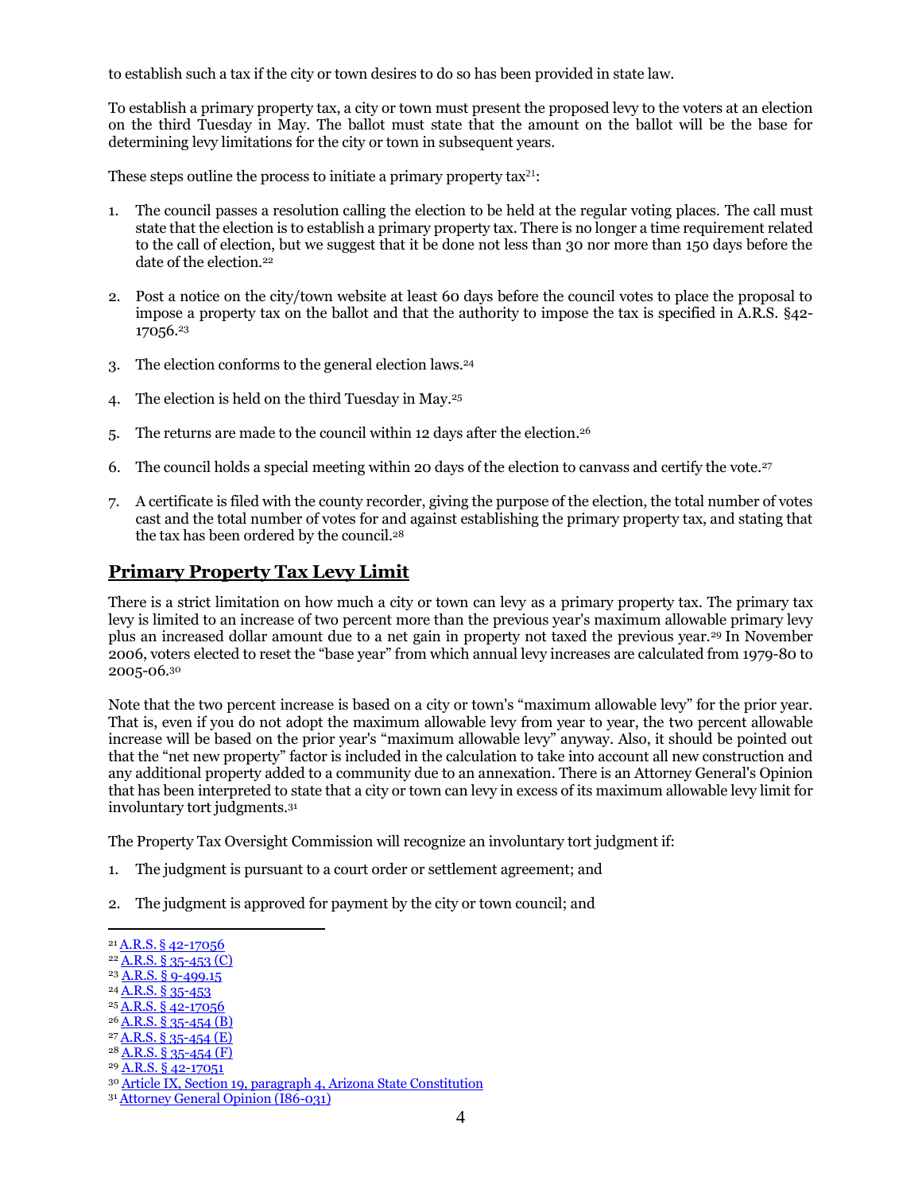to establish such a tax if the city or town desires to do so has been provided in state law.

To establish a primary property tax, a city or town must present the proposed levy to the voters at an election on the third Tuesday in May. The ballot must state that the amount on the ballot will be the base for determining levy limitations for the city or town in subsequent years.

These steps outline the process to initiate a primary property tax[21]:

1. The council passes a resolution calling the election to be held at the regular voting places. The call must state that the election is to establish a primary property tax. There is no longer a time requirement related to the call of election, but we suggest that it be done not less than 30 nor more than 150 days before the date of the election.[22]

2. Post a notice on the city/town website at least 60 days before the council votes to place the proposal to impose a property tax on the ballot and that the authority to impose the tax is specified in A.R.S. §42-17056.[23]

3. The election conforms to the general election laws.[24]

4. The election is held on the third Tuesday in May.[25]

5. The returns are made to the council within 12 days after the election.[26]

6. The council holds a special meeting within 20 days of the election to canvass and certify the vote.[27]

7. A certificate is filed with the county recorder, giving the purpose of the election, the total number of votes cast and the total number of votes for and against establishing the primary property tax, and stating that the tax has been ordered by the council.[28]

## Primary Property Tax Levy Limit

There is a strict limitation on how much a city or town can levy as a primary property tax. The primary tax levy is limited to an increase of two percent more than the previous year's maximum allowable primary levy plus an increased dollar amount due to a net gain in property not taxed the previous year.[29] In November 2006, voters elected to reset the "base year" from which annual levy increases are calculated from 1979-80 to 2005-06.[30]

Note that the two percent increase is based on a city or town's "maximum allowable levy" for the prior year. That is, even if you do not adopt the maximum allowable levy from year to year, the two percent allowable increase will be based on the prior year's "maximum allowable levy" anyway. Also, it should be pointed out that the "net new property" factor is included in the calculation to take into account all new construction and any additional property added to a community due to an annexation. There is an Attorney General's Opinion that has been interpreted to state that a city or town can levy in excess of its maximum allowable levy limit for involuntary tort judgments.[31]

The Property Tax Oversight Commission will recognize an involuntary tort judgment if:

1. The judgment is pursuant to a court order or settlement agreement; and

2. The judgment is approved for payment by the city or town council; and

---

[21] A.R.S. § 42-17056
[22] A.R.S. § 35-453 (C)
[23] A.R.S. § 9-499.15
[24] A.R.S. § 35-453
[25] A.R.S. § 42-17056
[26] A.R.S. § 35-454 (B)
[27] A.R.S. § 35-454 (E)
[28] A.R.S. § 35-454 (F)
[29] A.R.S. § 42-17051
[30] Article IX, Section 19, paragraph 4, Arizona State Constitution
[31] Attorney General Opinion (I86-031)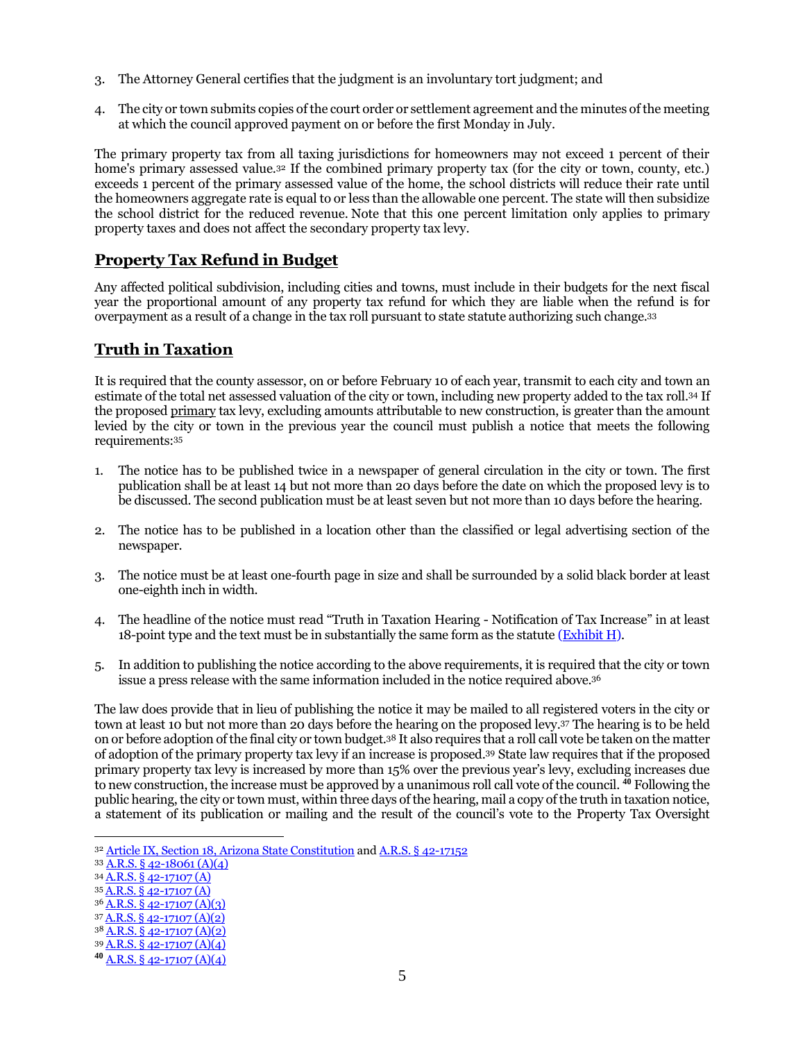3. The Attorney General certifies that the judgment is an involuntary tort judgment; and

4. The city or town submits copies of the court order or settlement agreement and the minutes of the meeting at which the council approved payment on or before the first Monday in July.

The primary property tax from all taxing jurisdictions for homeowners may not exceed 1 percent of their home's primary assessed value.[32] If the combined primary property tax (for the city or town, county, etc.) exceeds 1 percent of the primary assessed value of the home, the school districts will reduce their rate until the homeowners aggregate rate is equal to or less than the allowable one percent. The state will then subsidize the school district for the reduced revenue. Note that this one percent limitation only applies to primary property taxes and does not affect the secondary property tax levy.

## Property Tax Refund in Budget

Any affected political subdivision, including cities and towns, must include in their budgets for the next fiscal year the proportional amount of any property tax refund for which they are liable when the refund is for overpayment as a result of a change in the tax roll pursuant to state statute authorizing such change.[33]

## Truth in Taxation

It is required that the county assessor, on or before February 10 of each year, transmit to each city and town an estimate of the total net assessed valuation of the city or town, including new property added to the tax roll.[34] If the proposed primary tax levy, excluding amounts attributable to new construction, is greater than the amount levied by the city or town in the previous year the council must publish a notice that meets the following requirements:[35]

1. The notice has to be published twice in a newspaper of general circulation in the city or town. The first publication shall be at least 14 but not more than 20 days before the date on which the proposed levy is to be discussed. The second publication must be at least seven but not more than 10 days before the hearing.

2. The notice has to be published in a location other than the classified or legal advertising section of the newspaper.

3. The notice must be at least one-fourth page in size and shall be surrounded by a solid black border at least one-eighth inch in width.

4. The headline of the notice must read "Truth in Taxation Hearing - Notification of Tax Increase" in at least 18-point type and the text must be in substantially the same form as the statute (Exhibit H).

5. In addition to publishing the notice according to the above requirements, it is required that the city or town issue a press release with the same information included in the notice required above.[36]

The law does provide that in lieu of publishing the notice it may be mailed to all registered voters in the city or town at least 10 but not more than 20 days before the hearing on the proposed levy.[37] The hearing is to be held on or before adoption of the final city or town budget.[38] It also requires that a roll call vote be taken on the matter of adoption of the primary property tax levy if an increase is proposed.[39] State law requires that if the proposed primary property tax levy is increased by more than 15% over the previous year's levy, excluding increases due to new construction, the increase must be approved by a unanimous roll call vote of the council.[40] Following the public hearing, the city or town must, within three days of the hearing, mail a copy of the truth in taxation notice, a statement of its publication or mailing and the result of the council's vote to the Property Tax Oversight

---

[32] Article IX, Section 18, Arizona State Constitution and A.R.S. § 42-17152
[33] A.R.S. § 42-18061 (A)(4)
[34] A.R.S. § 42-17107 (A)
[35] A.R.S. § 42-17107 (A)
[36] A.R.S. § 42-17107 (A)(3)
[37] A.R.S. § 42-17107 (A)(2)
[38] A.R.S. § 42-17107 (A)(2)
[39] A.R.S. § 42-17107 (A)(4)
[40] A.R.S. § 42-17107 (A)(4)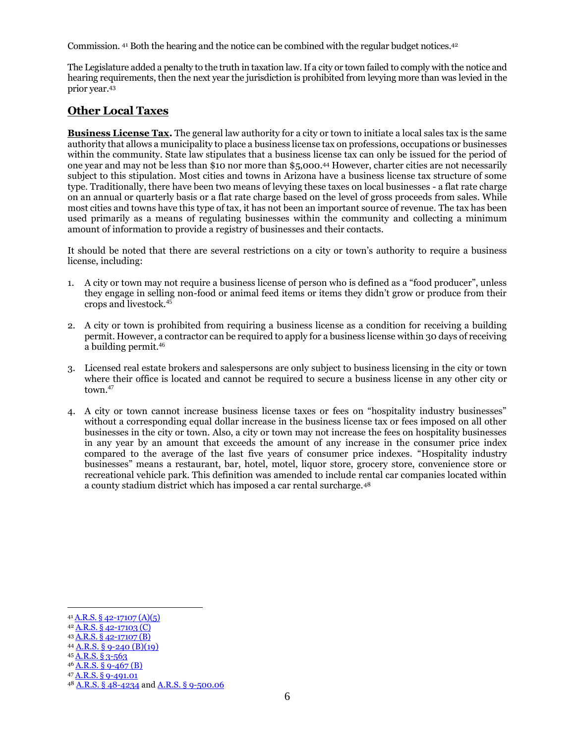Commission. [41] Both the hearing and the notice can be combined with the regular budget notices.[42]

The Legislature added a penalty to the truth in taxation law. If a city or town failed to comply with the notice and hearing requirements, then the next year the jurisdiction is prohibited from levying more than was levied in the prior year.[43]

## Other Local Taxes

**Business License Tax.** The general law authority for a city or town to initiate a local sales tax is the same authority that allows a municipality to place a business license tax on professions, occupations or businesses within the community. State law stipulates that a business license tax can only be issued for the period of one year and may not be less than $10 nor more than $5,000.[44] However, charter cities are not necessarily subject to this stipulation. Most cities and towns in Arizona have a business license tax structure of some type. Traditionally, there have been two means of levying these taxes on local businesses - a flat rate charge on an annual or quarterly basis or a flat rate charge based on the level of gross proceeds from sales. While most cities and towns have this type of tax, it has not been an important source of revenue. The tax has been used primarily as a means of regulating businesses within the community and collecting a minimum amount of information to provide a registry of businesses and their contacts.

It should be noted that there are several restrictions on a city or town's authority to require a business license, including:

1. A city or town may not require a business license of person who is defined as a "food producer", unless they engage in selling non-food or animal feed items or items they didn't grow or produce from their crops and livestock.[45]

2. A city or town is prohibited from requiring a business license as a condition for receiving a building permit. However, a contractor can be required to apply for a business license within 30 days of receiving a building permit.[46]

3. Licensed real estate brokers and salespersons are only subject to business licensing in the city or town where their office is located and cannot be required to secure a business license in any other city or town.[47]

4. A city or town cannot increase business license taxes or fees on "hospitality industry businesses" without a corresponding equal dollar increase in the business license tax or fees imposed on all other businesses in the city or town. Also, a city or town may not increase the fees on hospitality businesses in any year by an amount that exceeds the amount of any increase in the consumer price index compared to the average of the last five years of consumer price indexes. "Hospitality industry businesses" means a restaurant, bar, hotel, motel, liquor store, grocery store, convenience store or recreational vehicle park. This definition was amended to include rental car companies located within a county stadium district which has imposed a car rental surcharge.[48]

---

[41] A.R.S. § 42-17107 (A)(5)
[42] A.R.S. § 42-17103 (C)
[43] A.R.S. § 42-17107 (B)
[44] A.R.S. § 9-240 (B)(19)
[45] A.R.S. § 3-563
[46] A.R.S. § 9-467 (B)
[47] A.R.S. § 9-491.01
[48] A.R.S. § 48-4234 and A.R.S. § 9-500.06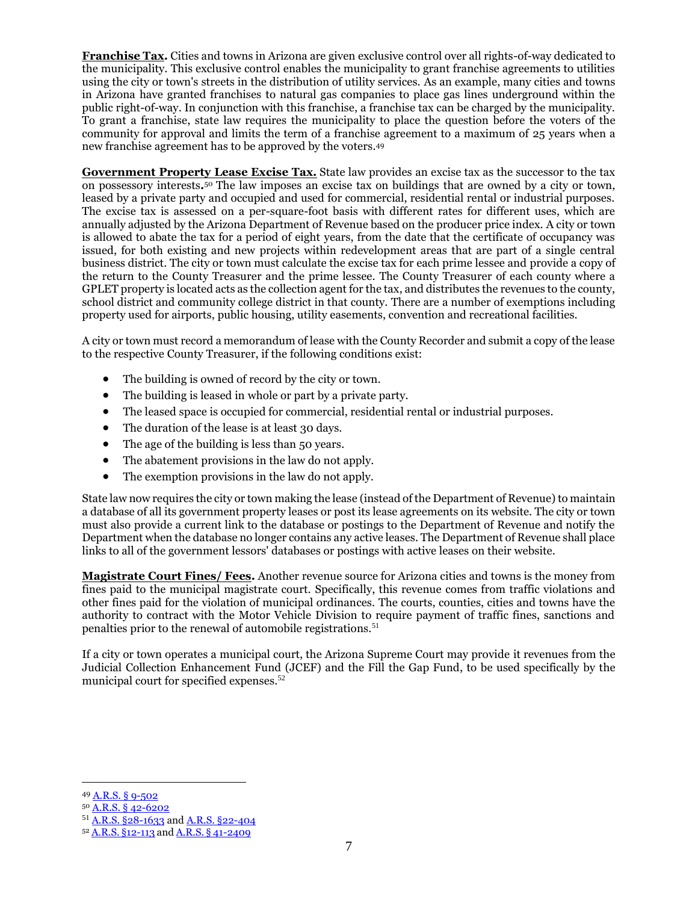**Franchise Tax.** Cities and towns in Arizona are given exclusive control over all rights-of-way dedicated to the municipality. This exclusive control enables the municipality to grant franchise agreements to utilities using the city or town's streets in the distribution of utility services. As an example, many cities and towns in Arizona have granted franchises to natural gas companies to place gas lines underground within the public right-of-way. In conjunction with this franchise, a franchise tax can be charged by the municipality. To grant a franchise, state law requires the municipality to place the question before the voters of the community for approval and limits the term of a franchise agreement to a maximum of 25 years when a new franchise agreement has to be approved by the voters.[49]

**Government Property Lease Excise Tax.** State law provides an excise tax as the successor to the tax on possessory interests.[50] The law imposes an excise tax on buildings that are owned by a city or town, leased by a private party and occupied and used for commercial, residential rental or industrial purposes. The excise tax is assessed on a per-square-foot basis with different rates for different uses, which are annually adjusted by the Arizona Department of Revenue based on the producer price index. A city or town is allowed to abate the tax for a period of eight years, from the date that the certificate of occupancy was issued, for both existing and new projects within redevelopment areas that are part of a single central business district. The city or town must calculate the excise tax for each prime lessee and provide a copy of the return to the County Treasurer and the prime lessee. The County Treasurer of each county where a GPLET property is located acts as the collection agent for the tax, and distributes the revenues to the county, school district and community college district in that county. There are a number of exemptions including property used for airports, public housing, utility easements, convention and recreational facilities.

A city or town must record a memorandum of lease with the County Recorder and submit a copy of the lease to the respective County Treasurer, if the following conditions exist:

- The building is owned of record by the city or town.
- The building is leased in whole or part by a private party.
- The leased space is occupied for commercial, residential rental or industrial purposes.
- The duration of the lease is at least 30 days.
- The age of the building is less than 50 years.
- The abatement provisions in the law do not apply.
- The exemption provisions in the law do not apply.

State law now requires the city or town making the lease (instead of the Department of Revenue) to maintain a database of all its government property leases or post its lease agreements on its website. The city or town must also provide a current link to the database or postings to the Department of Revenue and notify the Department when the database no longer contains any active leases. The Department of Revenue shall place links to all of the government lessors' databases or postings with active leases on their website.

**Magistrate Court Fines/ Fees.** Another revenue source for Arizona cities and towns is the money from fines paid to the municipal magistrate court. Specifically, this revenue comes from traffic violations and other fines paid for the violation of municipal ordinances. The courts, counties, cities and towns have the authority to contract with the Motor Vehicle Division to require payment of traffic fines, sanctions and penalties prior to the renewal of automobile registrations.[51]

If a city or town operates a municipal court, the Arizona Supreme Court may provide it revenues from the Judicial Collection Enhancement Fund (JCEF) and the Fill the Gap Fund, to be used specifically by the municipal court for specified expenses.[52]

---

[49] A.R.S. § 9-502
[50] A.R.S. § 42-6202
[51] A.R.S. §28-1633 and A.R.S. §22-404
[52] A.R.S. §12-113 and A.R.S. § 41-2409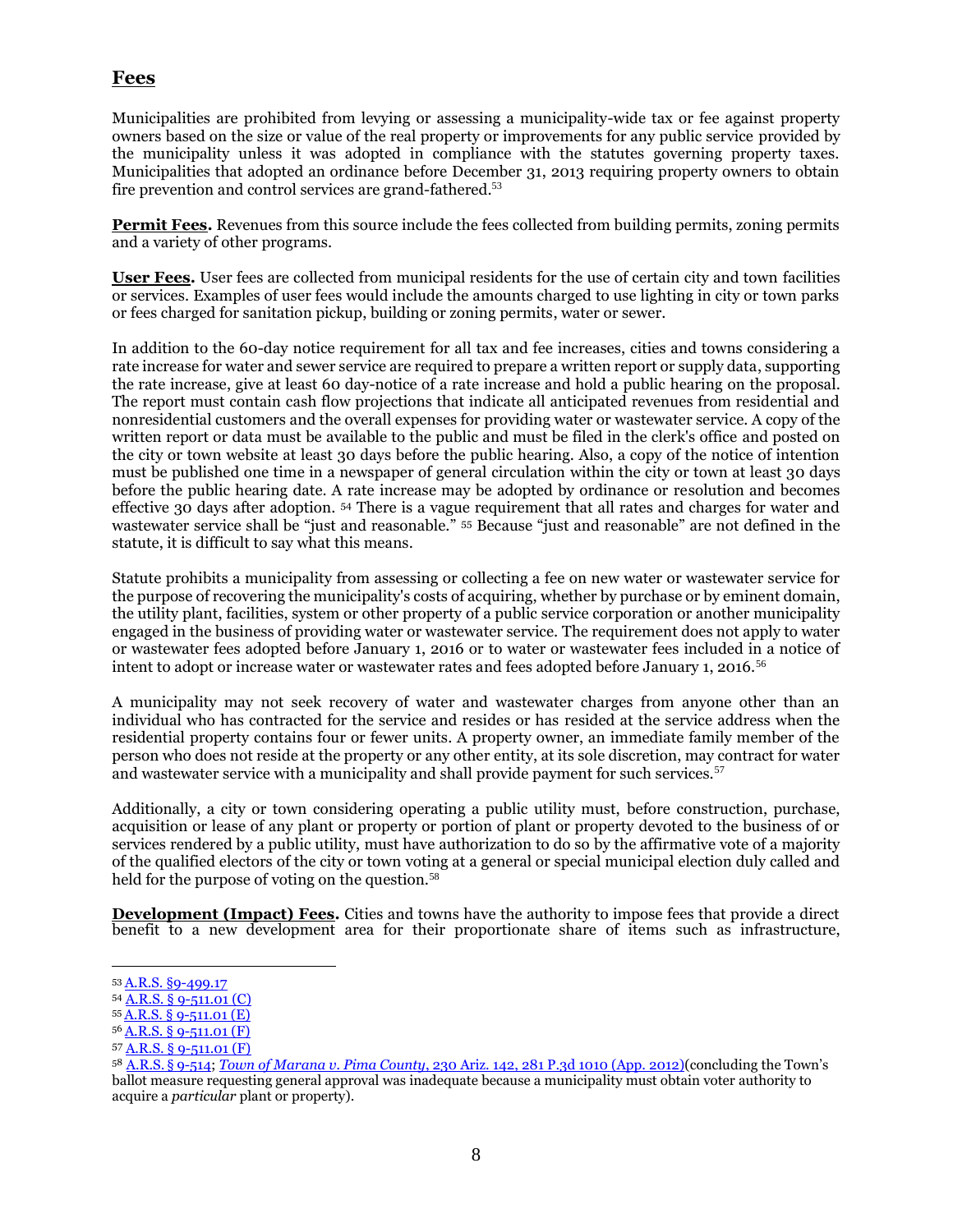## Fees

Municipalities are prohibited from levying or assessing a municipality-wide tax or fee against property owners based on the size or value of the real property or improvements for any public service provided by the municipality unless it was adopted in compliance with the statutes governing property taxes. Municipalities that adopted an ordinance before December 31, 2013 requiring property owners to obtain fire prevention and control services are grand-fathered.[53]

**Permit Fees.** Revenues from this source include the fees collected from building permits, zoning permits and a variety of other programs.

**User Fees.** User fees are collected from municipal residents for the use of certain city and town facilities or services. Examples of user fees would include the amounts charged to use lighting in city or town parks or fees charged for sanitation pickup, building or zoning permits, water or sewer.

In addition to the 60-day notice requirement for all tax and fee increases, cities and towns considering a rate increase for water and sewer service are required to prepare a written report or supply data, supporting the rate increase, give at least 60 day-notice of a rate increase and hold a public hearing on the proposal. The report must contain cash flow projections that indicate all anticipated revenues from residential and nonresidential customers and the overall expenses for providing water or wastewater service. A copy of the written report or data must be available to the public and must be filed in the clerk's office and posted on the city or town website at least 30 days before the public hearing. Also, a copy of the notice of intention must be published one time in a newspaper of general circulation within the city or town at least 30 days before the public hearing date. A rate increase may be adopted by ordinance or resolution and becomes effective 30 days after adoption. [54] There is a vague requirement that all rates and charges for water and wastewater service shall be "just and reasonable." [55] Because "just and reasonable" are not defined in the statute, it is difficult to say what this means.

Statute prohibits a municipality from assessing or collecting a fee on new water or wastewater service for the purpose of recovering the municipality's costs of acquiring, whether by purchase or by eminent domain, the utility plant, facilities, system or other property of a public service corporation or another municipality engaged in the business of providing water or wastewater service. The requirement does not apply to water or wastewater fees adopted before January 1, 2016 or to water or wastewater fees included in a notice of intent to adopt or increase water or wastewater rates and fees adopted before January 1, 2016.[56]

A municipality may not seek recovery of water and wastewater charges from anyone other than an individual who has contracted for the service and resides or has resided at the service address when the residential property contains four or fewer units. A property owner, an immediate family member of the person who does not reside at the property or any other entity, at its sole discretion, may contract for water and wastewater service with a municipality and shall provide payment for such services.[57]

Additionally, a city or town considering operating a public utility must, before construction, purchase, acquisition or lease of any plant or property or portion of plant or property devoted to the business of or services rendered by a public utility, must have authorization to do so by the affirmative vote of a majority of the qualified electors of the city or town voting at a general or special municipal election duly called and held for the purpose of voting on the question.[58]

**Development (Impact) Fees.** Cities and towns have the authority to impose fees that provide a direct benefit to a new development area for their proportionate share of items such as infrastructure,

---

[53] A.R.S. §9-499.17

[54] A.R.S. § 9-511.01 (C)

[55] A.R.S. § 9-511.01 (E)

[56] A.R.S. § 9-511.01 (F)

[57] A.R.S. § 9-511.01 (F)

[58] A.R.S. § 9-514; *Town of Marana v. Pima County*, 230 Ariz. 142, 281 P.3d 1010 (App. 2012)(concluding the Town's ballot measure requesting general approval was inadequate because a municipality must obtain voter authority to acquire a *particular* plant or property).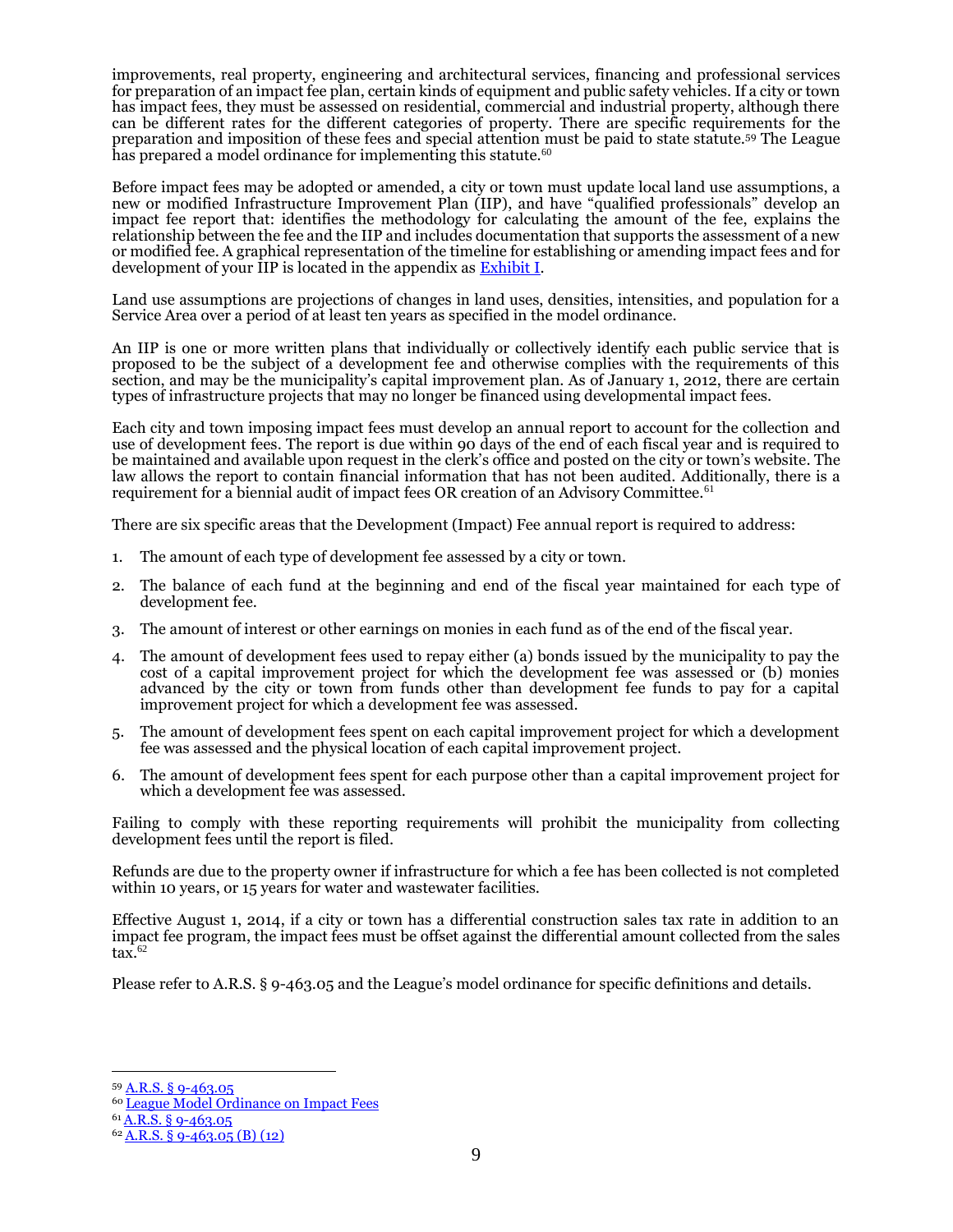improvements, real property, engineering and architectural services, financing and professional services for preparation of an impact fee plan, certain kinds of equipment and public safety vehicles. If a city or town has impact fees, they must be assessed on residential, commercial and industrial property, although there can be different rates for the different categories of property. There are specific requirements for the preparation and imposition of these fees and special attention must be paid to state statute.[59] The League has prepared a model ordinance for implementing this statute.[60]

Before impact fees may be adopted or amended, a city or town must update local land use assumptions, a new or modified Infrastructure Improvement Plan (IIP), and have "qualified professionals" develop an impact fee report that: identifies the methodology for calculating the amount of the fee, explains the relationship between the fee and the IIP and includes documentation that supports the assessment of a new or modified fee. A graphical representation of the timeline for establishing or amending impact fees and for development of your IIP is located in the appendix as Exhibit I.

Land use assumptions are projections of changes in land uses, densities, intensities, and population for a Service Area over a period of at least ten years as specified in the model ordinance.

An IIP is one or more written plans that individually or collectively identify each public service that is proposed to be the subject of a development fee and otherwise complies with the requirements of this section, and may be the municipality's capital improvement plan. As of January 1, 2012, there are certain types of infrastructure projects that may no longer be financed using developmental impact fees.

Each city and town imposing impact fees must develop an annual report to account for the collection and use of development fees. The report is due within 90 days of the end of each fiscal year and is required to be maintained and available upon request in the clerk's office and posted on the city or town's website. The law allows the report to contain financial information that has not been audited. Additionally, there is a requirement for a biennial audit of impact fees OR creation of an Advisory Committee.[61]

There are six specific areas that the Development (Impact) Fee annual report is required to address:

1. The amount of each type of development fee assessed by a city or town.
2. The balance of each fund at the beginning and end of the fiscal year maintained for each type of development fee.
3. The amount of interest or other earnings on monies in each fund as of the end of the fiscal year.
4. The amount of development fees used to repay either (a) bonds issued by the municipality to pay the cost of a capital improvement project for which the development fee was assessed or (b) monies advanced by the city or town from funds other than development fee funds to pay for a capital improvement project for which a development fee was assessed.
5. The amount of development fees spent on each capital improvement project for which a development fee was assessed and the physical location of each capital improvement project.
6. The amount of development fees spent for each purpose other than a capital improvement project for which a development fee was assessed.

Failing to comply with these reporting requirements will prohibit the municipality from collecting development fees until the report is filed.

Refunds are due to the property owner if infrastructure for which a fee has been collected is not completed within 10 years, or 15 years for water and wastewater facilities.

Effective August 1, 2014, if a city or town has a differential construction sales tax rate in addition to an impact fee program, the impact fees must be offset against the differential amount collected from the sales tax.[62]

Please refer to A.R.S. § 9-463.05 and the League's model ordinance for specific definitions and details.

---

[59] A.R.S. § 9-463.05

[60] League Model Ordinance on Impact Fees

[61] A.R.S. § 9-463.05

[62] A.R.S. § 9-463.05 (B) (12)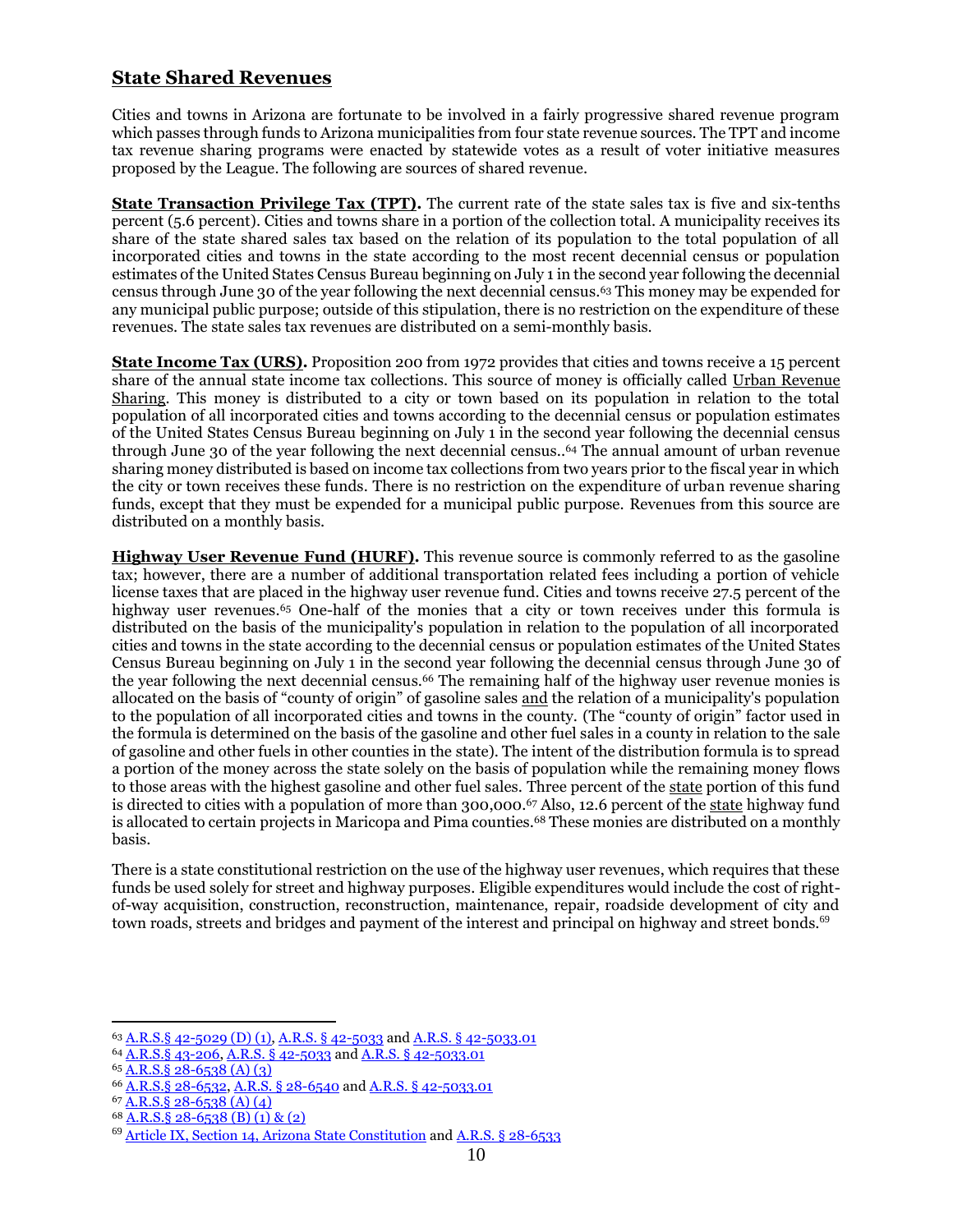## State Shared Revenues

Cities and towns in Arizona are fortunate to be involved in a fairly progressive shared revenue program which passes through funds to Arizona municipalities from four state revenue sources. The TPT and income tax revenue sharing programs were enacted by statewide votes as a result of voter initiative measures proposed by the League. The following are sources of shared revenue.

**State Transaction Privilege Tax (TPT).** The current rate of the state sales tax is five and six-tenths percent (5.6 percent). Cities and towns share in a portion of the collection total. A municipality receives its share of the state shared sales tax based on the relation of its population to the total population of all incorporated cities and towns in the state according to the most recent decennial census or population estimates of the United States Census Bureau beginning on July 1 in the second year following the decennial census through June 30 of the year following the next decennial census.[63] This money may be expended for any municipal public purpose; outside of this stipulation, there is no restriction on the expenditure of these revenues. The state sales tax revenues are distributed on a semi-monthly basis.

**State Income Tax (URS).** Proposition 200 from 1972 provides that cities and towns receive a 15 percent share of the annual state income tax collections. This source of money is officially called Urban Revenue Sharing. This money is distributed to a city or town based on its population in relation to the total population of all incorporated cities and towns according to the decennial census or population estimates of the United States Census Bureau beginning on July 1 in the second year following the decennial census through June 30 of the year following the next decennial census..[64] The annual amount of urban revenue sharing money distributed is based on income tax collections from two years prior to the fiscal year in which the city or town receives these funds. There is no restriction on the expenditure of urban revenue sharing funds, except that they must be expended for a municipal public purpose. Revenues from this source are distributed on a monthly basis.

**Highway User Revenue Fund (HURF).** This revenue source is commonly referred to as the gasoline tax; however, there are a number of additional transportation related fees including a portion of vehicle license taxes that are placed in the highway user revenue fund. Cities and towns receive 27.5 percent of the highway user revenues.[65] One-half of the monies that a city or town receives under this formula is distributed on the basis of the municipality's population in relation to the population of all incorporated cities and towns in the state according to the decennial census or population estimates of the United States Census Bureau beginning on July 1 in the second year following the decennial census through June 30 of the year following the next decennial census.[66] The remaining half of the highway user revenue monies is allocated on the basis of "county of origin" of gasoline sales and the relation of a municipality's population to the population of all incorporated cities and towns in the county. (The "county of origin" factor used in the formula is determined on the basis of the gasoline and other fuel sales in a county in relation to the sale of gasoline and other fuels in other counties in the state). The intent of the distribution formula is to spread a portion of the money across the state solely on the basis of population while the remaining money flows to those areas with the highest gasoline and other fuel sales. Three percent of the state portion of this fund is directed to cities with a population of more than 300,000.[67] Also, 12.6 percent of the state highway fund is allocated to certain projects in Maricopa and Pima counties.[68] These monies are distributed on a monthly basis.

There is a state constitutional restriction on the use of the highway user revenues, which requires that these funds be used solely for street and highway purposes. Eligible expenditures would include the cost of right-of-way acquisition, construction, reconstruction, maintenance, repair, roadside development of city and town roads, streets and bridges and payment of the interest and principal on highway and street bonds.[69]

---

[63] A.R.S.§ 42-5029 (D) (1), A.R.S. § 42-5033 and A.R.S. § 42-5033.01
[64] A.R.S.§ 43-206, A.R.S. § 42-5033 and A.R.S. § 42-5033.01
[65] A.R.S.§ 28-6538 (A) (3)
[66] A.R.S.§ 28-6532, A.R.S. § 28-6540 and A.R.S. § 42-5033.01
[67] A.R.S.§ 28-6538 (A) (4)
[68] A.R.S.§ 28-6538 (B) (1) & (2)
[69] Article IX, Section 14, Arizona State Constitution and A.R.S. § 28-6533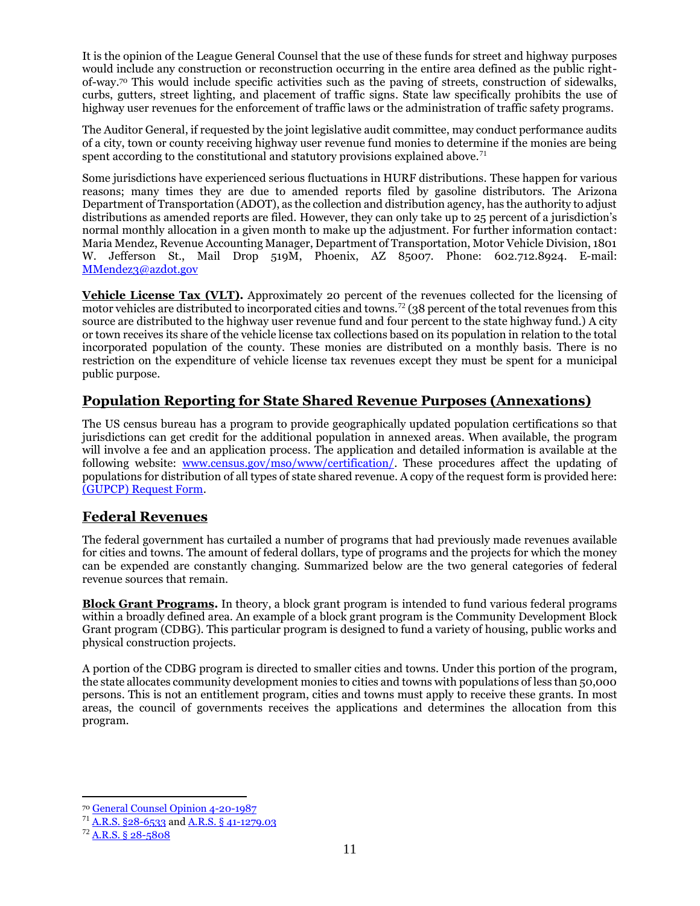It is the opinion of the League General Counsel that the use of these funds for street and highway purposes would include any construction or reconstruction occurring in the entire area defined as the public right-of-way.[70] This would include specific activities such as the paving of streets, construction of sidewalks, curbs, gutters, street lighting, and placement of traffic signs. State law specifically prohibits the use of highway user revenues for the enforcement of traffic laws or the administration of traffic safety programs.

The Auditor General, if requested by the joint legislative audit committee, may conduct performance audits of a city, town or county receiving highway user revenue fund monies to determine if the monies are being spent according to the constitutional and statutory provisions explained above.[71]

Some jurisdictions have experienced serious fluctuations in HURF distributions. These happen for various reasons; many times they are due to amended reports filed by gasoline distributors. The Arizona Department of Transportation (ADOT), as the collection and distribution agency, has the authority to adjust distributions as amended reports are filed. However, they can only take up to 25 percent of a jurisdiction's normal monthly allocation in a given month to make up the adjustment. For further information contact: Maria Mendez, Revenue Accounting Manager, Department of Transportation, Motor Vehicle Division, 1801 W. Jefferson St., Mail Drop 519M, Phoenix, AZ 85007. Phone: 602.712.8924. E-mail: [MMendez3@azdot.gov](mailto:MMendez3@azdot.gov)

**Vehicle License Tax (VLT).** Approximately 20 percent of the revenues collected for the licensing of motor vehicles are distributed to incorporated cities and towns.[72] (38 percent of the total revenues from this source are distributed to the highway user revenue fund and four percent to the state highway fund.) A city or town receives its share of the vehicle license tax collections based on its population in relation to the total incorporated population of the county. These monies are distributed on a monthly basis. There is no restriction on the expenditure of vehicle license tax revenues except they must be spent for a municipal public purpose.

## Population Reporting for State Shared Revenue Purposes (Annexations)

The US census bureau has a program to provide geographically updated population certifications so that jurisdictions can get credit for the additional population in annexed areas. When available, the program will involve a fee and an application process. The application and detailed information is available at the following website: [www.census.gov/mso/www/certification/](http://www.census.gov/mso/www/certification/). These procedures affect the updating of populations for distribution of all types of state shared revenue. A copy of the request form is provided here: [(GUPCP) Request Form](#).

## Federal Revenues

The federal government has curtailed a number of programs that had previously made revenues available for cities and towns. The amount of federal dollars, type of programs and the projects for which the money can be expended are constantly changing. Summarized below are the two general categories of federal revenue sources that remain.

**Block Grant Programs.** In theory, a block grant program is intended to fund various federal programs within a broadly defined area. An example of a block grant program is the Community Development Block Grant program (CDBG). This particular program is designed to fund a variety of housing, public works and physical construction projects.

A portion of the CDBG program is directed to smaller cities and towns. Under this portion of the program, the state allocates community development monies to cities and towns with populations of less than 50,000 persons. This is not an entitlement program, cities and towns must apply to receive these grants. In most areas, the council of governments receives the applications and determines the allocation from this program.

---

[70] General Counsel Opinion 4-20-1987

[71] A.R.S. §28-6533 and A.R.S. § 41-1279.03

[72] A.R.S. § 28-5808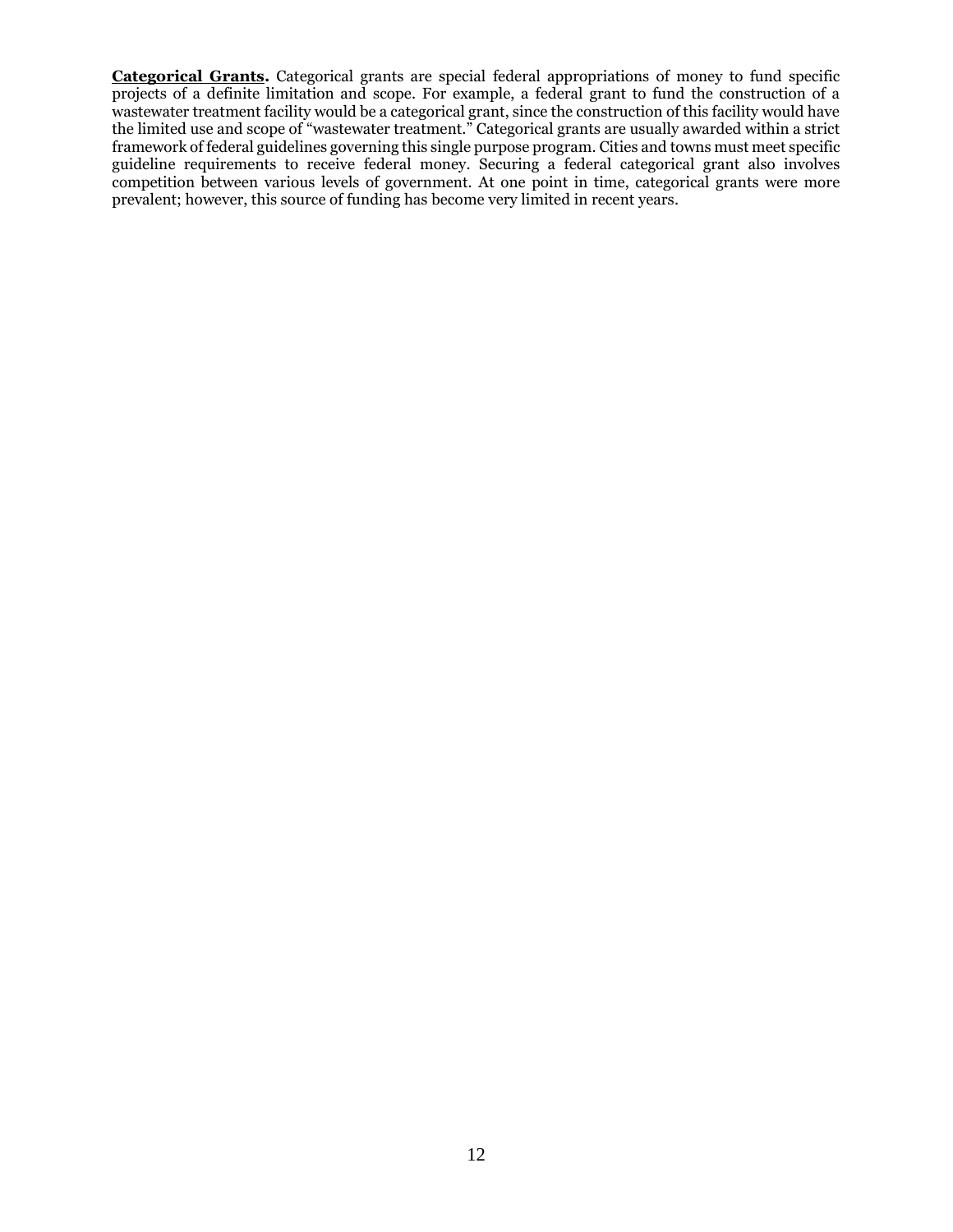**<u>Categorical Grants</u>.** Categorical grants are special federal appropriations of money to fund specific projects of a definite limitation and scope. For example, a federal grant to fund the construction of a wastewater treatment facility would be a categorical grant, since the construction of this facility would have the limited use and scope of "wastewater treatment." Categorical grants are usually awarded within a strict framework of federal guidelines governing this single purpose program. Cities and towns must meet specific guideline requirements to receive federal money. Securing a federal categorical grant also involves competition between various levels of government. At one point in time, categorical grants were more prevalent; however, this source of funding has become very limited in recent years.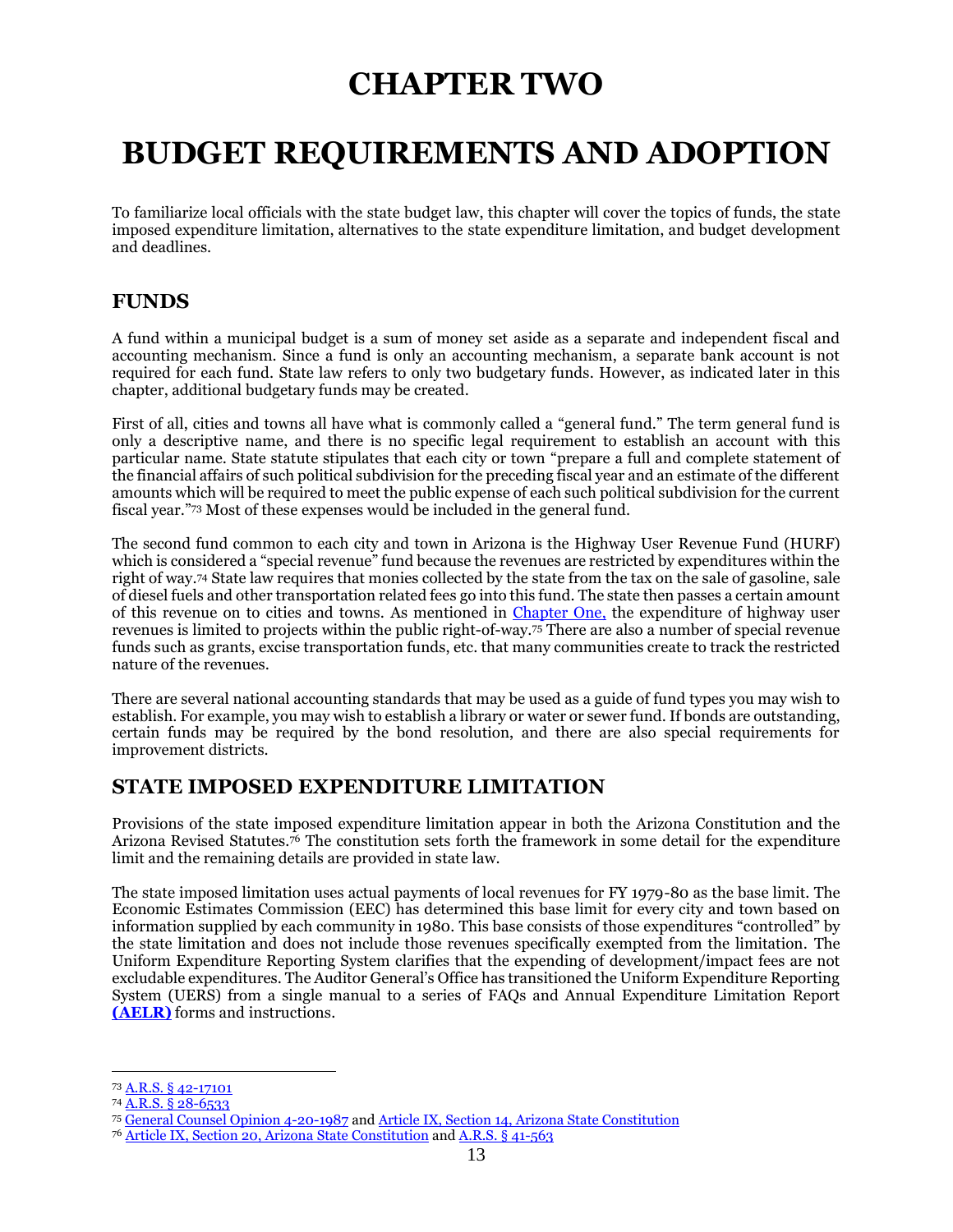# CHAPTER TWO

# BUDGET REQUIREMENTS AND ADOPTION

To familiarize local officials with the state budget law, this chapter will cover the topics of funds, the state imposed expenditure limitation, alternatives to the state expenditure limitation, and budget development and deadlines.

## FUNDS

A fund within a municipal budget is a sum of money set aside as a separate and independent fiscal and accounting mechanism. Since a fund is only an accounting mechanism, a separate bank account is not required for each fund. State law refers to only two budgetary funds. However, as indicated later in this chapter, additional budgetary funds may be created.

First of all, cities and towns all have what is commonly called a "general fund." The term general fund is only a descriptive name, and there is no specific legal requirement to establish an account with this particular name. State statute stipulates that each city or town "prepare a full and complete statement of the financial affairs of such political subdivision for the preceding fiscal year and an estimate of the different amounts which will be required to meet the public expense of each such political subdivision for the current fiscal year."[73] Most of these expenses would be included in the general fund.

The second fund common to each city and town in Arizona is the Highway User Revenue Fund (HURF) which is considered a "special revenue" fund because the revenues are restricted by expenditures within the right of way.[74] State law requires that monies collected by the state from the tax on the sale of gasoline, sale of diesel fuels and other transportation related fees go into this fund. The state then passes a certain amount of this revenue on to cities and towns. As mentioned in Chapter One, the expenditure of highway user revenues is limited to projects within the public right-of-way.[75] There are also a number of special revenue funds such as grants, excise transportation funds, etc. that many communities create to track the restricted nature of the revenues.

There are several national accounting standards that may be used as a guide of fund types you may wish to establish. For example, you may wish to establish a library or water or sewer fund. If bonds are outstanding, certain funds may be required by the bond resolution, and there are also special requirements for improvement districts.

## STATE IMPOSED EXPENDITURE LIMITATION

Provisions of the state imposed expenditure limitation appear in both the Arizona Constitution and the Arizona Revised Statutes.[76] The constitution sets forth the framework in some detail for the expenditure limit and the remaining details are provided in state law.

The state imposed limitation uses actual payments of local revenues for FY 1979-80 as the base limit. The Economic Estimates Commission (EEC) has determined this base limit for every city and town based on information supplied by each community in 1980. This base consists of those expenditures "controlled" by the state limitation and does not include those revenues specifically exempted from the limitation. The Uniform Expenditure Reporting System clarifies that the expending of development/impact fees are not excludable expenditures. The Auditor General's Office has transitioned the Uniform Expenditure Reporting System (UERS) from a single manual to a series of FAQs and Annual Expenditure Limitation Report **(AELR)** forms and instructions.

---

[73] A.R.S. § 42-17101
[74] A.R.S. § 28-6533
[75] General Counsel Opinion 4-20-1987 and Article IX, Section 14, Arizona State Constitution
[76] Article IX, Section 20, Arizona State Constitution and A.R.S. § 41-563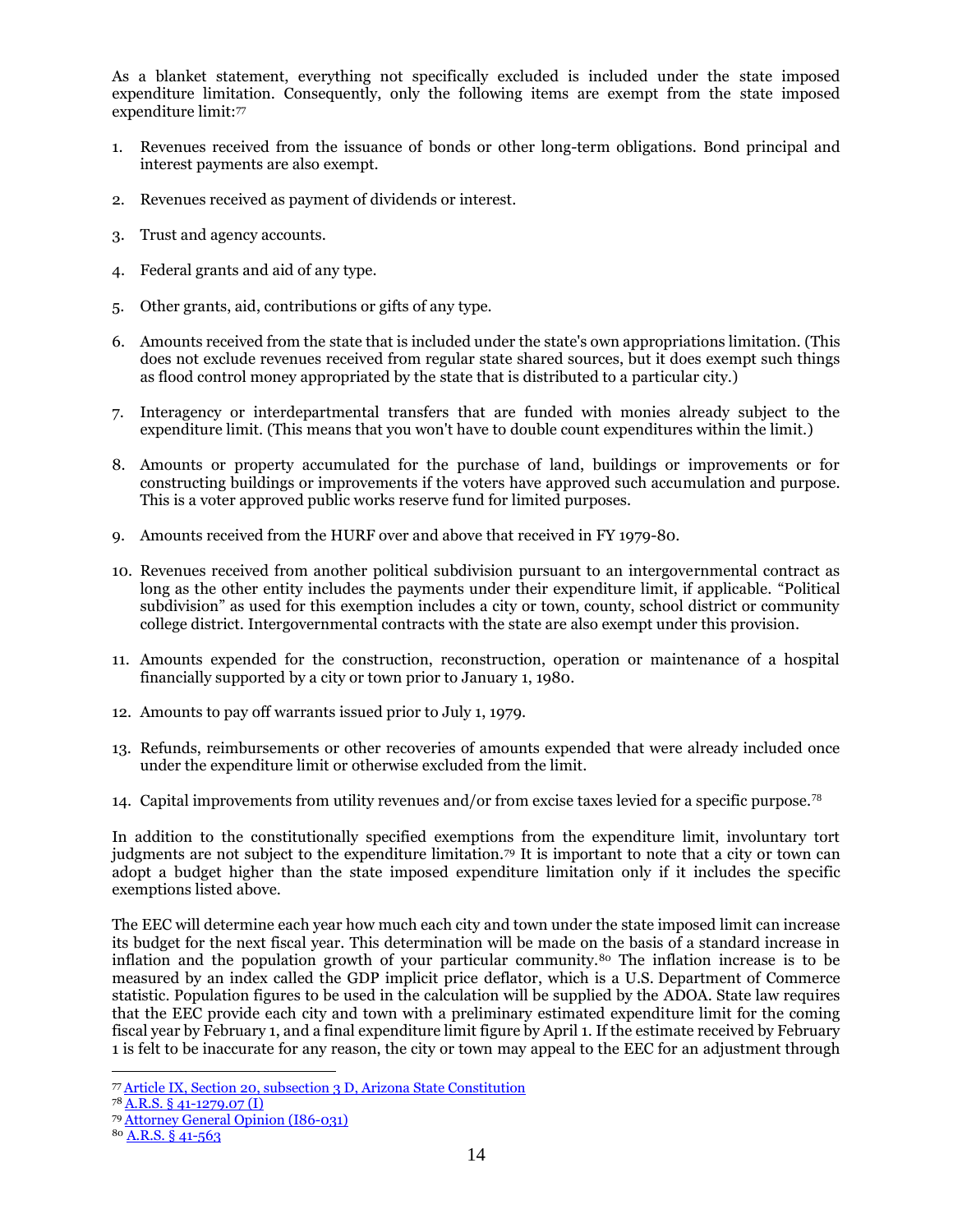As a blanket statement, everything not specifically excluded is included under the state imposed expenditure limitation. Consequently, only the following items are exempt from the state imposed expenditure limit:[77]

1. Revenues received from the issuance of bonds or other long-term obligations. Bond principal and interest payments are also exempt.

2. Revenues received as payment of dividends or interest.

3. Trust and agency accounts.

4. Federal grants and aid of any type.

5. Other grants, aid, contributions or gifts of any type.

6. Amounts received from the state that is included under the state's own appropriations limitation. (This does not exclude revenues received from regular state shared sources, but it does exempt such things as flood control money appropriated by the state that is distributed to a particular city.)

7. Interagency or interdepartmental transfers that are funded with monies already subject to the expenditure limit. (This means that you won't have to double count expenditures within the limit.)

8. Amounts or property accumulated for the purchase of land, buildings or improvements or for constructing buildings or improvements if the voters have approved such accumulation and purpose. This is a voter approved public works reserve fund for limited purposes.

9. Amounts received from the HURF over and above that received in FY 1979-80.

10. Revenues received from another political subdivision pursuant to an intergovernmental contract as long as the other entity includes the payments under their expenditure limit, if applicable. "Political subdivision" as used for this exemption includes a city or town, county, school district or community college district. Intergovernmental contracts with the state are also exempt under this provision.

11. Amounts expended for the construction, reconstruction, operation or maintenance of a hospital financially supported by a city or town prior to January 1, 1980.

12. Amounts to pay off warrants issued prior to July 1, 1979.

13. Refunds, reimbursements or other recoveries of amounts expended that were already included once under the expenditure limit or otherwise excluded from the limit.

14. Capital improvements from utility revenues and/or from excise taxes levied for a specific purpose.[78]

In addition to the constitutionally specified exemptions from the expenditure limit, involuntary tort judgments are not subject to the expenditure limitation.[79] It is important to note that a city or town can adopt a budget higher than the state imposed expenditure limitation only if it includes the specific exemptions listed above.

The EEC will determine each year how much each city and town under the state imposed limit can increase its budget for the next fiscal year. This determination will be made on the basis of a standard increase in inflation and the population growth of your particular community.[80] The inflation increase is to be measured by an index called the GDP implicit price deflator, which is a U.S. Department of Commerce statistic. Population figures to be used in the calculation will be supplied by the ADOA. State law requires that the EEC provide each city and town with a preliminary estimated expenditure limit for the coming fiscal year by February 1, and a final expenditure limit figure by April 1. If the estimate received by February 1 is felt to be inaccurate for any reason, the city or town may appeal to the EEC for an adjustment through

---

[77] Article IX, Section 20, subsection 3 D, Arizona State Constitution

[78] A.R.S. § 41-1279.07 (I)

[79] Attorney General Opinion (I86-031)

[80] A.R.S. § 41-563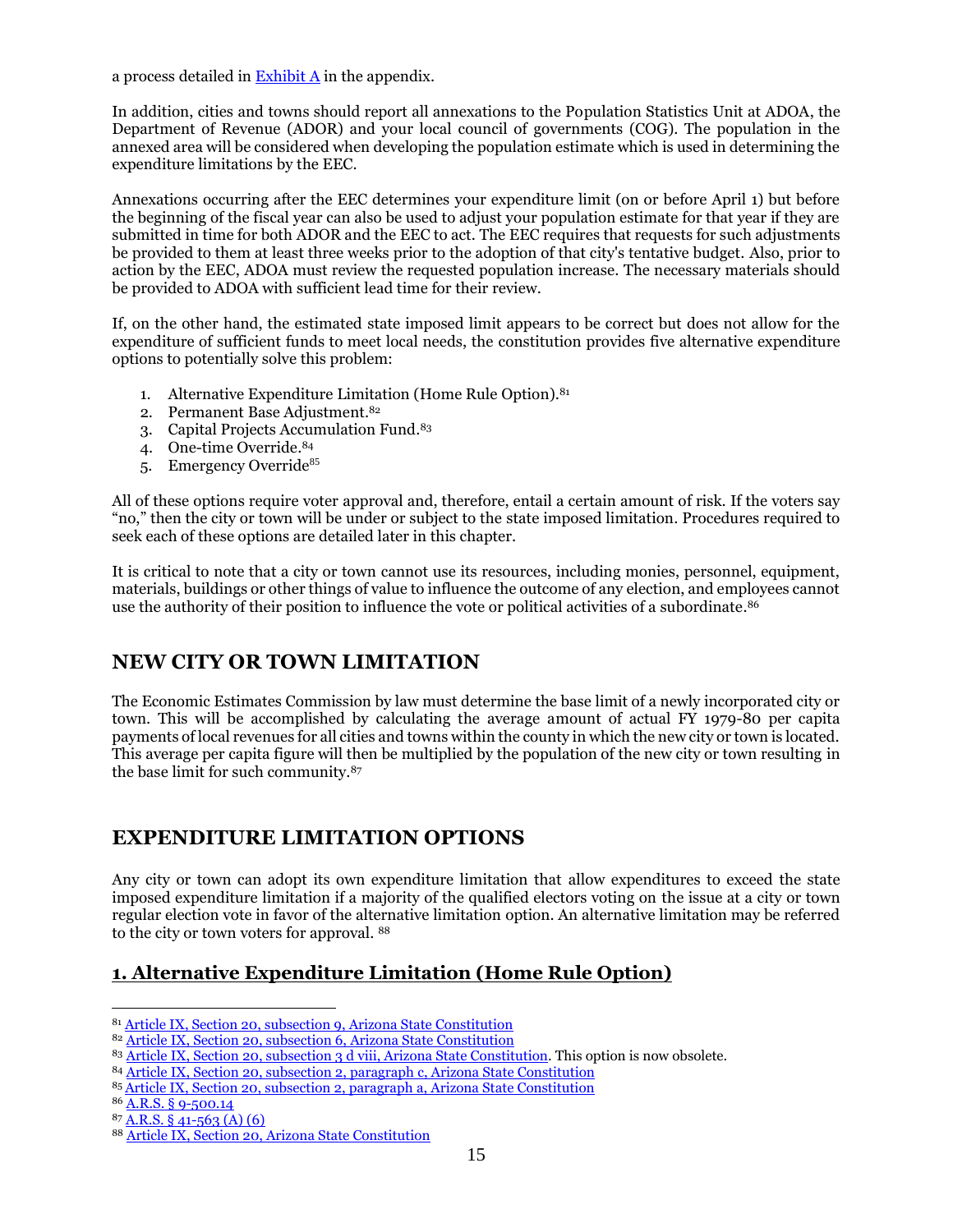a process detailed in Exhibit A in the appendix.

In addition, cities and towns should report all annexations to the Population Statistics Unit at ADOA, the Department of Revenue (ADOR) and your local council of governments (COG). The population in the annexed area will be considered when developing the population estimate which is used in determining the expenditure limitations by the EEC.

Annexations occurring after the EEC determines your expenditure limit (on or before April 1) but before the beginning of the fiscal year can also be used to adjust your population estimate for that year if they are submitted in time for both ADOR and the EEC to act. The EEC requires that requests for such adjustments be provided to them at least three weeks prior to the adoption of that city's tentative budget. Also, prior to action by the EEC, ADOA must review the requested population increase. The necessary materials should be provided to ADOA with sufficient lead time for their review.

If, on the other hand, the estimated state imposed limit appears to be correct but does not allow for the expenditure of sufficient funds to meet local needs, the constitution provides five alternative expenditure options to potentially solve this problem:

1. Alternative Expenditure Limitation (Home Rule Option).[81]
2. Permanent Base Adjustment.[82]
3. Capital Projects Accumulation Fund.[83]
4. One-time Override.[84]
5. Emergency Override[85]

All of these options require voter approval and, therefore, entail a certain amount of risk. If the voters say "no," then the city or town will be under or subject to the state imposed limitation. Procedures required to seek each of these options are detailed later in this chapter.

It is critical to note that a city or town cannot use its resources, including monies, personnel, equipment, materials, buildings or other things of value to influence the outcome of any election, and employees cannot use the authority of their position to influence the vote or political activities of a subordinate.[86]

## NEW CITY OR TOWN LIMITATION

The Economic Estimates Commission by law must determine the base limit of a newly incorporated city or town. This will be accomplished by calculating the average amount of actual FY 1979-80 per capita payments of local revenues for all cities and towns within the county in which the new city or town is located. This average per capita figure will then be multiplied by the population of the new city or town resulting in the base limit for such community.[87]

## EXPENDITURE LIMITATION OPTIONS

Any city or town can adopt its own expenditure limitation that allow expenditures to exceed the state imposed expenditure limitation if a majority of the qualified electors voting on the issue at a city or town regular election vote in favor of the alternative limitation option. An alternative limitation may be referred to the city or town voters for approval. [88]

### 1. Alternative Expenditure Limitation (Home Rule Option)

[81] Article IX, Section 20, subsection 9, Arizona State Constitution
[82] Article IX, Section 20, subsection 6, Arizona State Constitution
[83] Article IX, Section 20, subsection 3 d viii, Arizona State Constitution. This option is now obsolete.
[84] Article IX, Section 20, subsection 2, paragraph c, Arizona State Constitution
[85] Article IX, Section 20, subsection 2, paragraph a, Arizona State Constitution
[86] A.R.S. § 9-500.14
[87] A.R.S. § 41-563 (A) (6)
[88] Article IX, Section 20, Arizona State Constitution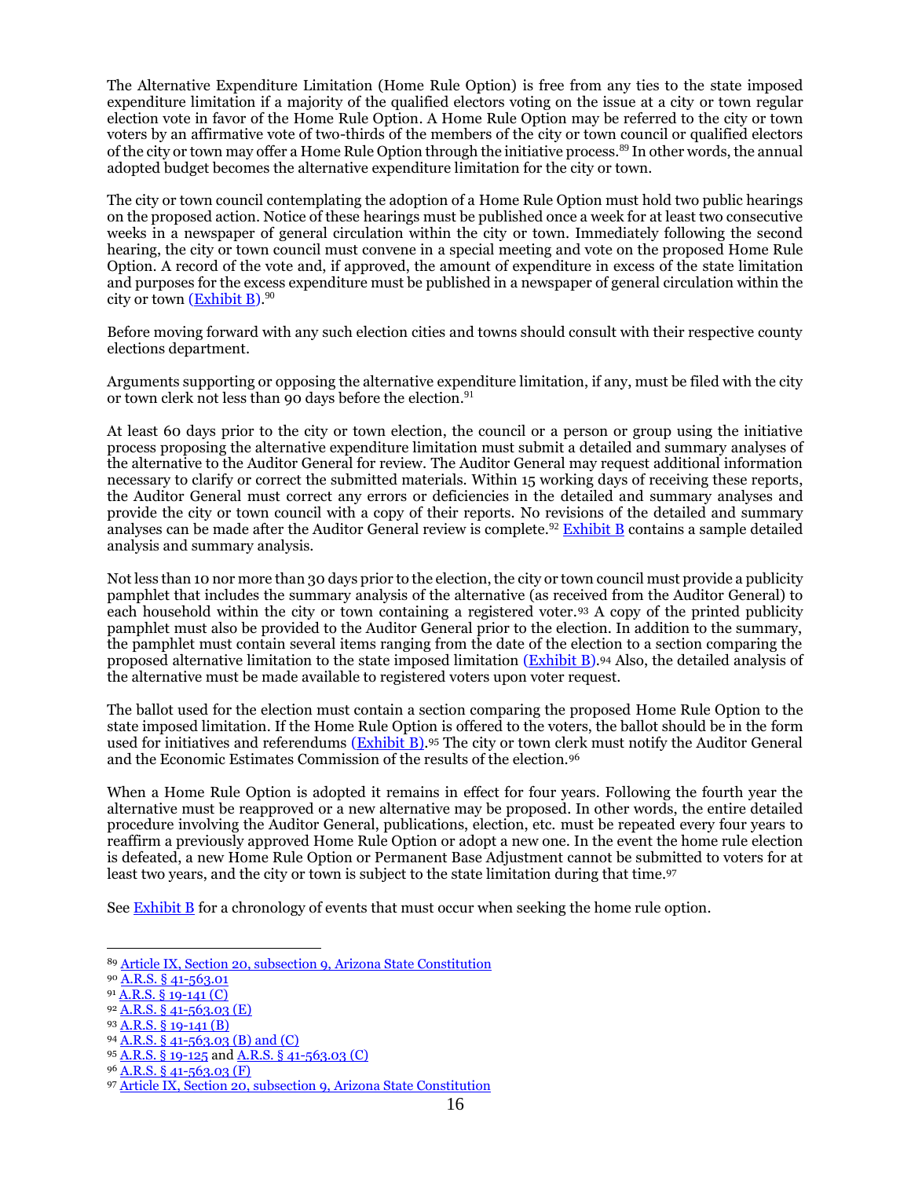The Alternative Expenditure Limitation (Home Rule Option) is free from any ties to the state imposed expenditure limitation if a majority of the qualified electors voting on the issue at a city or town regular election vote in favor of the Home Rule Option. A Home Rule Option may be referred to the city or town voters by an affirmative vote of two-thirds of the members of the city or town council or qualified electors of the city or town may offer a Home Rule Option through the initiative process.[89] In other words, the annual adopted budget becomes the alternative expenditure limitation for the city or town.

The city or town council contemplating the adoption of a Home Rule Option must hold two public hearings on the proposed action. Notice of these hearings must be published once a week for at least two consecutive weeks in a newspaper of general circulation within the city or town. Immediately following the second hearing, the city or town council must convene in a special meeting and vote on the proposed Home Rule Option. A record of the vote and, if approved, the amount of expenditure in excess of the state limitation and purposes for the excess expenditure must be published in a newspaper of general circulation within the city or town (Exhibit B).[90]

Before moving forward with any such election cities and towns should consult with their respective county elections department.

Arguments supporting or opposing the alternative expenditure limitation, if any, must be filed with the city or town clerk not less than 90 days before the election.[91]

At least 60 days prior to the city or town election, the council or a person or group using the initiative process proposing the alternative expenditure limitation must submit a detailed and summary analyses of the alternative to the Auditor General for review. The Auditor General may request additional information necessary to clarify or correct the submitted materials. Within 15 working days of receiving these reports, the Auditor General must correct any errors or deficiencies in the detailed and summary analyses and provide the city or town council with a copy of their reports. No revisions of the detailed and summary analyses can be made after the Auditor General review is complete.[92] Exhibit B contains a sample detailed analysis and summary analysis.

Not less than 10 nor more than 30 days prior to the election, the city or town council must provide a publicity pamphlet that includes the summary analysis of the alternative (as received from the Auditor General) to each household within the city or town containing a registered voter.[93] A copy of the printed publicity pamphlet must also be provided to the Auditor General prior to the election. In addition to the summary, the pamphlet must contain several items ranging from the date of the election to a section comparing the proposed alternative limitation to the state imposed limitation (Exhibit B).[94] Also, the detailed analysis of the alternative must be made available to registered voters upon voter request.

The ballot used for the election must contain a section comparing the proposed Home Rule Option to the state imposed limitation. If the Home Rule Option is offered to the voters, the ballot should be in the form used for initiatives and referendums (Exhibit B).[95] The city or town clerk must notify the Auditor General and the Economic Estimates Commission of the results of the election.[96]

When a Home Rule Option is adopted it remains in effect for four years. Following the fourth year the alternative must be reapproved or a new alternative may be proposed. In other words, the entire detailed procedure involving the Auditor General, publications, election, etc. must be repeated every four years to reaffirm a previously approved Home Rule Option or adopt a new one. In the event the home rule election is defeated, a new Home Rule Option or Permanent Base Adjustment cannot be submitted to voters for at least two years, and the city or town is subject to the state limitation during that time.[97]

See Exhibit B for a chronology of events that must occur when seeking the home rule option.

---

[89] Article IX, Section 20, subsection 9, Arizona State Constitution
[90] A.R.S. § 41-563.01
[91] A.R.S. § 19-141 (C)
[92] A.R.S. § 41-563.03 (E)
[93] A.R.S. § 19-141 (B)
[94] A.R.S. § 41-563.03 (B) and (C)
[95] A.R.S. § 19-125 and A.R.S. § 41-563.03 (C)
[96] A.R.S. § 41-563.03 (F)
[97] Article IX, Section 20, subsection 9, Arizona State Constitution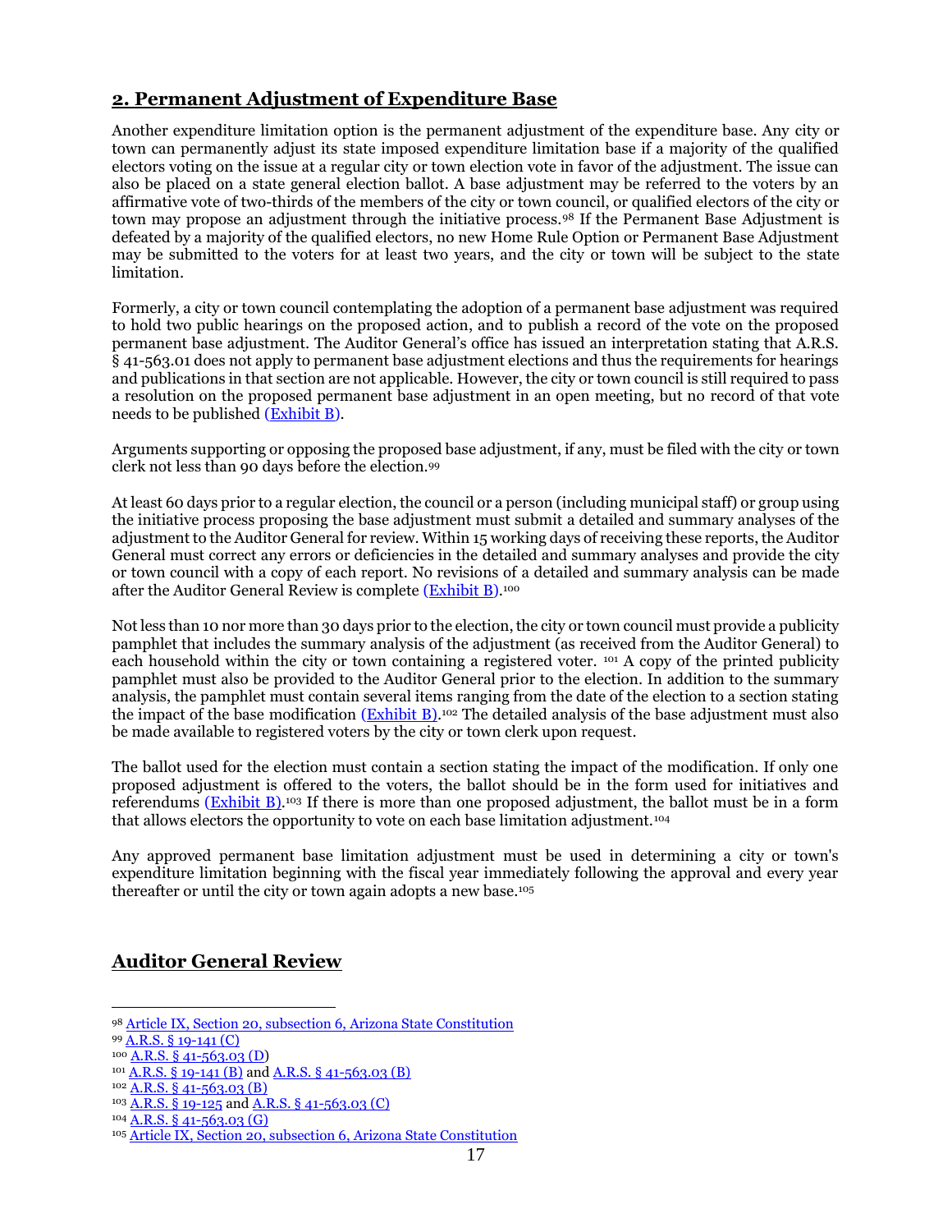## 2. Permanent Adjustment of Expenditure Base

Another expenditure limitation option is the permanent adjustment of the expenditure base. Any city or town can permanently adjust its state imposed expenditure limitation base if a majority of the qualified electors voting on the issue at a regular city or town election vote in favor of the adjustment. The issue can also be placed on a state general election ballot. A base adjustment may be referred to the voters by an affirmative vote of two-thirds of the members of the city or town council, or qualified electors of the city or town may propose an adjustment through the initiative process.[98] If the Permanent Base Adjustment is defeated by a majority of the qualified electors, no new Home Rule Option or Permanent Base Adjustment may be submitted to the voters for at least two years, and the city or town will be subject to the state limitation.

Formerly, a city or town council contemplating the adoption of a permanent base adjustment was required to hold two public hearings on the proposed action, and to publish a record of the vote on the proposed permanent base adjustment. The Auditor General's office has issued an interpretation stating that A.R.S. § 41-563.01 does not apply to permanent base adjustment elections and thus the requirements for hearings and publications in that section are not applicable. However, the city or town council is still required to pass a resolution on the proposed permanent base adjustment in an open meeting, but no record of that vote needs to be published (Exhibit B).

Arguments supporting or opposing the proposed base adjustment, if any, must be filed with the city or town clerk not less than 90 days before the election.[99]

At least 60 days prior to a regular election, the council or a person (including municipal staff) or group using the initiative process proposing the base adjustment must submit a detailed and summary analyses of the adjustment to the Auditor General for review. Within 15 working days of receiving these reports, the Auditor General must correct any errors or deficiencies in the detailed and summary analyses and provide the city or town council with a copy of each report. No revisions of a detailed and summary analysis can be made after the Auditor General Review is complete (Exhibit B).[100]

Not less than 10 nor more than 30 days prior to the election, the city or town council must provide a publicity pamphlet that includes the summary analysis of the adjustment (as received from the Auditor General) to each household within the city or town containing a registered voter. [101] A copy of the printed publicity pamphlet must also be provided to the Auditor General prior to the election. In addition to the summary analysis, the pamphlet must contain several items ranging from the date of the election to a section stating the impact of the base modification (Exhibit B).[102] The detailed analysis of the base adjustment must also be made available to registered voters by the city or town clerk upon request.

The ballot used for the election must contain a section stating the impact of the modification. If only one proposed adjustment is offered to the voters, the ballot should be in the form used for initiatives and referendums (Exhibit B).[103] If there is more than one proposed adjustment, the ballot must be in a form that allows electors the opportunity to vote on each base limitation adjustment.[104]

Any approved permanent base limitation adjustment must be used in determining a city or town's expenditure limitation beginning with the fiscal year immediately following the approval and every year thereafter or until the city or town again adopts a new base.[105]

## Auditor General Review

---

[98] Article IX, Section 20, subsection 6, Arizona State Constitution
[99] A.R.S. § 19-141 (C)
[100] A.R.S. § 41-563.03 (D)
[101] A.R.S. § 19-141 (B) and A.R.S. § 41-563.03 (B)
[102] A.R.S. § 41-563.03 (B)
[103] A.R.S. § 19-125 and A.R.S. § 41-563.03 (C)
[104] A.R.S. § 41-563.03 (G)
[105] Article IX, Section 20, subsection 6, Arizona State Constitution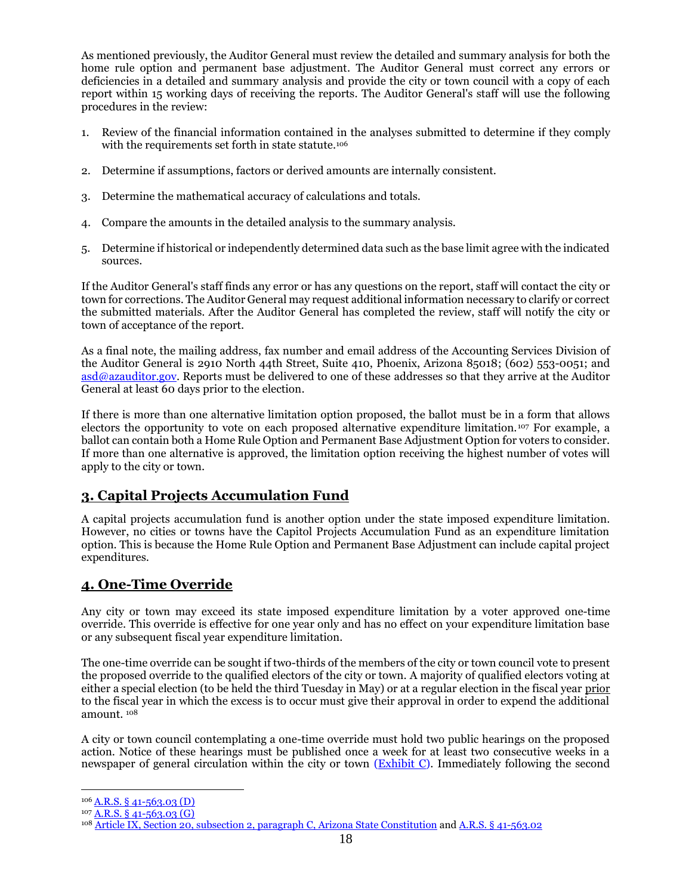As mentioned previously, the Auditor General must review the detailed and summary analysis for both the home rule option and permanent base adjustment. The Auditor General must correct any errors or deficiencies in a detailed and summary analysis and provide the city or town council with a copy of each report within 15 working days of receiving the reports. The Auditor General's staff will use the following procedures in the review:

1. Review of the financial information contained in the analyses submitted to determine if they comply with the requirements set forth in state statute.[106]

2. Determine if assumptions, factors or derived amounts are internally consistent.

3. Determine the mathematical accuracy of calculations and totals.

4. Compare the amounts in the detailed analysis to the summary analysis.

5. Determine if historical or independently determined data such as the base limit agree with the indicated sources.

If the Auditor General's staff finds any error or has any questions on the report, staff will contact the city or town for corrections. The Auditor General may request additional information necessary to clarify or correct the submitted materials. After the Auditor General has completed the review, staff will notify the city or town of acceptance of the report.

As a final note, the mailing address, fax number and email address of the Accounting Services Division of the Auditor General is 2910 North 44th Street, Suite 410, Phoenix, Arizona 85018; (602) 553-0051; and asd@azauditor.gov. Reports must be delivered to one of these addresses so that they arrive at the Auditor General at least 60 days prior to the election.

If there is more than one alternative limitation option proposed, the ballot must be in a form that allows electors the opportunity to vote on each proposed alternative expenditure limitation.[107] For example, a ballot can contain both a Home Rule Option and Permanent Base Adjustment Option for voters to consider. If more than one alternative is approved, the limitation option receiving the highest number of votes will apply to the city or town.

## 3. Capital Projects Accumulation Fund

A capital projects accumulation fund is another option under the state imposed expenditure limitation. However, no cities or towns have the Capitol Projects Accumulation Fund as an expenditure limitation option. This is because the Home Rule Option and Permanent Base Adjustment can include capital project expenditures.

## 4. One-Time Override

Any city or town may exceed its state imposed expenditure limitation by a voter approved one-time override. This override is effective for one year only and has no effect on your expenditure limitation base or any subsequent fiscal year expenditure limitation.

The one-time override can be sought if two-thirds of the members of the city or town council vote to present the proposed override to the qualified electors of the city or town. A majority of qualified electors voting at either a special election (to be held the third Tuesday in May) or at a regular election in the fiscal year prior to the fiscal year in which the excess is to occur must give their approval in order to expend the additional amount.[108]

A city or town council contemplating a one-time override must hold two public hearings on the proposed action. Notice of these hearings must be published once a week for at least two consecutive weeks in a newspaper of general circulation within the city or town (Exhibit C). Immediately following the second

---

[106] A.R.S. § 41-563.03 (D)

[107] A.R.S. § 41-563.03 (G)

[108] Article IX, Section 20, subsection 2, paragraph C, Arizona State Constitution and A.R.S. § 41-563.02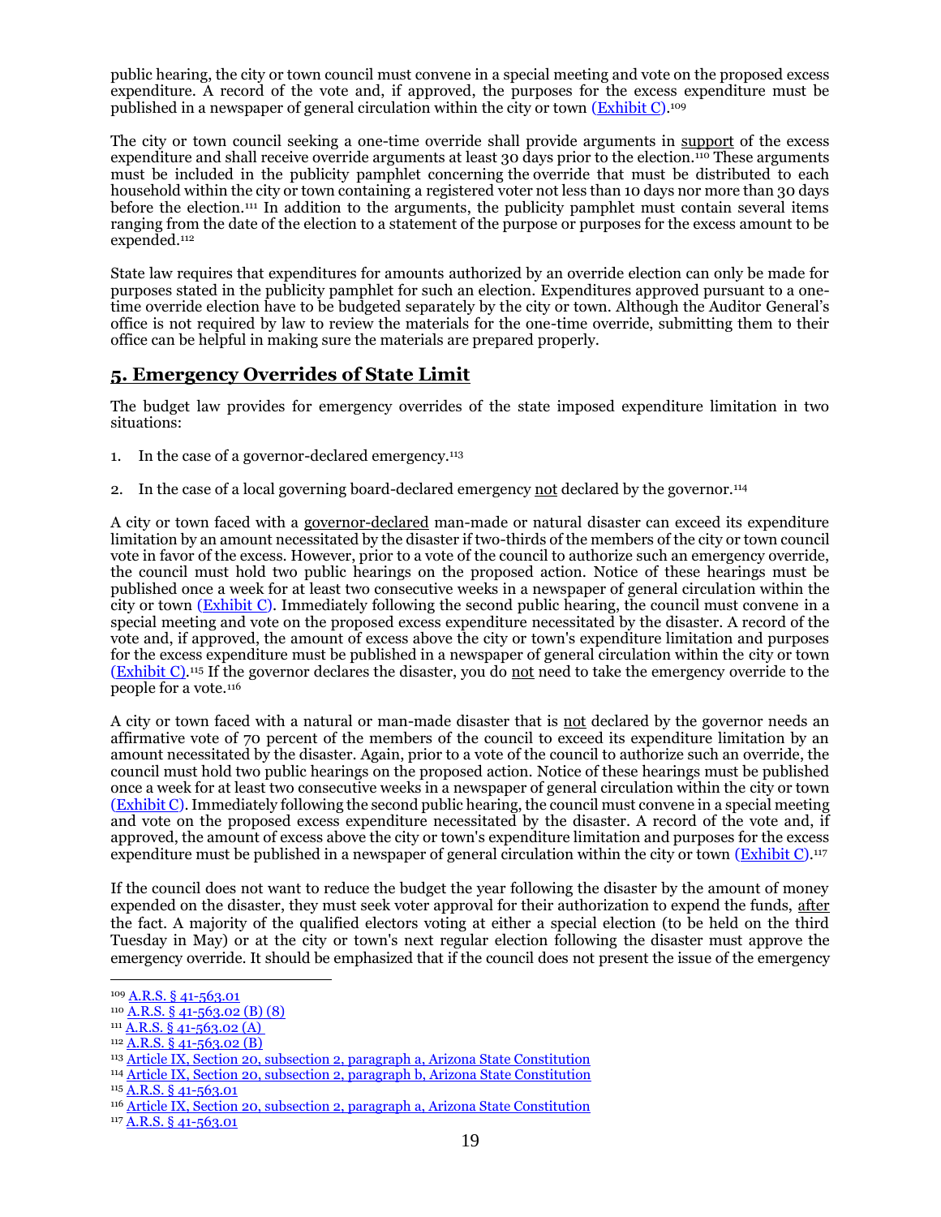public hearing, the city or town council must convene in a special meeting and vote on the proposed excess expenditure. A record of the vote and, if approved, the purposes for the excess expenditure must be published in a newspaper of general circulation within the city or town (Exhibit C).[109]

The city or town council seeking a one-time override shall provide arguments in support of the excess expenditure and shall receive override arguments at least 30 days prior to the election.[110] These arguments must be included in the publicity pamphlet concerning the override that must be distributed to each household within the city or town containing a registered voter not less than 10 days nor more than 30 days before the election.[111] In addition to the arguments, the publicity pamphlet must contain several items ranging from the date of the election to a statement of the purpose or purposes for the excess amount to be expended.[112]

State law requires that expenditures for amounts authorized by an override election can only be made for purposes stated in the publicity pamphlet for such an election. Expenditures approved pursuant to a one-time override election have to be budgeted separately by the city or town. Although the Auditor General's office is not required by law to review the materials for the one-time override, submitting them to their office can be helpful in making sure the materials are prepared properly.

## 5. Emergency Overrides of State Limit

The budget law provides for emergency overrides of the state imposed expenditure limitation in two situations:

1. In the case of a governor-declared emergency.[113]

2. In the case of a local governing board-declared emergency not declared by the governor.[114]

A city or town faced with a governor-declared man-made or natural disaster can exceed its expenditure limitation by an amount necessitated by the disaster if two-thirds of the members of the city or town council vote in favor of the excess. However, prior to a vote of the council to authorize such an emergency override, the council must hold two public hearings on the proposed action. Notice of these hearings must be published once a week for at least two consecutive weeks in a newspaper of general circulation within the city or town (Exhibit C). Immediately following the second public hearing, the council must convene in a special meeting and vote on the proposed excess expenditure necessitated by the disaster. A record of the vote and, if approved, the amount of excess above the city or town's expenditure limitation and purposes for the excess expenditure must be published in a newspaper of general circulation within the city or town (Exhibit C).[115] If the governor declares the disaster, you do not need to take the emergency override to the people for a vote.[116]

A city or town faced with a natural or man-made disaster that is not declared by the governor needs an affirmative vote of 70 percent of the members of the council to exceed its expenditure limitation by an amount necessitated by the disaster. Again, prior to a vote of the council to authorize such an override, the council must hold two public hearings on the proposed action. Notice of these hearings must be published once a week for at least two consecutive weeks in a newspaper of general circulation within the city or town (Exhibit C). Immediately following the second public hearing, the council must convene in a special meeting and vote on the proposed excess expenditure necessitated by the disaster. A record of the vote and, if approved, the amount of excess above the city or town's expenditure limitation and purposes for the excess expenditure must be published in a newspaper of general circulation within the city or town (Exhibit C).[117]

If the council does not want to reduce the budget the year following the disaster by the amount of money expended on the disaster, they must seek voter approval for their authorization to expend the funds, after the fact. A majority of the qualified electors voting at either a special election (to be held on the third Tuesday in May) or at the city or town's next regular election following the disaster must approve the emergency override. It should be emphasized that if the council does not present the issue of the emergency

---

[109] A.R.S. § 41-563.01
[110] A.R.S. § 41-563.02 (B) (8)
[111] A.R.S. § 41-563.02 (A)
[112] A.R.S. § 41-563.02 (B)
[113] Article IX, Section 20, subsection 2, paragraph a, Arizona State Constitution
[114] Article IX, Section 20, subsection 2, paragraph b, Arizona State Constitution
[115] A.R.S. § 41-563.01
[116] Article IX, Section 20, subsection 2, paragraph a, Arizona State Constitution
[117] A.R.S. § 41-563.01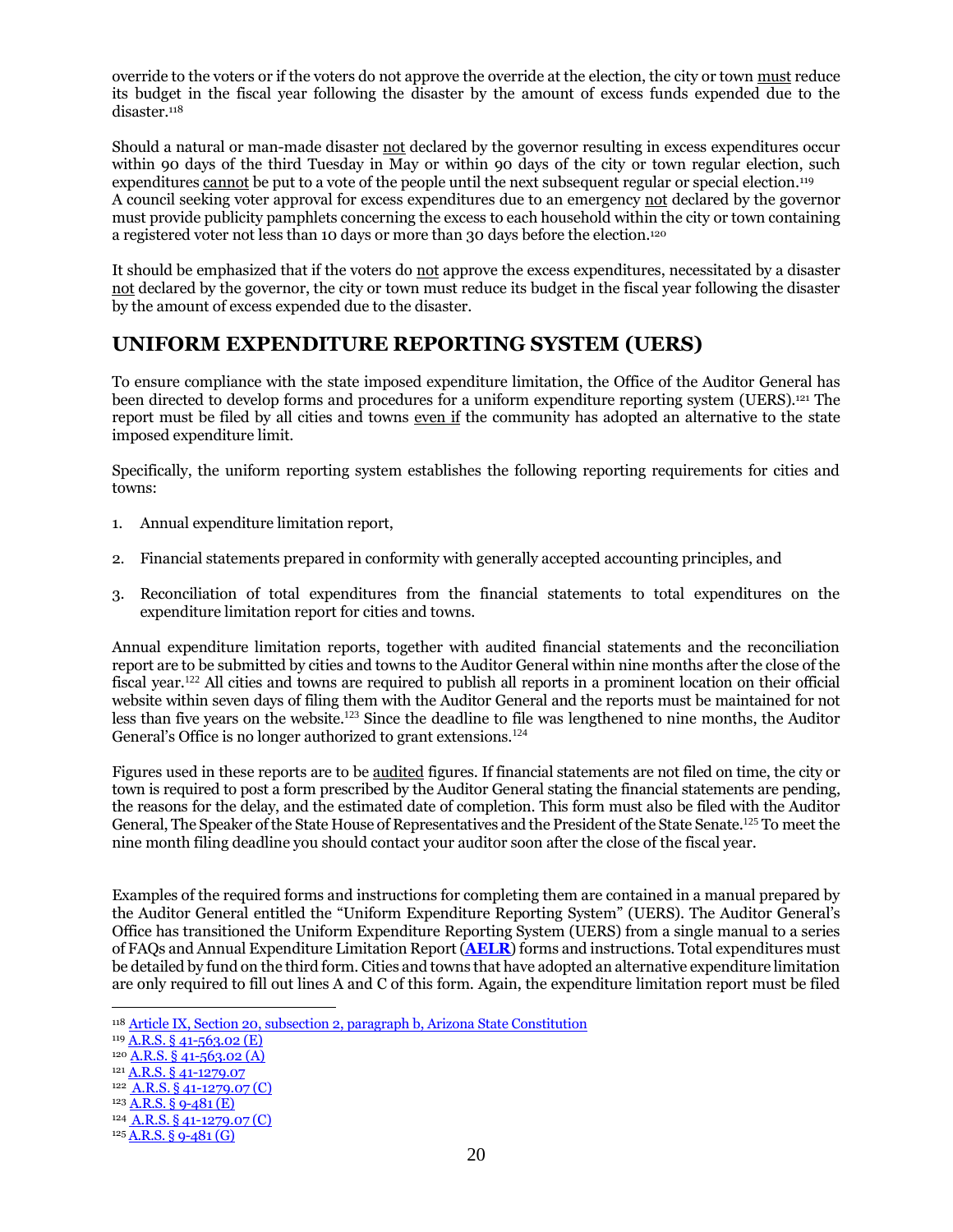override to the voters or if the voters do not approve the override at the election, the city or town must reduce its budget in the fiscal year following the disaster by the amount of excess funds expended due to the disaster.[118]

Should a natural or man-made disaster not declared by the governor resulting in excess expenditures occur within 90 days of the third Tuesday in May or within 90 days of the city or town regular election, such expenditures cannot be put to a vote of the people until the next subsequent regular or special election.[119] A council seeking voter approval for excess expenditures due to an emergency not declared by the governor must provide publicity pamphlets concerning the excess to each household within the city or town containing a registered voter not less than 10 days or more than 30 days before the election.[120]

It should be emphasized that if the voters do not approve the excess expenditures, necessitated by a disaster not declared by the governor, the city or town must reduce its budget in the fiscal year following the disaster by the amount of excess expended due to the disaster.

## UNIFORM EXPENDITURE REPORTING SYSTEM (UERS)

To ensure compliance with the state imposed expenditure limitation, the Office of the Auditor General has been directed to develop forms and procedures for a uniform expenditure reporting system (UERS).[121] The report must be filed by all cities and towns even if the community has adopted an alternative to the state imposed expenditure limit.

Specifically, the uniform reporting system establishes the following reporting requirements for cities and towns:

1. Annual expenditure limitation report,
2. Financial statements prepared in conformity with generally accepted accounting principles, and
3. Reconciliation of total expenditures from the financial statements to total expenditures on the expenditure limitation report for cities and towns.

Annual expenditure limitation reports, together with audited financial statements and the reconciliation report are to be submitted by cities and towns to the Auditor General within nine months after the close of the fiscal year.[122] All cities and towns are required to publish all reports in a prominent location on their official website within seven days of filing them with the Auditor General and the reports must be maintained for not less than five years on the website.[123] Since the deadline to file was lengthened to nine months, the Auditor General's Office is no longer authorized to grant extensions.[124]

Figures used in these reports are to be audited figures. If financial statements are not filed on time, the city or town is required to post a form prescribed by the Auditor General stating the financial statements are pending, the reasons for the delay, and the estimated date of completion. This form must also be filed with the Auditor General, The Speaker of the State House of Representatives and the President of the State Senate.[125] To meet the nine month filing deadline you should contact your auditor soon after the close of the fiscal year.

Examples of the required forms and instructions for completing them are contained in a manual prepared by the Auditor General entitled the "Uniform Expenditure Reporting System" (UERS). The Auditor General's Office has transitioned the Uniform Expenditure Reporting System (UERS) from a single manual to a series of FAQs and Annual Expenditure Limitation Report (**AELR**) forms and instructions. Total expenditures must be detailed by fund on the third form. Cities and towns that have adopted an alternative expenditure limitation are only required to fill out lines A and C of this form. Again, the expenditure limitation report must be filed

---

[118] Article IX, Section 20, subsection 2, paragraph b, Arizona State Constitution
[119] A.R.S. § 41-563.02 (E)
[120] A.R.S. § 41-563.02 (A)
[121] A.R.S. § 41-1279.07
[122] A.R.S. § 41-1279.07 (C)
[123] A.R.S. § 9-481 (E)
[124] A.R.S. § 41-1279.07 (C)
[125] A.R.S. § 9-481 (G)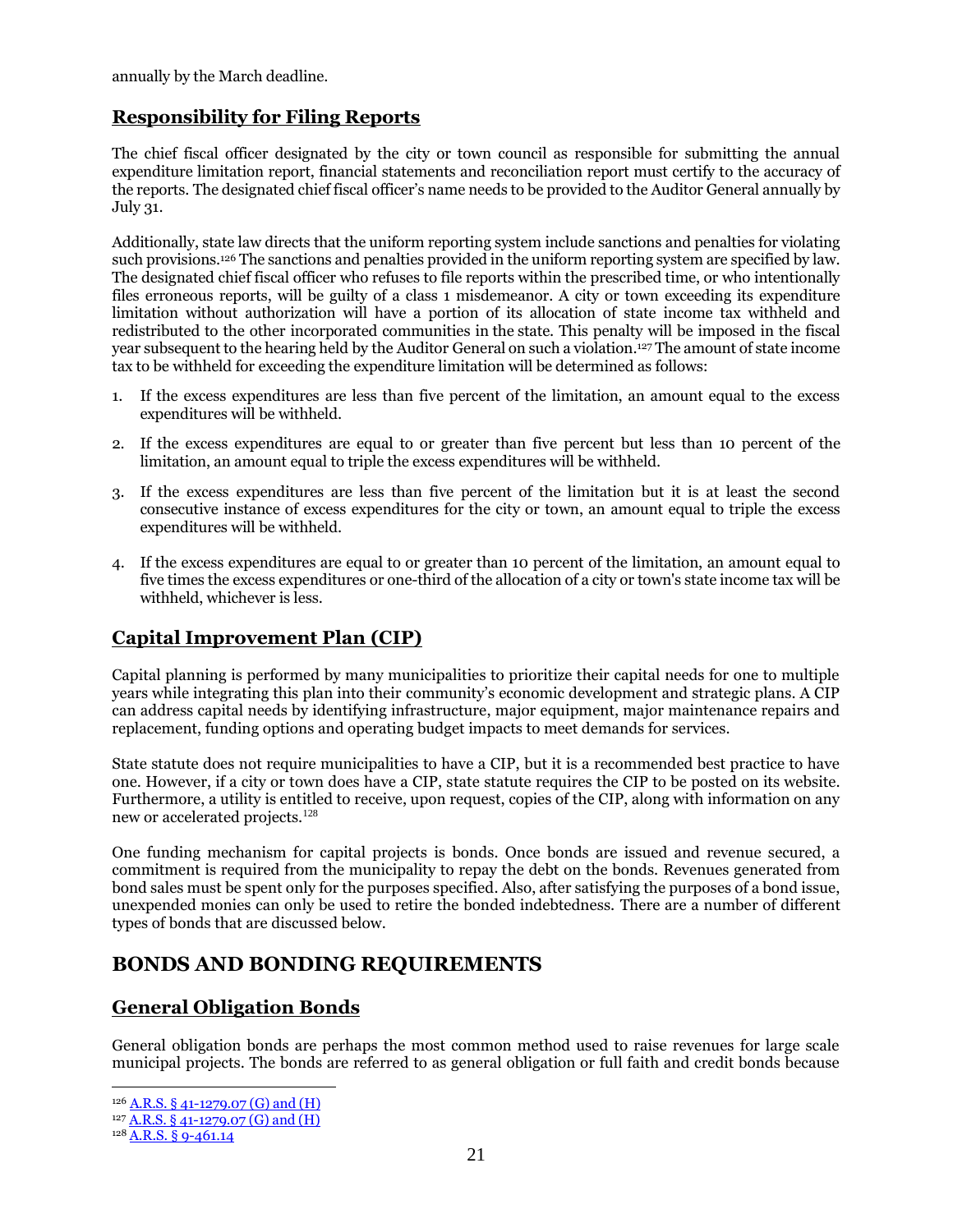annually by the March deadline.

## Responsibility for Filing Reports

The chief fiscal officer designated by the city or town council as responsible for submitting the annual expenditure limitation report, financial statements and reconciliation report must certify to the accuracy of the reports. The designated chief fiscal officer's name needs to be provided to the Auditor General annually by July 31.

Additionally, state law directs that the uniform reporting system include sanctions and penalties for violating such provisions.[126] The sanctions and penalties provided in the uniform reporting system are specified by law. The designated chief fiscal officer who refuses to file reports within the prescribed time, or who intentionally files erroneous reports, will be guilty of a class 1 misdemeanor. A city or town exceeding its expenditure limitation without authorization will have a portion of its allocation of state income tax withheld and redistributed to the other incorporated communities in the state. This penalty will be imposed in the fiscal year subsequent to the hearing held by the Auditor General on such a violation.[127] The amount of state income tax to be withheld for exceeding the expenditure limitation will be determined as follows:

1. If the excess expenditures are less than five percent of the limitation, an amount equal to the excess expenditures will be withheld.
2. If the excess expenditures are equal to or greater than five percent but less than 10 percent of the limitation, an amount equal to triple the excess expenditures will be withheld.
3. If the excess expenditures are less than five percent of the limitation but it is at least the second consecutive instance of excess expenditures for the city or town, an amount equal to triple the excess expenditures will be withheld.
4. If the excess expenditures are equal to or greater than 10 percent of the limitation, an amount equal to five times the excess expenditures or one-third of the allocation of a city or town's state income tax will be withheld, whichever is less.

## Capital Improvement Plan (CIP)

Capital planning is performed by many municipalities to prioritize their capital needs for one to multiple years while integrating this plan into their community's economic development and strategic plans. A CIP can address capital needs by identifying infrastructure, major equipment, major maintenance repairs and replacement, funding options and operating budget impacts to meet demands for services.

State statute does not require municipalities to have a CIP, but it is a recommended best practice to have one. However, if a city or town does have a CIP, state statute requires the CIP to be posted on its website. Furthermore, a utility is entitled to receive, upon request, copies of the CIP, along with information on any new or accelerated projects.[128]

One funding mechanism for capital projects is bonds. Once bonds are issued and revenue secured, a commitment is required from the municipality to repay the debt on the bonds. Revenues generated from bond sales must be spent only for the purposes specified. Also, after satisfying the purposes of a bond issue, unexpended monies can only be used to retire the bonded indebtedness. There are a number of different types of bonds that are discussed below.

# BONDS AND BONDING REQUIREMENTS

## General Obligation Bonds

General obligation bonds are perhaps the most common method used to raise revenues for large scale municipal projects. The bonds are referred to as general obligation or full faith and credit bonds because

---

[126] A.R.S. § 41-1279.07 (G) and (H)
[127] A.R.S. § 41-1279.07 (G) and (H)
[128] A.R.S. § 9-461.14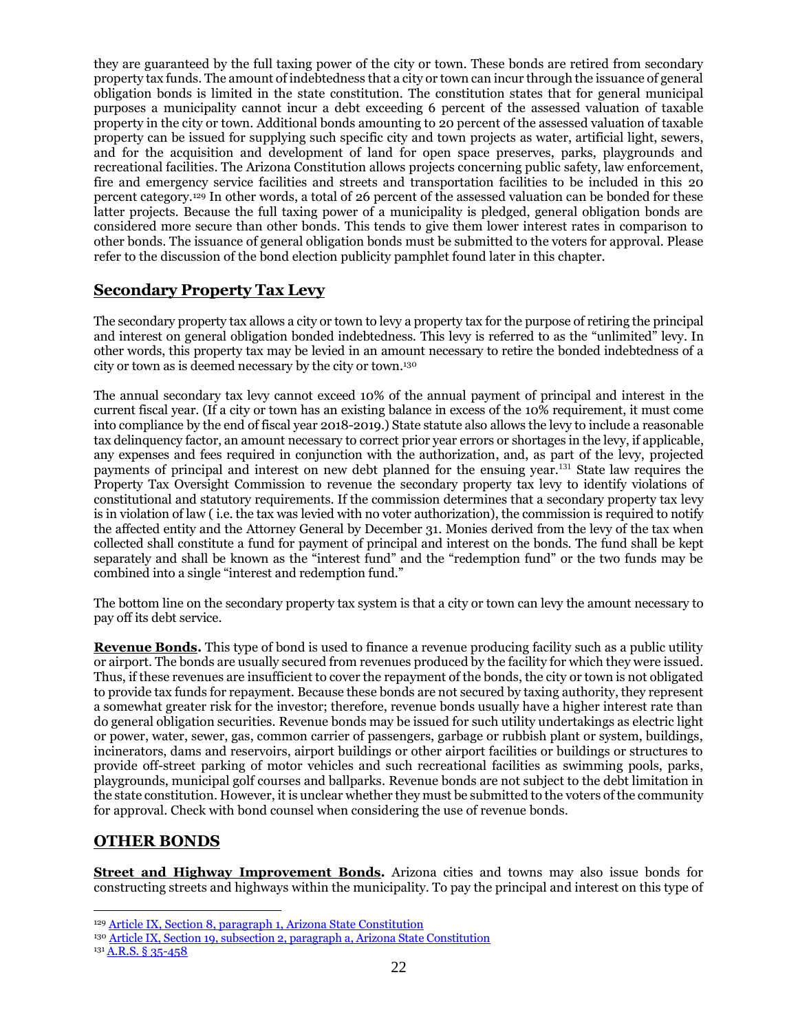they are guaranteed by the full taxing power of the city or town. These bonds are retired from secondary property tax funds. The amount of indebtedness that a city or town can incur through the issuance of general obligation bonds is limited in the state constitution. The constitution states that for general municipal purposes a municipality cannot incur a debt exceeding 6 percent of the assessed valuation of taxable property in the city or town. Additional bonds amounting to 20 percent of the assessed valuation of taxable property can be issued for supplying such specific city and town projects as water, artificial light, sewers, and for the acquisition and development of land for open space preserves, parks, playgrounds and recreational facilities. The Arizona Constitution allows projects concerning public safety, law enforcement, fire and emergency service facilities and streets and transportation facilities to be included in this 20 percent category.[129] In other words, a total of 26 percent of the assessed valuation can be bonded for these latter projects. Because the full taxing power of a municipality is pledged, general obligation bonds are considered more secure than other bonds. This tends to give them lower interest rates in comparison to other bonds. The issuance of general obligation bonds must be submitted to the voters for approval. Please refer to the discussion of the bond election publicity pamphlet found later in this chapter.

## Secondary Property Tax Levy

The secondary property tax allows a city or town to levy a property tax for the purpose of retiring the principal and interest on general obligation bonded indebtedness. This levy is referred to as the "unlimited" levy. In other words, this property tax may be levied in an amount necessary to retire the bonded indebtedness of a city or town as is deemed necessary by the city or town.[130]

The annual secondary tax levy cannot exceed 10% of the annual payment of principal and interest in the current fiscal year. (If a city or town has an existing balance in excess of the 10% requirement, it must come into compliance by the end of fiscal year 2018-2019.) State statute also allows the levy to include a reasonable tax delinquency factor, an amount necessary to correct prior year errors or shortages in the levy, if applicable, any expenses and fees required in conjunction with the authorization, and, as part of the levy, projected payments of principal and interest on new debt planned for the ensuing year.[131] State law requires the Property Tax Oversight Commission to revenue the secondary property tax levy to identify violations of constitutional and statutory requirements. If the commission determines that a secondary property tax levy is in violation of law ( i.e. the tax was levied with no voter authorization), the commission is required to notify the affected entity and the Attorney General by December 31. Monies derived from the levy of the tax when collected shall constitute a fund for payment of principal and interest on the bonds. The fund shall be kept separately and shall be known as the "interest fund" and the "redemption fund" or the two funds may be combined into a single "interest and redemption fund."

The bottom line on the secondary property tax system is that a city or town can levy the amount necessary to pay off its debt service.

**Revenue Bonds.** This type of bond is used to finance a revenue producing facility such as a public utility or airport. The bonds are usually secured from revenues produced by the facility for which they were issued. Thus, if these revenues are insufficient to cover the repayment of the bonds, the city or town is not obligated to provide tax funds for repayment. Because these bonds are not secured by taxing authority, they represent a somewhat greater risk for the investor; therefore, revenue bonds usually have a higher interest rate than do general obligation securities. Revenue bonds may be issued for such utility undertakings as electric light or power, water, sewer, gas, common carrier of passengers, garbage or rubbish plant or system, buildings, incinerators, dams and reservoirs, airport buildings or other airport facilities or buildings or structures to provide off-street parking of motor vehicles and such recreational facilities as swimming pools, parks, playgrounds, municipal golf courses and ballparks. Revenue bonds are not subject to the debt limitation in the state constitution. However, it is unclear whether they must be submitted to the voters of the community for approval. Check with bond counsel when considering the use of revenue bonds.

## OTHER BONDS

**Street and Highway Improvement Bonds.** Arizona cities and towns may also issue bonds for constructing streets and highways within the municipality. To pay the principal and interest on this type of

---

[129] Article IX, Section 8, paragraph 1, Arizona State Constitution

[130] Article IX, Section 19, subsection 2, paragraph a, Arizona State Constitution

[131] A.R.S. § 35-458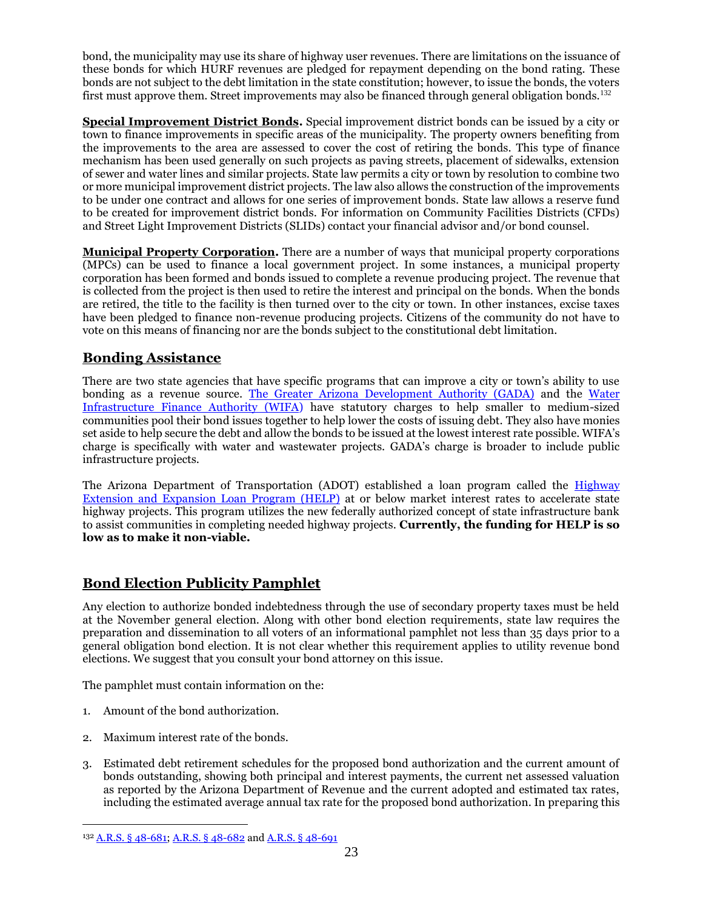bond, the municipality may use its share of highway user revenues. There are limitations on the issuance of these bonds for which HURF revenues are pledged for repayment depending on the bond rating. These bonds are not subject to the debt limitation in the state constitution; however, to issue the bonds, the voters first must approve them. Street improvements may also be financed through general obligation bonds.[132]

**Special Improvement District Bonds.** Special improvement district bonds can be issued by a city or town to finance improvements in specific areas of the municipality. The property owners benefiting from the improvements to the area are assessed to cover the cost of retiring the bonds. This type of finance mechanism has been used generally on such projects as paving streets, placement of sidewalks, extension of sewer and water lines and similar projects. State law permits a city or town by resolution to combine two or more municipal improvement district projects. The law also allows the construction of the improvements to be under one contract and allows for one series of improvement bonds. State law allows a reserve fund to be created for improvement district bonds. For information on Community Facilities Districts (CFDs) and Street Light Improvement Districts (SLIDs) contact your financial advisor and/or bond counsel.

**Municipal Property Corporation.** There are a number of ways that municipal property corporations (MPCs) can be used to finance a local government project. In some instances, a municipal property corporation has been formed and bonds issued to complete a revenue producing project. The revenue that is collected from the project is then used to retire the interest and principal on the bonds. When the bonds are retired, the title to the facility is then turned over to the city or town. In other instances, excise taxes have been pledged to finance non-revenue producing projects. Citizens of the community do not have to vote on this means of financing nor are the bonds subject to the constitutional debt limitation.

## Bonding Assistance

There are two state agencies that have specific programs that can improve a city or town's ability to use bonding as a revenue source. The Greater Arizona Development Authority (GADA) and the Water Infrastructure Finance Authority (WIFA) have statutory charges to help smaller to medium-sized communities pool their bond issues together to help lower the costs of issuing debt. They also have monies set aside to help secure the debt and allow the bonds to be issued at the lowest interest rate possible. WIFA's charge is specifically with water and wastewater projects. GADA's charge is broader to include public infrastructure projects.

The Arizona Department of Transportation (ADOT) established a loan program called the Highway Extension and Expansion Loan Program (HELP) at or below market interest rates to accelerate state highway projects. This program utilizes the new federally authorized concept of state infrastructure bank to assist communities in completing needed highway projects. **Currently, the funding for HELP is so low as to make it non-viable.**

## Bond Election Publicity Pamphlet

Any election to authorize bonded indebtedness through the use of secondary property taxes must be held at the November general election. Along with other bond election requirements, state law requires the preparation and dissemination to all voters of an informational pamphlet not less than 35 days prior to a general obligation bond election. It is not clear whether this requirement applies to utility revenue bond elections. We suggest that you consult your bond attorney on this issue.

The pamphlet must contain information on the:

1. Amount of the bond authorization.
2. Maximum interest rate of the bonds.
3. Estimated debt retirement schedules for the proposed bond authorization and the current amount of bonds outstanding, showing both principal and interest payments, the current net assessed valuation as reported by the Arizona Department of Revenue and the current adopted and estimated tax rates, including the estimated average annual tax rate for the proposed bond authorization. In preparing this

[132] A.R.S. § 48-681; A.R.S. § 48-682 and A.R.S. § 48-691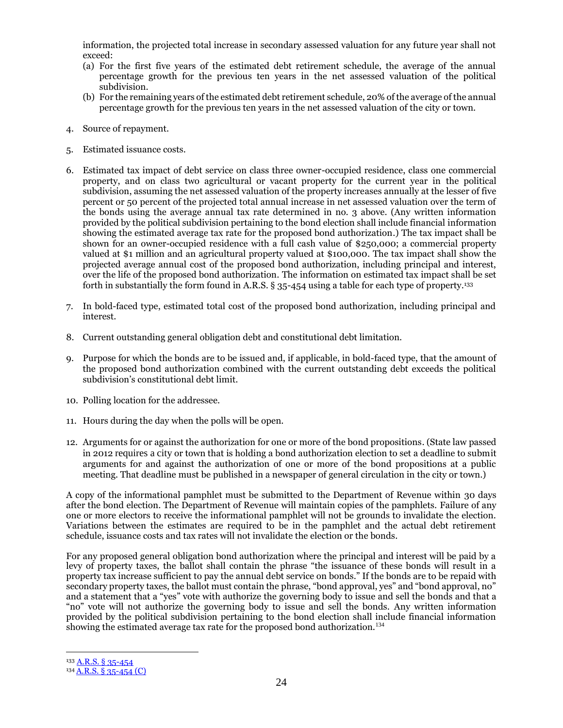information, the projected total increase in secondary assessed valuation for any future year shall not exceed:

(a) For the first five years of the estimated debt retirement schedule, the average of the annual percentage growth for the previous ten years in the net assessed valuation of the political subdivision.

(b) For the remaining years of the estimated debt retirement schedule, 20% of the average of the annual percentage growth for the previous ten years in the net assessed valuation of the city or town.

4. Source of repayment.

5. Estimated issuance costs.

6. Estimated tax impact of debt service on class three owner-occupied residence, class one commercial property, and on class two agricultural or vacant property for the current year in the political subdivision, assuming the net assessed valuation of the property increases annually at the lesser of five percent or 50 percent of the projected total annual increase in net assessed valuation over the term of the bonds using the average annual tax rate determined in no. 3 above. (Any written information provided by the political subdivision pertaining to the bond election shall include financial information showing the estimated average tax rate for the proposed bond authorization.) The tax impact shall be shown for an owner-occupied residence with a full cash value of $250,000; a commercial property valued at $1 million and an agricultural property valued at $100,000. The tax impact shall show the projected average annual cost of the proposed bond authorization, including principal and interest, over the life of the proposed bond authorization. The information on estimated tax impact shall be set forth in substantially the form found in A.R.S. § 35-454 using a table for each type of property.[133]

7. In bold-faced type, estimated total cost of the proposed bond authorization, including principal and interest.

8. Current outstanding general obligation debt and constitutional debt limitation.

9. Purpose for which the bonds are to be issued and, if applicable, in bold-faced type, that the amount of the proposed bond authorization combined with the current outstanding debt exceeds the political subdivision's constitutional debt limit.

10. Polling location for the addressee.

11. Hours during the day when the polls will be open.

12. Arguments for or against the authorization for one or more of the bond propositions. (State law passed in 2012 requires a city or town that is holding a bond authorization election to set a deadline to submit arguments for and against the authorization of one or more of the bond propositions at a public meeting. That deadline must be published in a newspaper of general circulation in the city or town.)

A copy of the informational pamphlet must be submitted to the Department of Revenue within 30 days after the bond election. The Department of Revenue will maintain copies of the pamphlets. Failure of any one or more electors to receive the informational pamphlet will not be grounds to invalidate the election. Variations between the estimates are required to be in the pamphlet and the actual debt retirement schedule, issuance costs and tax rates will not invalidate the election or the bonds.

For any proposed general obligation bond authorization where the principal and interest will be paid by a levy of property taxes, the ballot shall contain the phrase "the issuance of these bonds will result in a property tax increase sufficient to pay the annual debt service on bonds." If the bonds are to be repaid with secondary property taxes, the ballot must contain the phrase, "bond approval, yes" and "bond approval, no" and a statement that a "yes" vote with authorize the governing body to issue and sell the bonds and that a "no" vote will not authorize the governing body to issue and sell the bonds. Any written information provided by the political subdivision pertaining to the bond election shall include financial information showing the estimated average tax rate for the proposed bond authorization.[134]

---

[133] A.R.S. § 35-454

[134] A.R.S. § 35-454 (C)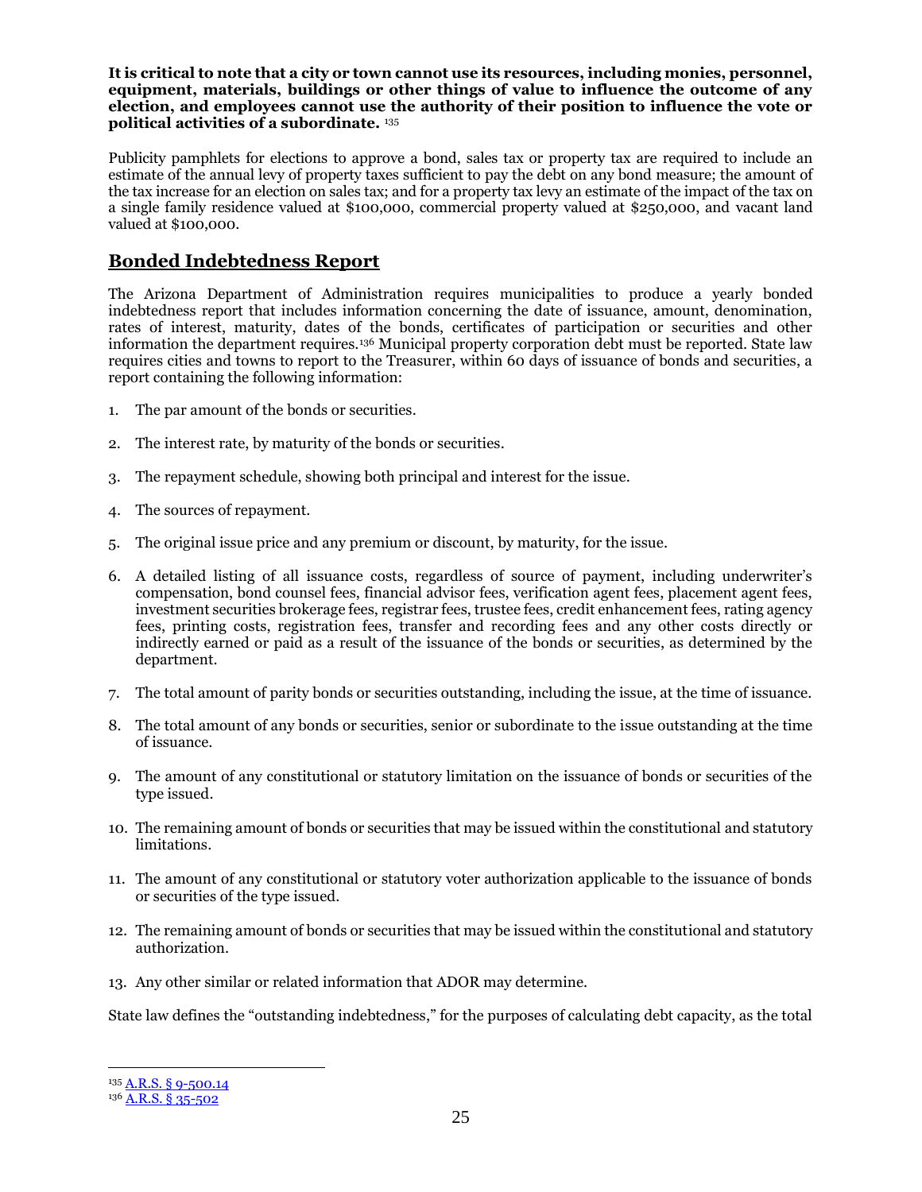**It is critical to note that a city or town cannot use its resources, including monies, personnel, equipment, materials, buildings or other things of value to influence the outcome of any election, and employees cannot use the authority of their position to influence the vote or political activities of a subordinate.** [135]

Publicity pamphlets for elections to approve a bond, sales tax or property tax are required to include an estimate of the annual levy of property taxes sufficient to pay the debt on any bond measure; the amount of the tax increase for an election on sales tax; and for a property tax levy an estimate of the impact of the tax on a single family residence valued at $100,000, commercial property valued at $250,000, and vacant land valued at $100,000.

## Bonded Indebtedness Report

The Arizona Department of Administration requires municipalities to produce a yearly bonded indebtedness report that includes information concerning the date of issuance, amount, denomination, rates of interest, maturity, dates of the bonds, certificates of participation or securities and other information the department requires.[136] Municipal property corporation debt must be reported. State law requires cities and towns to report to the Treasurer, within 60 days of issuance of bonds and securities, a report containing the following information:

1. The par amount of the bonds or securities.
2. The interest rate, by maturity of the bonds or securities.
3. The repayment schedule, showing both principal and interest for the issue.
4. The sources of repayment.
5. The original issue price and any premium or discount, by maturity, for the issue.
6. A detailed listing of all issuance costs, regardless of source of payment, including underwriter's compensation, bond counsel fees, financial advisor fees, verification agent fees, placement agent fees, investment securities brokerage fees, registrar fees, trustee fees, credit enhancement fees, rating agency fees, printing costs, registration fees, transfer and recording fees and any other costs directly or indirectly earned or paid as a result of the issuance of the bonds or securities, as determined by the department.
7. The total amount of parity bonds or securities outstanding, including the issue, at the time of issuance.
8. The total amount of any bonds or securities, senior or subordinate to the issue outstanding at the time of issuance.
9. The amount of any constitutional or statutory limitation on the issuance of bonds or securities of the type issued.
10. The remaining amount of bonds or securities that may be issued within the constitutional and statutory limitations.
11. The amount of any constitutional or statutory voter authorization applicable to the issuance of bonds or securities of the type issued.
12. The remaining amount of bonds or securities that may be issued within the constitutional and statutory authorization.
13. Any other similar or related information that ADOR may determine.

State law defines the "outstanding indebtedness," for the purposes of calculating debt capacity, as the total

[135] A.R.S. § 9-500.14

[136] A.R.S. § 35-502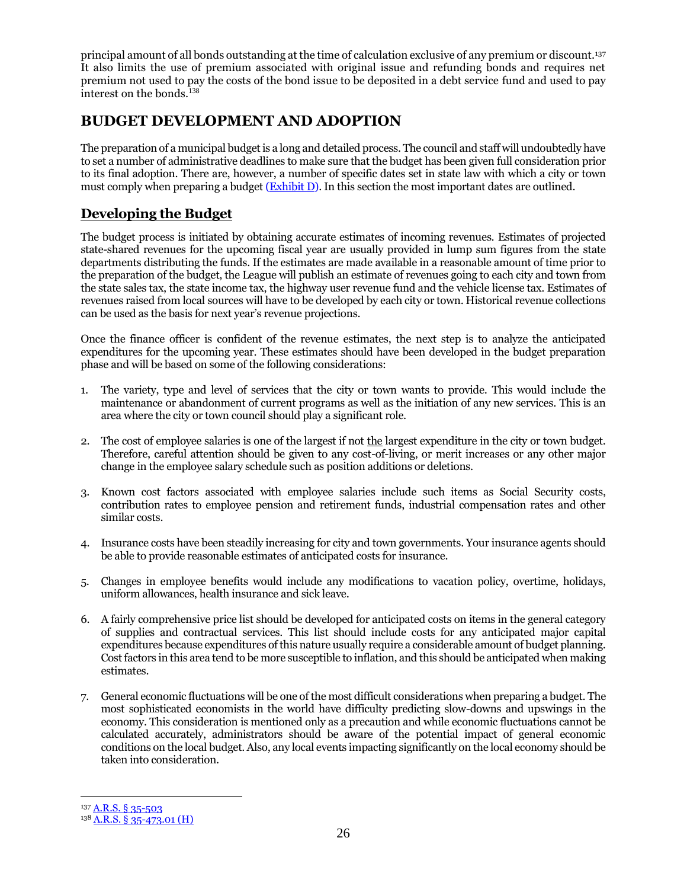principal amount of all bonds outstanding at the time of calculation exclusive of any premium or discount.[137] It also limits the use of premium associated with original issue and refunding bonds and requires net premium not used to pay the costs of the bond issue to be deposited in a debt service fund and used to pay interest on the bonds.[138]

# BUDGET DEVELOPMENT AND ADOPTION

The preparation of a municipal budget is a long and detailed process. The council and staff will undoubtedly have to set a number of administrative deadlines to make sure that the budget has been given full consideration prior to its final adoption. There are, however, a number of specific dates set in state law with which a city or town must comply when preparing a budget (Exhibit D). In this section the most important dates are outlined.

## Developing the Budget

The budget process is initiated by obtaining accurate estimates of incoming revenues. Estimates of projected state-shared revenues for the upcoming fiscal year are usually provided in lump sum figures from the state departments distributing the funds. If the estimates are made available in a reasonable amount of time prior to the preparation of the budget, the League will publish an estimate of revenues going to each city and town from the state sales tax, the state income tax, the highway user revenue fund and the vehicle license tax. Estimates of revenues raised from local sources will have to be developed by each city or town. Historical revenue collections can be used as the basis for next year's revenue projections.

Once the finance officer is confident of the revenue estimates, the next step is to analyze the anticipated expenditures for the upcoming year. These estimates should have been developed in the budget preparation phase and will be based on some of the following considerations:

1. The variety, type and level of services that the city or town wants to provide. This would include the maintenance or abandonment of current programs as well as the initiation of any new services. This is an area where the city or town council should play a significant role.

2. The cost of employee salaries is one of the largest if not the largest expenditure in the city or town budget. Therefore, careful attention should be given to any cost-of-living, or merit increases or any other major change in the employee salary schedule such as position additions or deletions.

3. Known cost factors associated with employee salaries include such items as Social Security costs, contribution rates to employee pension and retirement funds, industrial compensation rates and other similar costs.

4. Insurance costs have been steadily increasing for city and town governments. Your insurance agents should be able to provide reasonable estimates of anticipated costs for insurance.

5. Changes in employee benefits would include any modifications to vacation policy, overtime, holidays, uniform allowances, health insurance and sick leave.

6. A fairly comprehensive price list should be developed for anticipated costs on items in the general category of supplies and contractual services. This list should include costs for any anticipated major capital expenditures because expenditures of this nature usually require a considerable amount of budget planning. Cost factors in this area tend to be more susceptible to inflation, and this should be anticipated when making estimates.

7. General economic fluctuations will be one of the most difficult considerations when preparing a budget. The most sophisticated economists in the world have difficulty predicting slow-downs and upswings in the economy. This consideration is mentioned only as a precaution and while economic fluctuations cannot be calculated accurately, administrators should be aware of the potential impact of general economic conditions on the local budget. Also, any local events impacting significantly on the local economy should be taken into consideration.

---

[137] A.R.S. § 35-503

[138] A.R.S. § 35-473.01 (H)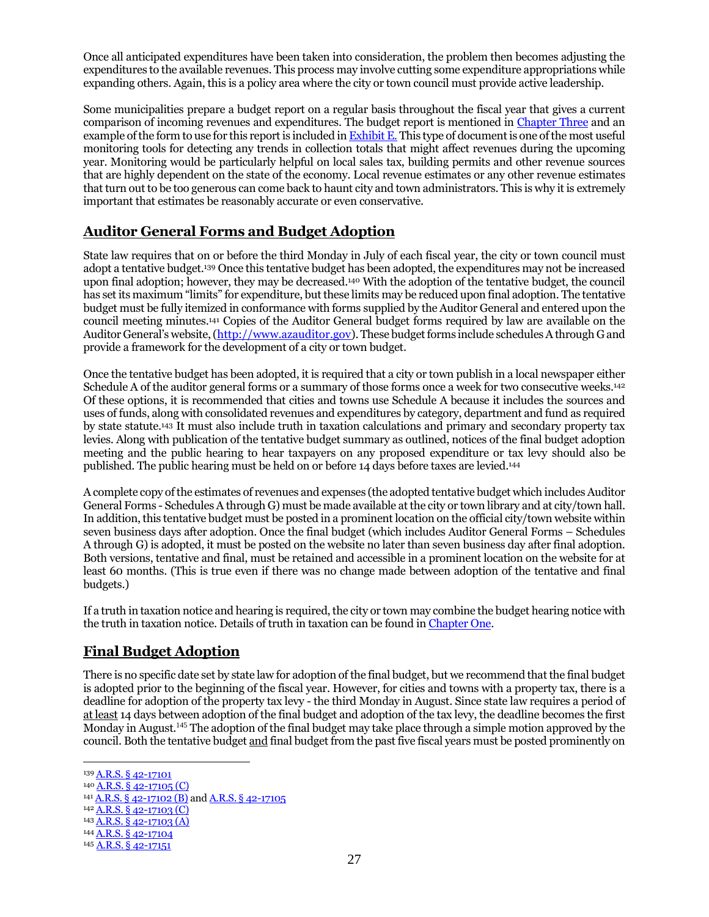Once all anticipated expenditures have been taken into consideration, the problem then becomes adjusting the expenditures to the available revenues. This process may involve cutting some expenditure appropriations while expanding others. Again, this is a policy area where the city or town council must provide active leadership.

Some municipalities prepare a budget report on a regular basis throughout the fiscal year that gives a current comparison of incoming revenues and expenditures. The budget report is mentioned in Chapter Three and an example of the form to use for this report is included in Exhibit E. This type of document is one of the most useful monitoring tools for detecting any trends in collection totals that might affect revenues during the upcoming year. Monitoring would be particularly helpful on local sales tax, building permits and other revenue sources that are highly dependent on the state of the economy. Local revenue estimates or any other revenue estimates that turn out to be too generous can come back to haunt city and town administrators. This is why it is extremely important that estimates be reasonably accurate or even conservative.

## Auditor General Forms and Budget Adoption

State law requires that on or before the third Monday in July of each fiscal year, the city or town council must adopt a tentative budget.[139] Once this tentative budget has been adopted, the expenditures may not be increased upon final adoption; however, they may be decreased.[140] With the adoption of the tentative budget, the council has set its maximum "limits" for expenditure, but these limits may be reduced upon final adoption. The tentative budget must be fully itemized in conformance with forms supplied by the Auditor General and entered upon the council meeting minutes.[141] Copies of the Auditor General budget forms required by law are available on the Auditor General's website, (http://www.azauditor.gov). These budget forms include schedules A through G and provide a framework for the development of a city or town budget.

Once the tentative budget has been adopted, it is required that a city or town publish in a local newspaper either Schedule A of the auditor general forms or a summary of those forms once a week for two consecutive weeks.[142] Of these options, it is recommended that cities and towns use Schedule A because it includes the sources and uses of funds, along with consolidated revenues and expenditures by category, department and fund as required by state statute.[143] It must also include truth in taxation calculations and primary and secondary property tax levies. Along with publication of the tentative budget summary as outlined, notices of the final budget adoption meeting and the public hearing to hear taxpayers on any proposed expenditure or tax levy should also be published. The public hearing must be held on or before 14 days before taxes are levied.[144]

A complete copy of the estimates of revenues and expenses (the adopted tentative budget which includes Auditor General Forms - Schedules A through G) must be made available at the city or town library and at city/town hall. In addition, this tentative budget must be posted in a prominent location on the official city/town website within seven business days after adoption. Once the final budget (which includes Auditor General Forms – Schedules A through G) is adopted, it must be posted on the website no later than seven business day after final adoption. Both versions, tentative and final, must be retained and accessible in a prominent location on the website for at least 60 months. (This is true even if there was no change made between adoption of the tentative and final budgets.)

If a truth in taxation notice and hearing is required, the city or town may combine the budget hearing notice with the truth in taxation notice. Details of truth in taxation can be found in Chapter One.

## Final Budget Adoption

There is no specific date set by state law for adoption of the final budget, but we recommend that the final budget is adopted prior to the beginning of the fiscal year. However, for cities and towns with a property tax, there is a deadline for adoption of the property tax levy - the third Monday in August. Since state law requires a period of at least 14 days between adoption of the final budget and adoption of the tax levy, the deadline becomes the first Monday in August.[145] The adoption of the final budget may take place through a simple motion approved by the council. Both the tentative budget and final budget from the past five fiscal years must be posted prominently on

---

[139] A.R.S. § 42-17101
[140] A.R.S. § 42-17105 (C)
[141] A.R.S. § 42-17102 (B) and A.R.S. § 42-17105
[142] A.R.S. § 42-17103 (C)
[143] A.R.S. § 42-17103 (A)
[144] A.R.S. § 42-17104
[145] A.R.S. § 42-17151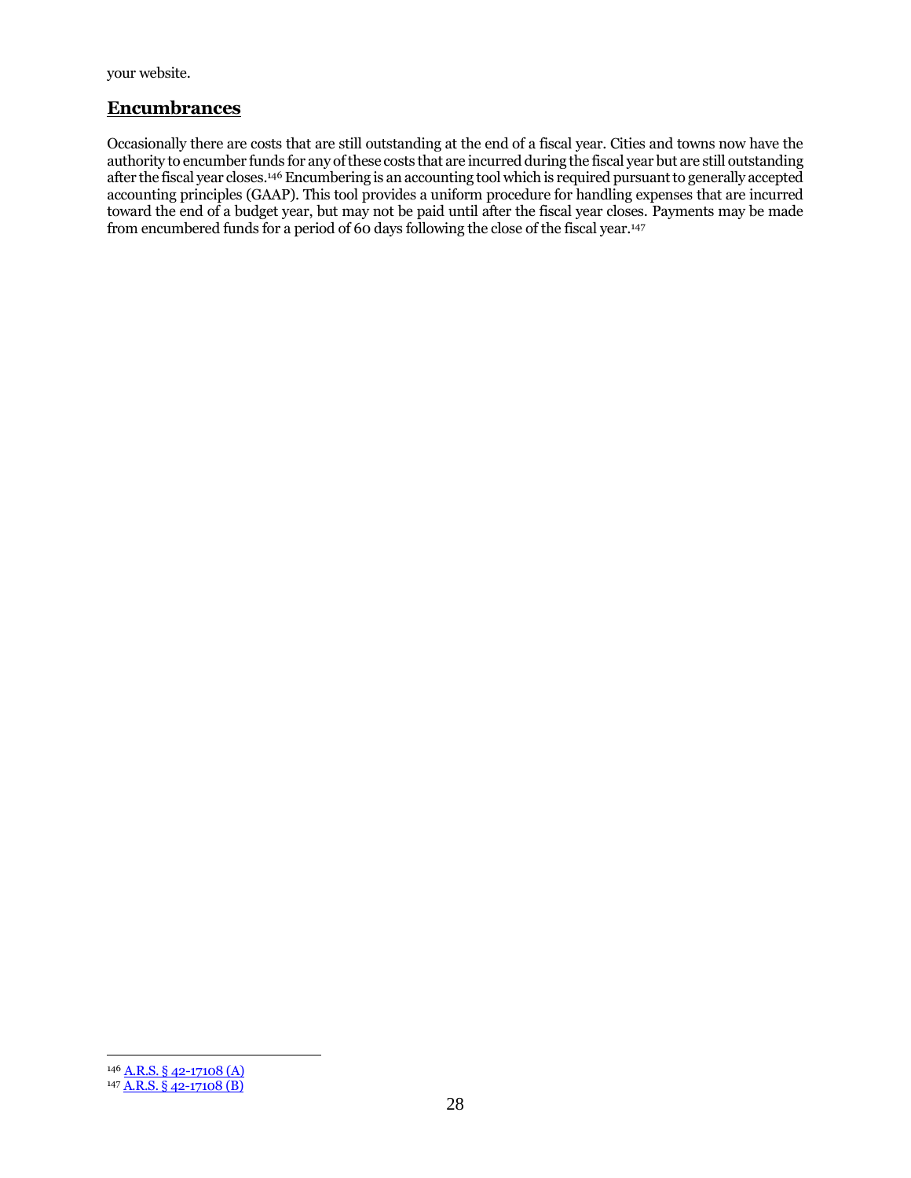your website.

## Encumbrances

Occasionally there are costs that are still outstanding at the end of a fiscal year. Cities and towns now have the authority to encumber funds for any of these costs that are incurred during the fiscal year but are still outstanding after the fiscal year closes.[146] Encumbering is an accounting tool which is required pursuant to generally accepted accounting principles (GAAP). This tool provides a uniform procedure for handling expenses that are incurred toward the end of a budget year, but may not be paid until after the fiscal year closes. Payments may be made from encumbered funds for a period of 60 days following the close of the fiscal year.[147]

---

[146] A.R.S. § 42-17108 (A)

[147] A.R.S. § 42-17108 (B)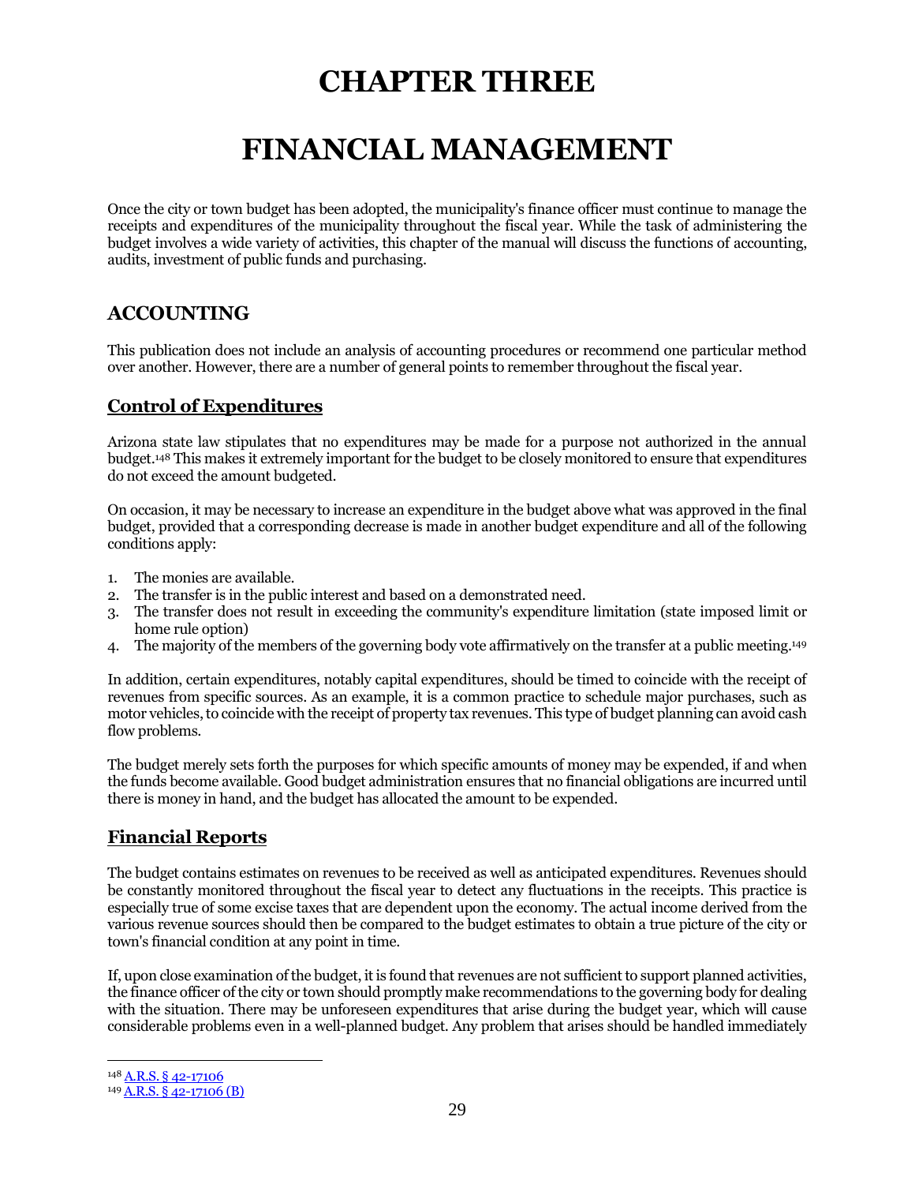# CHAPTER THREE

# FINANCIAL MANAGEMENT

Once the city or town budget has been adopted, the municipality's finance officer must continue to manage the receipts and expenditures of the municipality throughout the fiscal year. While the task of administering the budget involves a wide variety of activities, this chapter of the manual will discuss the functions of accounting, audits, investment of public funds and purchasing.

## ACCOUNTING

This publication does not include an analysis of accounting procedures or recommend one particular method over another. However, there are a number of general points to remember throughout the fiscal year.

### Control of Expenditures

Arizona state law stipulates that no expenditures may be made for a purpose not authorized in the annual budget.[148] This makes it extremely important for the budget to be closely monitored to ensure that expenditures do not exceed the amount budgeted.

On occasion, it may be necessary to increase an expenditure in the budget above what was approved in the final budget, provided that a corresponding decrease is made in another budget expenditure and all of the following conditions apply:

1. The monies are available.
2. The transfer is in the public interest and based on a demonstrated need.
3. The transfer does not result in exceeding the community's expenditure limitation (state imposed limit or home rule option)
4. The majority of the members of the governing body vote affirmatively on the transfer at a public meeting.[149]

In addition, certain expenditures, notably capital expenditures, should be timed to coincide with the receipt of revenues from specific sources. As an example, it is a common practice to schedule major purchases, such as motor vehicles, to coincide with the receipt of property tax revenues. This type of budget planning can avoid cash flow problems.

The budget merely sets forth the purposes for which specific amounts of money may be expended, if and when the funds become available. Good budget administration ensures that no financial obligations are incurred until there is money in hand, and the budget has allocated the amount to be expended.

### Financial Reports

The budget contains estimates on revenues to be received as well as anticipated expenditures. Revenues should be constantly monitored throughout the fiscal year to detect any fluctuations in the receipts. This practice is especially true of some excise taxes that are dependent upon the economy. The actual income derived from the various revenue sources should then be compared to the budget estimates to obtain a true picture of the city or town's financial condition at any point in time.

If, upon close examination of the budget, it is found that revenues are not sufficient to support planned activities, the finance officer of the city or town should promptly make recommendations to the governing body for dealing with the situation. There may be unforeseen expenditures that arise during the budget year, which will cause considerable problems even in a well-planned budget. Any problem that arises should be handled immediately

---

[148] A.R.S. § 42-17106

[149] A.R.S. § 42-17106 (B)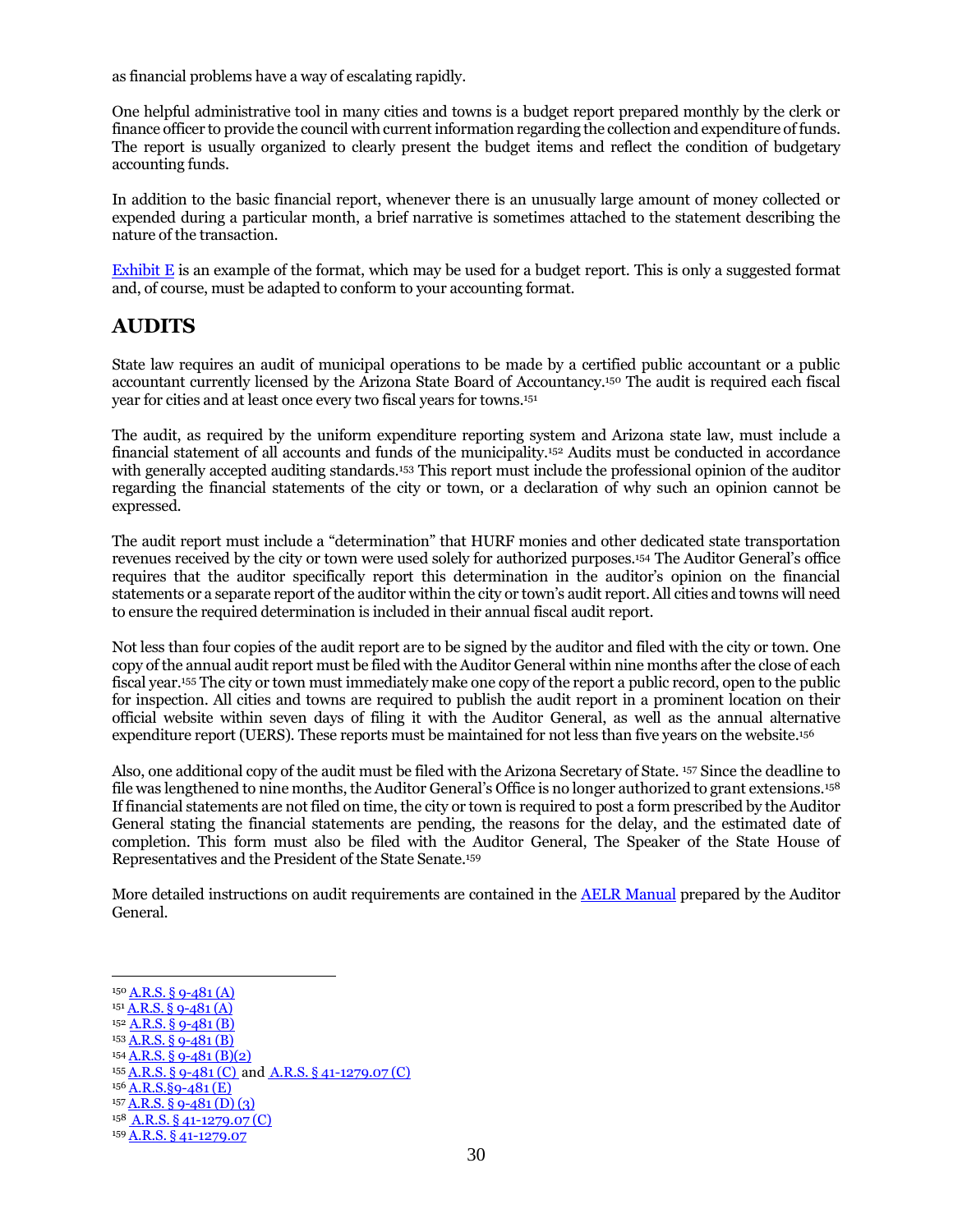as financial problems have a way of escalating rapidly.

One helpful administrative tool in many cities and towns is a budget report prepared monthly by the clerk or finance officer to provide the council with current information regarding the collection and expenditure of funds. The report is usually organized to clearly present the budget items and reflect the condition of budgetary accounting funds.

In addition to the basic financial report, whenever there is an unusually large amount of money collected or expended during a particular month, a brief narrative is sometimes attached to the statement describing the nature of the transaction.

Exhibit E is an example of the format, which may be used for a budget report. This is only a suggested format and, of course, must be adapted to conform to your accounting format.

## AUDITS

State law requires an audit of municipal operations to be made by a certified public accountant or a public accountant currently licensed by the Arizona State Board of Accountancy.[150] The audit is required each fiscal year for cities and at least once every two fiscal years for towns.[151]

The audit, as required by the uniform expenditure reporting system and Arizona state law, must include a financial statement of all accounts and funds of the municipality.[152] Audits must be conducted in accordance with generally accepted auditing standards.[153] This report must include the professional opinion of the auditor regarding the financial statements of the city or town, or a declaration of why such an opinion cannot be expressed.

The audit report must include a "determination" that HURF monies and other dedicated state transportation revenues received by the city or town were used solely for authorized purposes.[154] The Auditor General's office requires that the auditor specifically report this determination in the auditor's opinion on the financial statements or a separate report of the auditor within the city or town's audit report. All cities and towns will need to ensure the required determination is included in their annual fiscal audit report.

Not less than four copies of the audit report are to be signed by the auditor and filed with the city or town. One copy of the annual audit report must be filed with the Auditor General within nine months after the close of each fiscal year.[155] The city or town must immediately make one copy of the report a public record, open to the public for inspection. All cities and towns are required to publish the audit report in a prominent location on their official website within seven days of filing it with the Auditor General, as well as the annual alternative expenditure report (UERS). These reports must be maintained for not less than five years on the website.[156]

Also, one additional copy of the audit must be filed with the Arizona Secretary of State. [157] Since the deadline to file was lengthened to nine months, the Auditor General's Office is no longer authorized to grant extensions.[158] If financial statements are not filed on time, the city or town is required to post a form prescribed by the Auditor General stating the financial statements are pending, the reasons for the delay, and the estimated date of completion. This form must also be filed with the Auditor General, The Speaker of the State House of Representatives and the President of the State Senate.[159]

More detailed instructions on audit requirements are contained in the AELR Manual prepared by the Auditor General.

---

[150] A.R.S. § 9-481 (A)
[151] A.R.S. § 9-481 (A)
[152] A.R.S. § 9-481 (B)
[153] A.R.S. § 9-481 (B)
[154] A.R.S. § 9-481 (B)(2)
[155] A.R.S. § 9-481 (C) and A.R.S. § 41-1279.07 (C)
[156] A.R.S.§9-481 (E)
[157] A.R.S. § 9-481 (D) (3)
[158] A.R.S. § 41-1279.07 (C)
[159] A.R.S. § 41-1279.07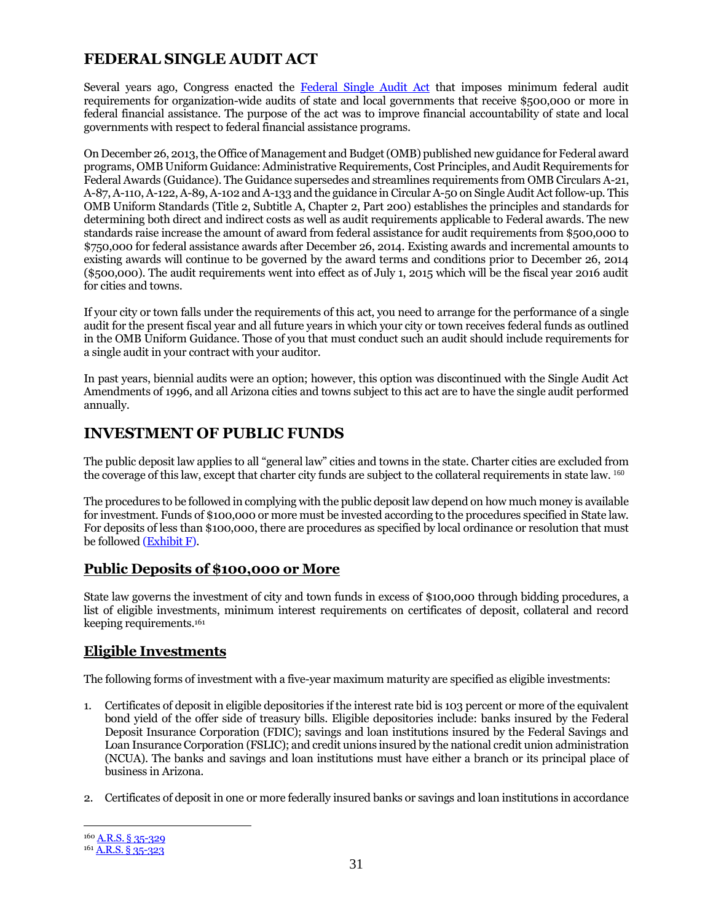## FEDERAL SINGLE AUDIT ACT

Several years ago, Congress enacted the Federal Single Audit Act that imposes minimum federal audit requirements for organization-wide audits of state and local governments that receive $500,000 or more in federal financial assistance. The purpose of the act was to improve financial accountability of state and local governments with respect to federal financial assistance programs.

On December 26, 2013, the Office of Management and Budget (OMB) published new guidance for Federal award programs, OMB Uniform Guidance: Administrative Requirements, Cost Principles, and Audit Requirements for Federal Awards (Guidance). The Guidance supersedes and streamlines requirements from OMB Circulars A-21, A-87, A-110, A-122, A-89, A-102 and A-133 and the guidance in Circular A-50 on Single Audit Act follow-up. This OMB Uniform Standards (Title 2, Subtitle A, Chapter 2, Part 200) establishes the principles and standards for determining both direct and indirect costs as well as audit requirements applicable to Federal awards. The new standards raise increase the amount of award from federal assistance for audit requirements from $500,000 to $750,000 for federal assistance awards after December 26, 2014. Existing awards and incremental amounts to existing awards will continue to be governed by the award terms and conditions prior to December 26, 2014 ($500,000). The audit requirements went into effect as of July 1, 2015 which will be the fiscal year 2016 audit for cities and towns.

If your city or town falls under the requirements of this act, you need to arrange for the performance of a single audit for the present fiscal year and all future years in which your city or town receives federal funds as outlined in the OMB Uniform Guidance. Those of you that must conduct such an audit should include requirements for a single audit in your contract with your auditor.

In past years, biennial audits were an option; however, this option was discontinued with the Single Audit Act Amendments of 1996, and all Arizona cities and towns subject to this act are to have the single audit performed annually.

## INVESTMENT OF PUBLIC FUNDS

The public deposit law applies to all "general law" cities and towns in the state. Charter cities are excluded from the coverage of this law, except that charter city funds are subject to the collateral requirements in state law. [160]

The procedures to be followed in complying with the public deposit law depend on how much money is available for investment. Funds of $100,000 or more must be invested according to the procedures specified in State law. For deposits of less than $100,000, there are procedures as specified by local ordinance or resolution that must be followed (Exhibit F).

### Public Deposits of $100,000 or More

State law governs the investment of city and town funds in excess of $100,000 through bidding procedures, a list of eligible investments, minimum interest requirements on certificates of deposit, collateral and record keeping requirements.[161]

### Eligible Investments

The following forms of investment with a five-year maximum maturity are specified as eligible investments:

1. Certificates of deposit in eligible depositories if the interest rate bid is 103 percent or more of the equivalent bond yield of the offer side of treasury bills. Eligible depositories include: banks insured by the Federal Deposit Insurance Corporation (FDIC); savings and loan institutions insured by the Federal Savings and Loan Insurance Corporation (FSLIC); and credit unions insured by the national credit union administration (NCUA). The banks and savings and loan institutions must have either a branch or its principal place of business in Arizona.

2. Certificates of deposit in one or more federally insured banks or savings and loan institutions in accordance

---

[160] A.R.S. § 35-329

[161] A.R.S. § 35-323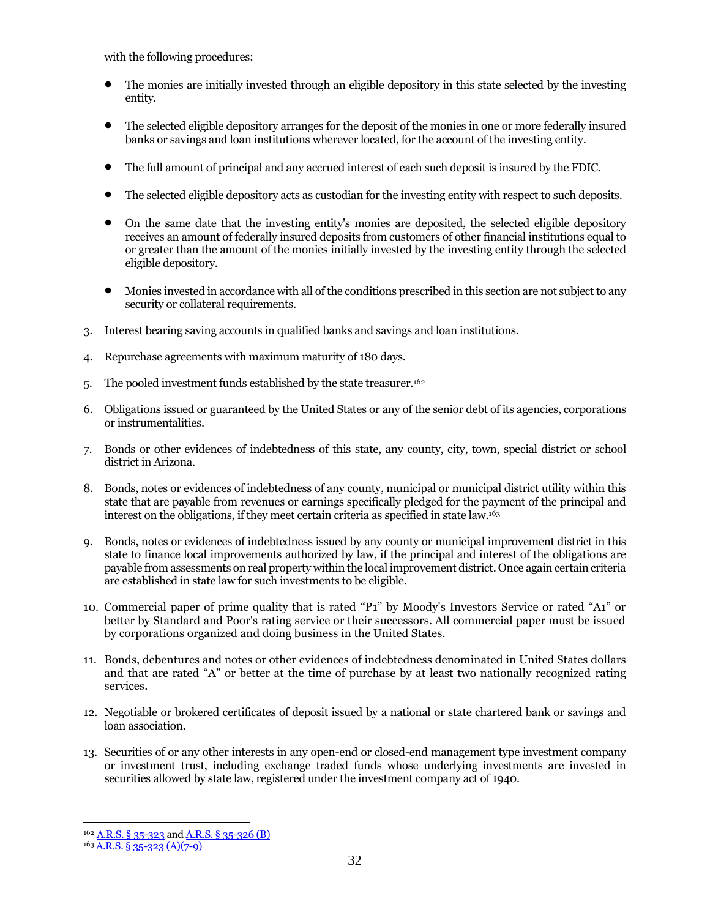with the following procedures:

- The monies are initially invested through an eligible depository in this state selected by the investing entity.
- The selected eligible depository arranges for the deposit of the monies in one or more federally insured banks or savings and loan institutions wherever located, for the account of the investing entity.
- The full amount of principal and any accrued interest of each such deposit is insured by the FDIC.
- The selected eligible depository acts as custodian for the investing entity with respect to such deposits.
- On the same date that the investing entity's monies are deposited, the selected eligible depository receives an amount of federally insured deposits from customers of other financial institutions equal to or greater than the amount of the monies initially invested by the investing entity through the selected eligible depository.
- Monies invested in accordance with all of the conditions prescribed in this section are not subject to any security or collateral requirements.

3. Interest bearing saving accounts in qualified banks and savings and loan institutions.
4. Repurchase agreements with maximum maturity of 180 days.
5. The pooled investment funds established by the state treasurer.[162]
6. Obligations issued or guaranteed by the United States or any of the senior debt of its agencies, corporations or instrumentalities.
7. Bonds or other evidences of indebtedness of this state, any county, city, town, special district or school district in Arizona.
8. Bonds, notes or evidences of indebtedness of any county, municipal or municipal district utility within this state that are payable from revenues or earnings specifically pledged for the payment of the principal and interest on the obligations, if they meet certain criteria as specified in state law.[163]
9. Bonds, notes or evidences of indebtedness issued by any county or municipal improvement district in this state to finance local improvements authorized by law, if the principal and interest of the obligations are payable from assessments on real property within the local improvement district. Once again certain criteria are established in state law for such investments to be eligible.
10. Commercial paper of prime quality that is rated "P1" by Moody's Investors Service or rated "A1" or better by Standard and Poor's rating service or their successors. All commercial paper must be issued by corporations organized and doing business in the United States.
11. Bonds, debentures and notes or other evidences of indebtedness denominated in United States dollars and that are rated "A" or better at the time of purchase by at least two nationally recognized rating services.
12. Negotiable or brokered certificates of deposit issued by a national or state chartered bank or savings and loan association.
13. Securities of or any other interests in any open-end or closed-end management type investment company or investment trust, including exchange traded funds whose underlying investments are invested in securities allowed by state law, registered under the investment company act of 1940.

---

[162] A.R.S. § 35-323 and A.R.S. § 35-326 (B)

[163] A.R.S. § 35-323 (A)(7-9)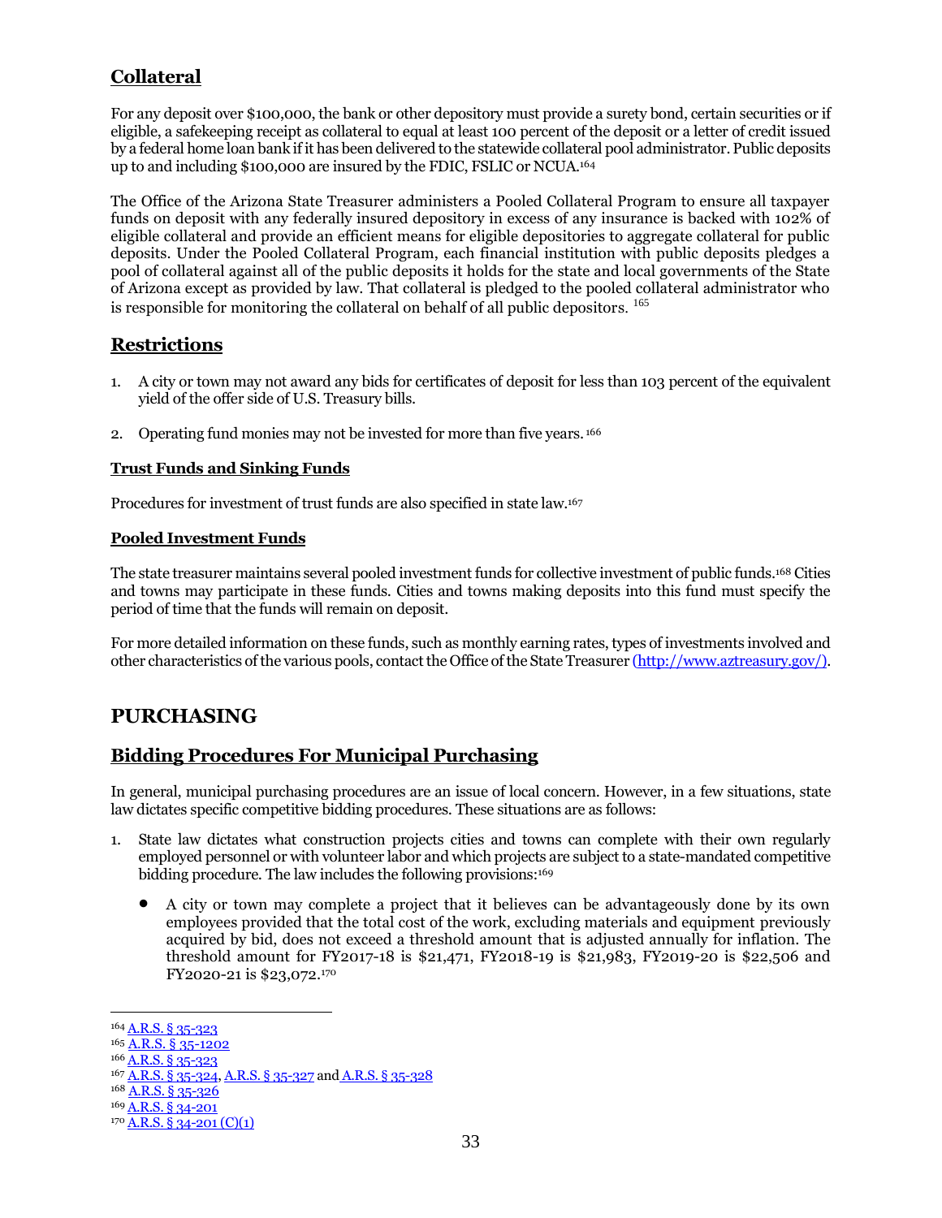## Collateral

For any deposit over $100,000, the bank or other depository must provide a surety bond, certain securities or if eligible, a safekeeping receipt as collateral to equal at least 100 percent of the deposit or a letter of credit issued by a federal home loan bank if it has been delivered to the statewide collateral pool administrator. Public deposits up to and including $100,000 are insured by the FDIC, FSLIC or NCUA.[164]

The Office of the Arizona State Treasurer administers a Pooled Collateral Program to ensure all taxpayer funds on deposit with any federally insured depository in excess of any insurance is backed with 102% of eligible collateral and provide an efficient means for eligible depositories to aggregate collateral for public deposits. Under the Pooled Collateral Program, each financial institution with public deposits pledges a pool of collateral against all of the public deposits it holds for the state and local governments of the State of Arizona except as provided by law. That collateral is pledged to the pooled collateral administrator who is responsible for monitoring the collateral on behalf of all public depositors. [165]

## Restrictions

1. A city or town may not award any bids for certificates of deposit for less than 103 percent of the equivalent yield of the offer side of U.S. Treasury bills.
2. Operating fund monies may not be invested for more than five years. [166]

### Trust Funds and Sinking Funds

Procedures for investment of trust funds are also specified in state law.[167]

### Pooled Investment Funds

The state treasurer maintains several pooled investment funds for collective investment of public funds.[168] Cities and towns may participate in these funds. Cities and towns making deposits into this fund must specify the period of time that the funds will remain on deposit.

For more detailed information on these funds, such as monthly earning rates, types of investments involved and other characteristics of the various pools, contact the Office of the State Treasurer (http://www.aztreasury.gov/).

# PURCHASING

## Bidding Procedures For Municipal Purchasing

In general, municipal purchasing procedures are an issue of local concern. However, in a few situations, state law dictates specific competitive bidding procedures. These situations are as follows:

1. State law dictates what construction projects cities and towns can complete with their own regularly employed personnel or with volunteer labor and which projects are subject to a state-mandated competitive bidding procedure. The law includes the following provisions:[169]
   - A city or town may complete a project that it believes can be advantageously done by its own employees provided that the total cost of the work, excluding materials and equipment previously acquired by bid, does not exceed a threshold amount that is adjusted annually for inflation. The threshold amount for FY2017-18 is $21,471, FY2018-19 is $21,983, FY2019-20 is $22,506 and FY2020-21 is $23,072.[170]

---

[164] A.R.S. § 35-323
[165] A.R.S. § 35-1202
[166] A.R.S. § 35-323
[167] A.R.S. § 35-324, A.R.S. § 35-327 and A.R.S. § 35-328
[168] A.R.S. § 35-326
[169] A.R.S. § 34-201
[170] A.R.S. § 34-201 (C)(1)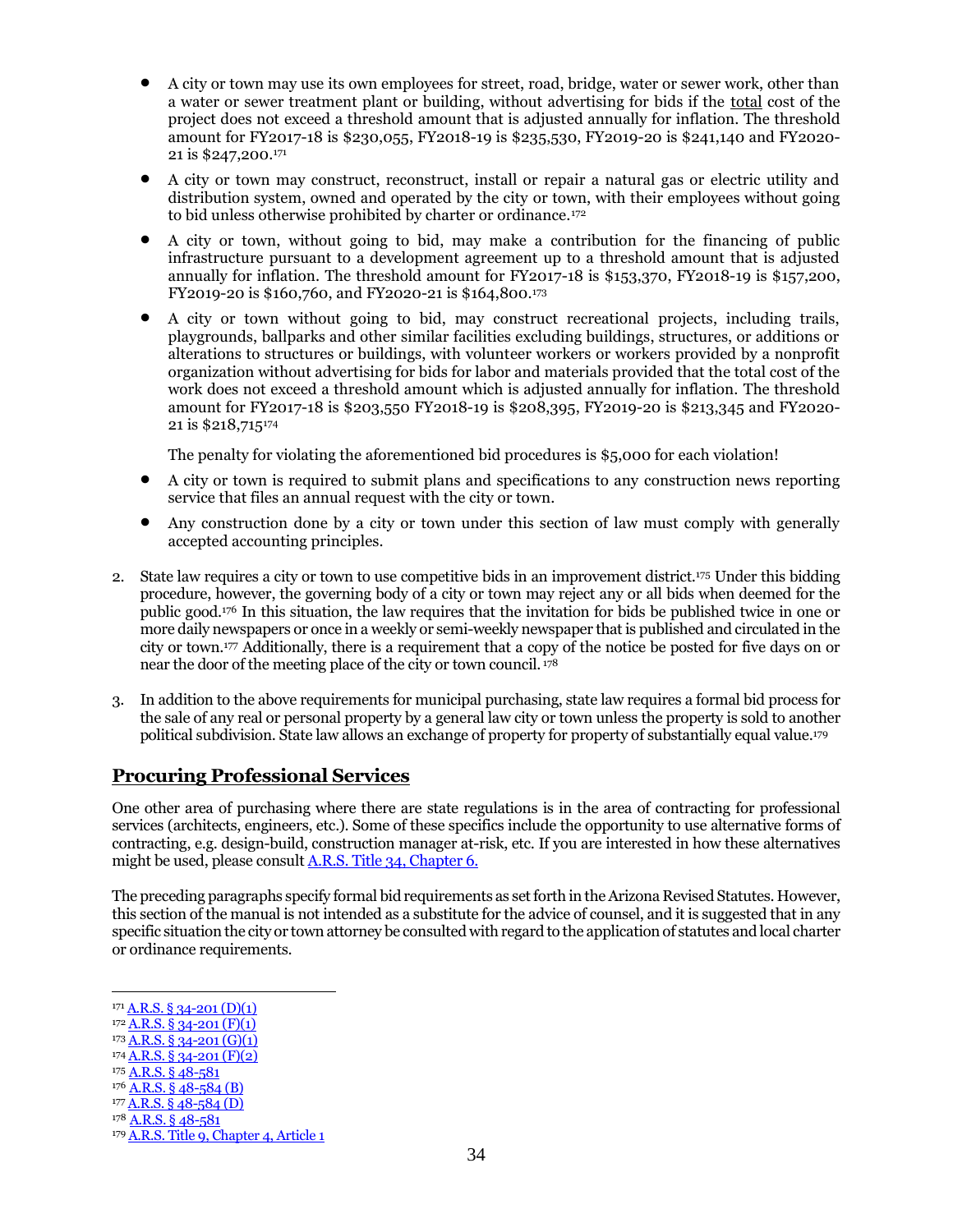- A city or town may use its own employees for street, road, bridge, water or sewer work, other than a water or sewer treatment plant or building, without advertising for bids if the total cost of the project does not exceed a threshold amount that is adjusted annually for inflation. The threshold amount for FY2017-18 is $230,055, FY2018-19 is $235,530, FY2019-20 is $241,140 and FY2020-21 is $247,200.[171]

- A city or town may construct, reconstruct, install or repair a natural gas or electric utility and distribution system, owned and operated by the city or town, with their employees without going to bid unless otherwise prohibited by charter or ordinance.[172]

- A city or town, without going to bid, may make a contribution for the financing of public infrastructure pursuant to a development agreement up to a threshold amount that is adjusted annually for inflation. The threshold amount for FY2017-18 is $153,370, FY2018-19 is $157,200, FY2019-20 is $160,760, and FY2020-21 is $164,800.[173]

- A city or town without going to bid, may construct recreational projects, including trails, playgrounds, ballparks and other similar facilities excluding buildings, structures, or additions or alterations to structures or buildings, with volunteer workers or workers provided by a nonprofit organization without advertising for bids for labor and materials provided that the total cost of the work does not exceed a threshold amount which is adjusted annually for inflation. The threshold amount for FY2017-18 is $203,550 FY2018-19 is $208,395, FY2019-20 is $213,345 and FY2020-21 is $218,715[174]

  The penalty for violating the aforementioned bid procedures is $5,000 for each violation!

- A city or town is required to submit plans and specifications to any construction news reporting service that files an annual request with the city or town.

- Any construction done by a city or town under this section of law must comply with generally accepted accounting principles.

2. State law requires a city or town to use competitive bids in an improvement district.[175] Under this bidding procedure, however, the governing body of a city or town may reject any or all bids when deemed for the public good.[176] In this situation, the law requires that the invitation for bids be published twice in one or more daily newspapers or once in a weekly or semi-weekly newspaper that is published and circulated in the city or town.[177] Additionally, there is a requirement that a copy of the notice be posted for five days on or near the door of the meeting place of the city or town council.[178]

3. In addition to the above requirements for municipal purchasing, state law requires a formal bid process for the sale of any real or personal property by a general law city or town unless the property is sold to another political subdivision. State law allows an exchange of property for property of substantially equal value.[179]

## Procuring Professional Services

One other area of purchasing where there are state regulations is in the area of contracting for professional services (architects, engineers, etc.). Some of these specifics include the opportunity to use alternative forms of contracting, e.g. design-build, construction manager at-risk, etc. If you are interested in how these alternatives might be used, please consult A.R.S. Title 34, Chapter 6.

The preceding paragraphs specify formal bid requirements as set forth in the Arizona Revised Statutes. However, this section of the manual is not intended as a substitute for the advice of counsel, and it is suggested that in any specific situation the city or town attorney be consulted with regard to the application of statutes and local charter or ordinance requirements.

---

[171] A.R.S. § 34-201 (D)(1)
[172] A.R.S. § 34-201 (F)(1)
[173] A.R.S. § 34-201 (G)(1)
[174] A.R.S. § 34-201 (F)(2)
[175] A.R.S. § 48-581
[176] A.R.S. § 48-584 (B)
[177] A.R.S. § 48-584 (D)
[178] A.R.S. § 48-581
[179] A.R.S. Title 9, Chapter 4, Article 1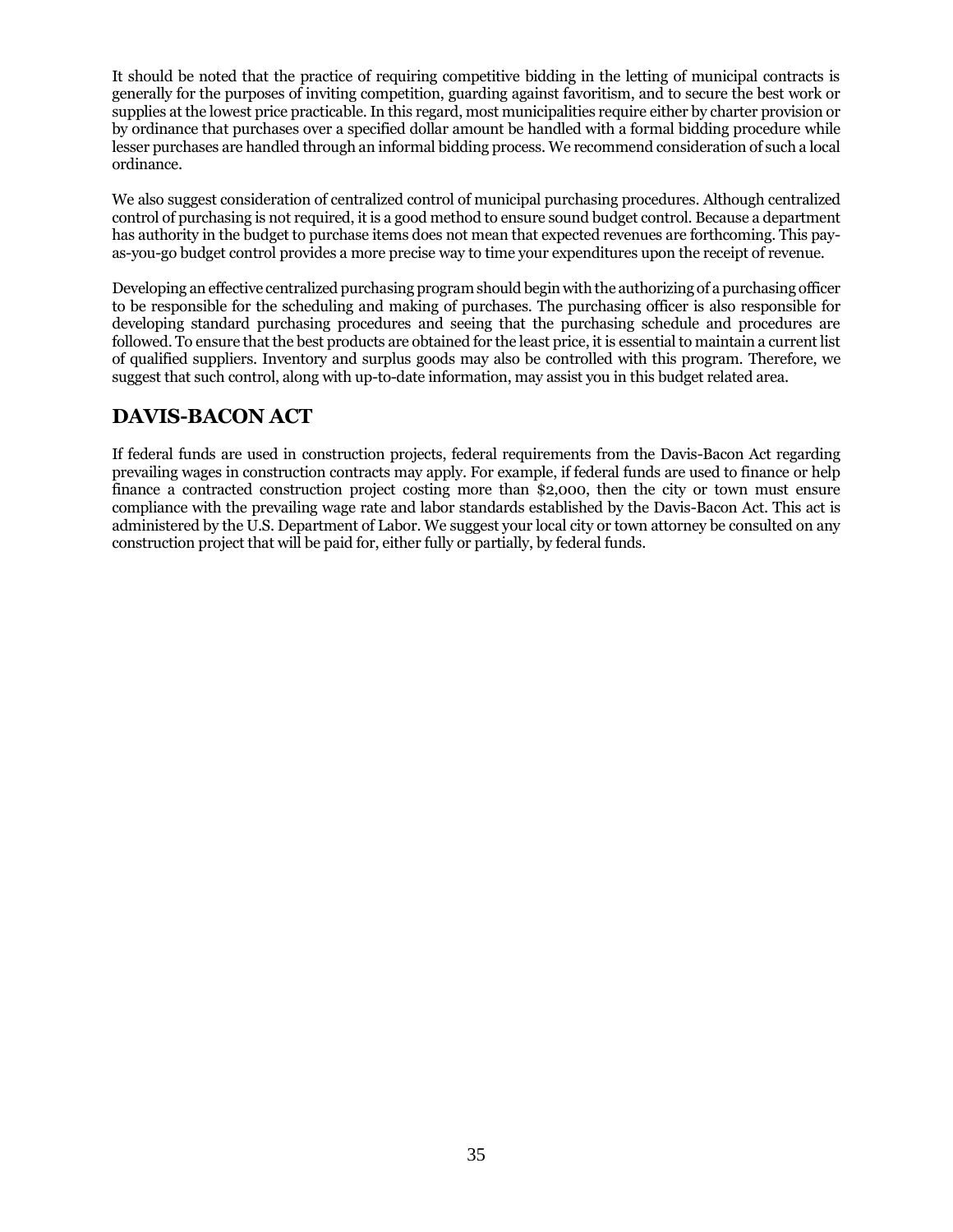It should be noted that the practice of requiring competitive bidding in the letting of municipal contracts is generally for the purposes of inviting competition, guarding against favoritism, and to secure the best work or supplies at the lowest price practicable. In this regard, most municipalities require either by charter provision or by ordinance that purchases over a specified dollar amount be handled with a formal bidding procedure while lesser purchases are handled through an informal bidding process. We recommend consideration of such a local ordinance.

We also suggest consideration of centralized control of municipal purchasing procedures. Although centralized control of purchasing is not required, it is a good method to ensure sound budget control. Because a department has authority in the budget to purchase items does not mean that expected revenues are forthcoming. This pay-as-you-go budget control provides a more precise way to time your expenditures upon the receipt of revenue.

Developing an effective centralized purchasing program should begin with the authorizing of a purchasing officer to be responsible for the scheduling and making of purchases. The purchasing officer is also responsible for developing standard purchasing procedures and seeing that the purchasing schedule and procedures are followed. To ensure that the best products are obtained for the least price, it is essential to maintain a current list of qualified suppliers. Inventory and surplus goods may also be controlled with this program. Therefore, we suggest that such control, along with up-to-date information, may assist you in this budget related area.

## DAVIS-BACON ACT

If federal funds are used in construction projects, federal requirements from the Davis-Bacon Act regarding prevailing wages in construction contracts may apply. For example, if federal funds are used to finance or help finance a contracted construction project costing more than $2,000, then the city or town must ensure compliance with the prevailing wage rate and labor standards established by the Davis-Bacon Act. This act is administered by the U.S. Department of Labor. We suggest your local city or town attorney be consulted on any construction project that will be paid for, either fully or partially, by federal funds.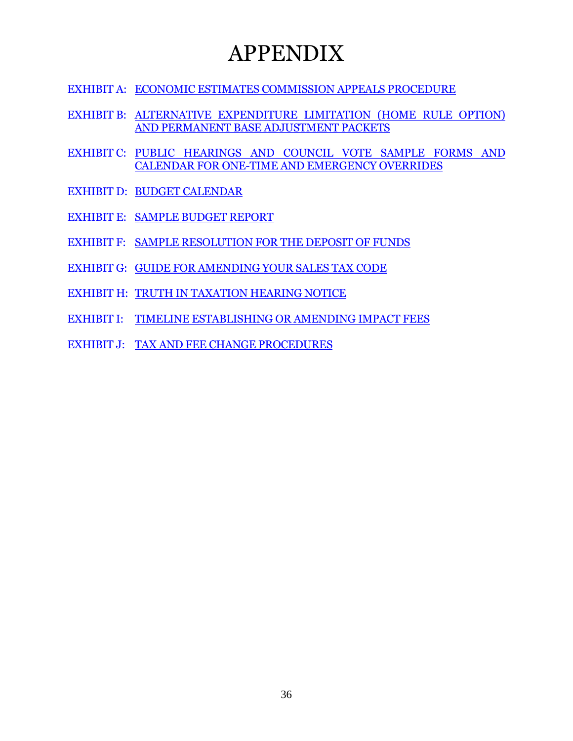# APPENDIX

EXHIBIT A: ECONOMIC ESTIMATES COMMISSION APPEALS PROCEDURE

EXHIBIT B: ALTERNATIVE EXPENDITURE LIMITATION (HOME RULE OPTION) AND PERMANENT BASE ADJUSTMENT PACKETS

EXHIBIT C: PUBLIC HEARINGS AND COUNCIL VOTE SAMPLE FORMS AND CALENDAR FOR ONE-TIME AND EMERGENCY OVERRIDES

EXHIBIT D: BUDGET CALENDAR

EXHIBIT E: SAMPLE BUDGET REPORT

EXHIBIT F: SAMPLE RESOLUTION FOR THE DEPOSIT OF FUNDS

EXHIBIT G: GUIDE FOR AMENDING YOUR SALES TAX CODE

EXHIBIT H: TRUTH IN TAXATION HEARING NOTICE

EXHIBIT I: TIMELINE ESTABLISHING OR AMENDING IMPACT FEES

EXHIBIT J: TAX AND FEE CHANGE PROCEDURES